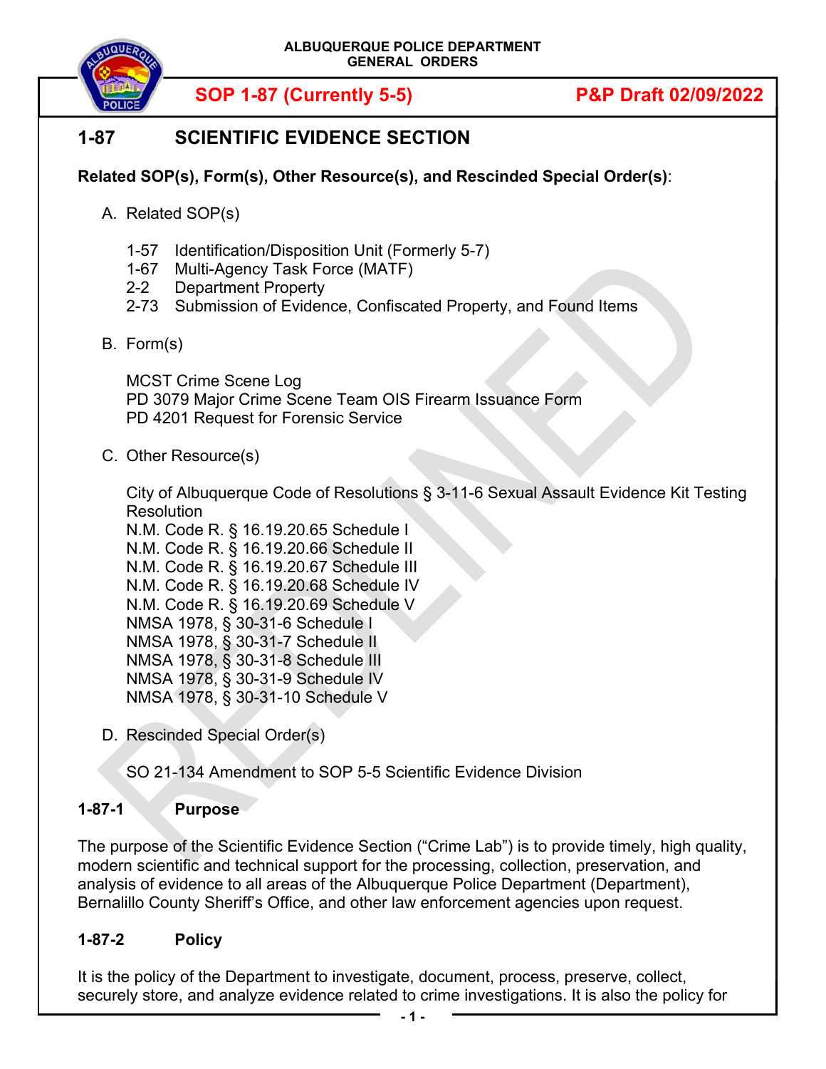ALBUQUERQUE POLICE DEPARTMENT
GENERAL ORDERS

**SOP 1-87 (Currently 5-5)** **P&P Draft 02/09/2022**

# 1-87 SCIENTIFIC EVIDENCE SECTION

**Related SOP(s), Form(s), Other Resource(s), and Rescinded Special Order(s)**:

A. Related SOP(s)

1-57 Identification/Disposition Unit (Formerly 5-7)
1-67 Multi-Agency Task Force (MATF)
2-2 Department Property
2-73 Submission of Evidence, Confiscated Property, and Found Items

B. Form(s)

MCST Crime Scene Log
PD 3079 Major Crime Scene Team OIS Firearm Issuance Form
PD 4201 Request for Forensic Service

C. Other Resource(s)

City of Albuquerque Code of Resolutions § 3-11-6 Sexual Assault Evidence Kit Testing Resolution
N.M. Code R. § 16.19.20.65 Schedule I
N.M. Code R. § 16.19.20.66 Schedule II
N.M. Code R. § 16.19.20.67 Schedule III
N.M. Code R. § 16.19.20.68 Schedule IV
N.M. Code R. § 16.19.20.69 Schedule V
NMSA 1978, § 30-31-6 Schedule I
NMSA 1978, § 30-31-7 Schedule II
NMSA 1978, § 30-31-8 Schedule III
NMSA 1978, § 30-31-9 Schedule IV
NMSA 1978, § 30-31-10 Schedule V

D. Rescinded Special Order(s)

SO 21-134 Amendment to SOP 5-5 Scientific Evidence Division

## 1-87-1 Purpose

The purpose of the Scientific Evidence Section ("Crime Lab") is to provide timely, high quality, modern scientific and technical support for the processing, collection, preservation, and analysis of evidence to all areas of the Albuquerque Police Department (Department), Bernalillo County Sheriff's Office, and other law enforcement agencies upon request.

## 1-87-2 Policy

It is the policy of the Department to investigate, document, process, preserve, collect, securely store, and analyze evidence related to crime investigations. It is also the policy for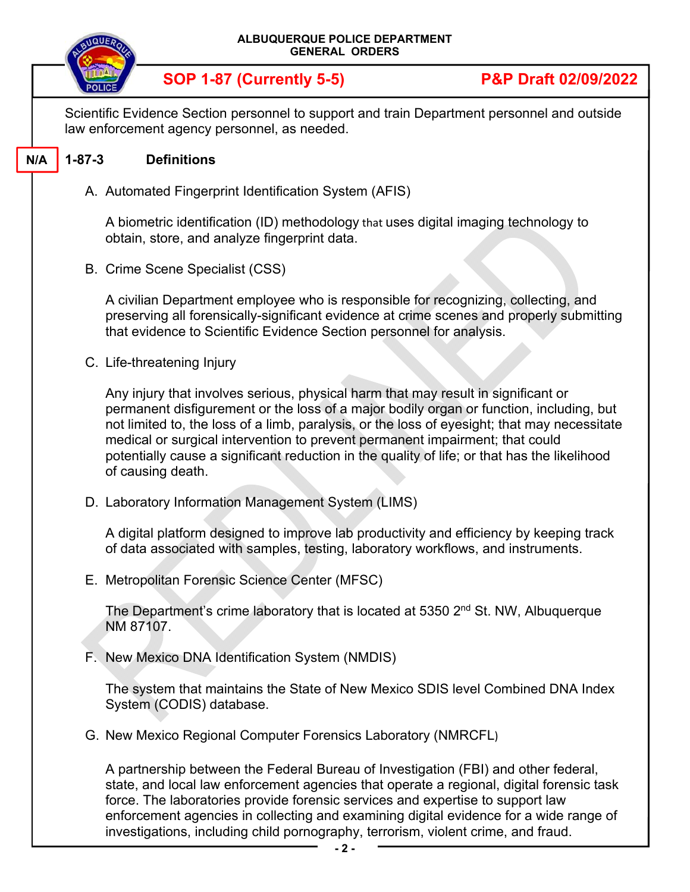Scientific Evidence Section personnel to support and train Department personnel and outside law enforcement agency personnel, as needed.

N/A

## 1-87-3 Definitions

A. Automated Fingerprint Identification System (AFIS)

A biometric identification (ID) methodology that uses digital imaging technology to obtain, store, and analyze fingerprint data.

B. Crime Scene Specialist (CSS)

A civilian Department employee who is responsible for recognizing, collecting, and preserving all forensically-significant evidence at crime scenes and properly submitting that evidence to Scientific Evidence Section personnel for analysis.

C. Life-threatening Injury

Any injury that involves serious, physical harm that may result in significant or permanent disfigurement or the loss of a major bodily organ or function, including, but not limited to, the loss of a limb, paralysis, or the loss of eyesight; that may necessitate medical or surgical intervention to prevent permanent impairment; that could potentially cause a significant reduction in the quality of life; or that has the likelihood of causing death.

D. Laboratory Information Management System (LIMS)

A digital platform designed to improve lab productivity and efficiency by keeping track of data associated with samples, testing, laboratory workflows, and instruments.

E. Metropolitan Forensic Science Center (MFSC)

The Department's crime laboratory that is located at 5350 2nd St. NW, Albuquerque NM 87107.

F. New Mexico DNA Identification System (NMDIS)

The system that maintains the State of New Mexico SDIS level Combined DNA Index System (CODIS) database.

G. New Mexico Regional Computer Forensics Laboratory (NMRCFL)

A partnership between the Federal Bureau of Investigation (FBI) and other federal, state, and local law enforcement agencies that operate a regional, digital forensic task force. The laboratories provide forensic services and expertise to support law enforcement agencies in collecting and examining digital evidence for a wide range of investigations, including child pornography, terrorism, violent crime, and fraud.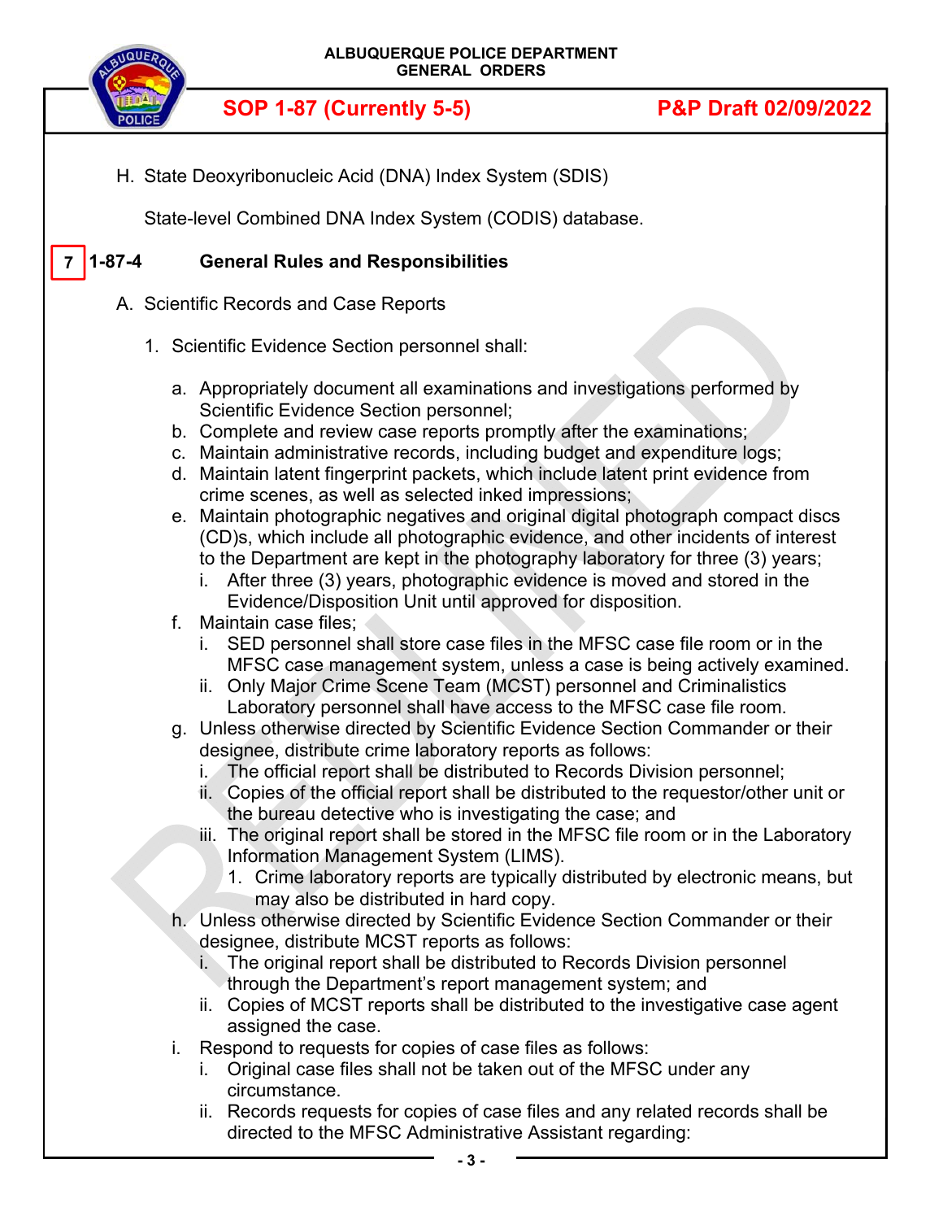H. State Deoxyribonucleic Acid (DNA) Index System (SDIS)

State-level Combined DNA Index System (CODIS) database.

## 7 1-87-4 General Rules and Responsibilities

A. Scientific Records and Case Reports

1. Scientific Evidence Section personnel shall:

   a. Appropriately document all examinations and investigations performed by Scientific Evidence Section personnel;
   b. Complete and review case reports promptly after the examinations;
   c. Maintain administrative records, including budget and expenditure logs;
   d. Maintain latent fingerprint packets, which include latent print evidence from crime scenes, as well as selected inked impressions;
   e. Maintain photographic negatives and original digital photograph compact discs (CD)s, which include all photographic evidence, and other incidents of interest to the Department are kept in the photography laboratory for three (3) years;
      i. After three (3) years, photographic evidence is moved and stored in the Evidence/Disposition Unit until approved for disposition.
   f. Maintain case files;
      i. SED personnel shall store case files in the MFSC case file room or in the MFSC case management system, unless a case is being actively examined.
      ii. Only Major Crime Scene Team (MCST) personnel and Criminalistics Laboratory personnel shall have access to the MFSC case file room.
   g. Unless otherwise directed by Scientific Evidence Section Commander or their designee, distribute crime laboratory reports as follows:
      i. The official report shall be distributed to Records Division personnel;
      ii. Copies of the official report shall be distributed to the requestor/other unit or the bureau detective who is investigating the case; and
      iii. The original report shall be stored in the MFSC file room or in the Laboratory Information Management System (LIMS).
         1. Crime laboratory reports are typically distributed by electronic means, but may also be distributed in hard copy.
   h. Unless otherwise directed by Scientific Evidence Section Commander or their designee, distribute MCST reports as follows:
      i. The original report shall be distributed to Records Division personnel through the Department's report management system; and
      ii. Copies of MCST reports shall be distributed to the investigative case agent assigned the case.
   i. Respond to requests for copies of case files as follows:
      i. Original case files shall not be taken out of the MFSC under any circumstance.
      ii. Records requests for copies of case files and any related records shall be directed to the MFSC Administrative Assistant regarding: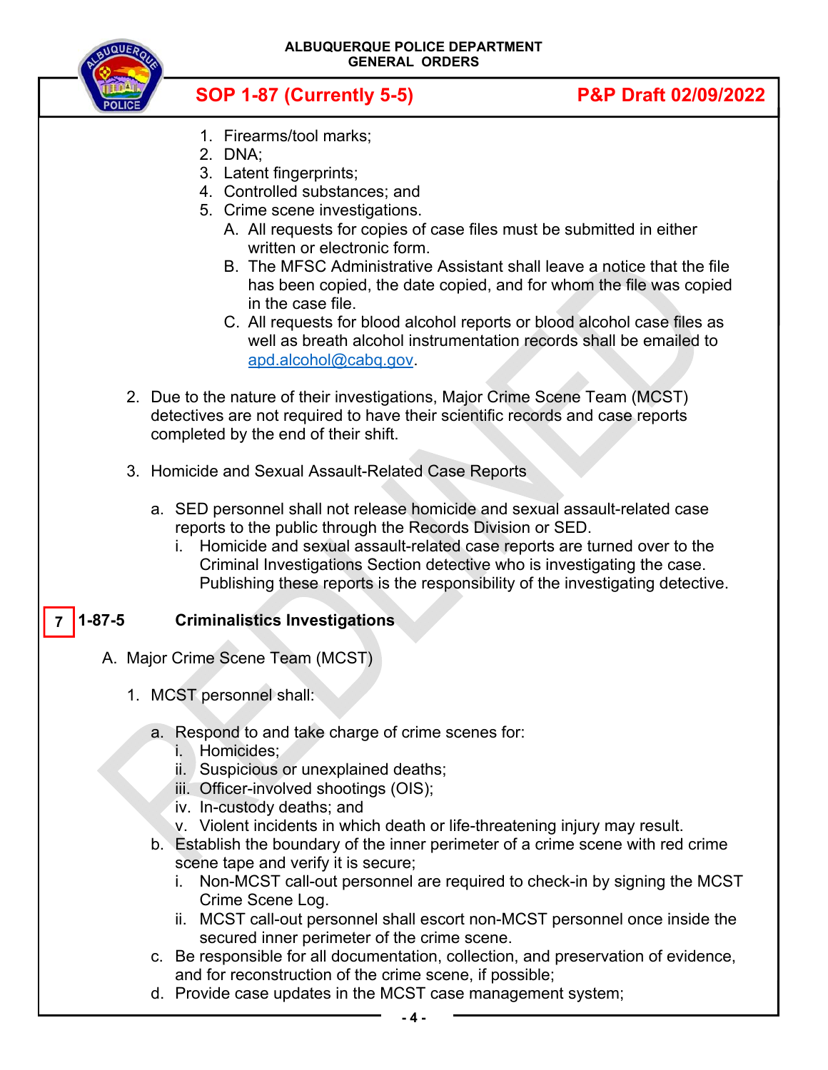1. Firearms/tool marks;
2. DNA;
3. Latent fingerprints;
4. Controlled substances; and
5. Crime scene investigations.
   A. All requests for copies of case files must be submitted in either written or electronic form.
   B. The MFSC Administrative Assistant shall leave a notice that the file has been copied, the date copied, and for whom the file was copied in the case file.
   C. All requests for blood alcohol reports or blood alcohol case files as well as breath alcohol instrumentation records shall be emailed to apd.alcohol@cabq.gov.

2. Due to the nature of their investigations, Major Crime Scene Team (MCST) detectives are not required to have their scientific records and case reports completed by the end of their shift.

3. Homicide and Sexual Assault-Related Case Reports

   a. SED personnel shall not release homicide and sexual assault-related case reports to the public through the Records Division or SED.
      i. Homicide and sexual assault-related case reports are turned over to the Criminal Investigations Section detective who is investigating the case. Publishing these reports is the responsibility of the investigating detective.

## 7 1-87-5 Criminalistics Investigations

A. Major Crime Scene Team (MCST)

1. MCST personnel shall:

   a. Respond to and take charge of crime scenes for:
      i. Homicides;
      ii. Suspicious or unexplained deaths;
      iii. Officer-involved shootings (OIS);
      iv. In-custody deaths; and
      v. Violent incidents in which death or life-threatening injury may result.
   b. Establish the boundary of the inner perimeter of a crime scene with red crime scene tape and verify it is secure;
      i. Non-MCST call-out personnel are required to check-in by signing the MCST Crime Scene Log.
      ii. MCST call-out personnel shall escort non-MCST personnel once inside the secured inner perimeter of the crime scene.
   c. Be responsible for all documentation, collection, and preservation of evidence, and for reconstruction of the crime scene, if possible;
   d. Provide case updates in the MCST case management system;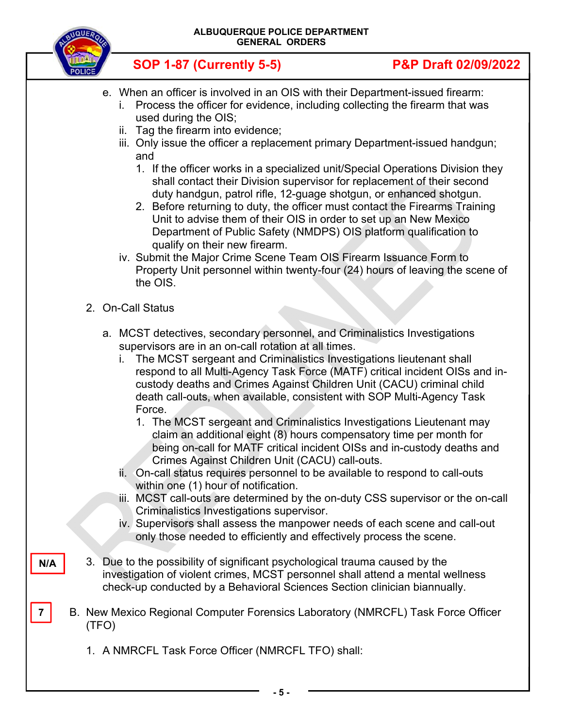e. When an officer is involved in an OIS with their Department-issued firearm:
   i. Process the officer for evidence, including collecting the firearm that was used during the OIS;
   ii. Tag the firearm into evidence;
   iii. Only issue the officer a replacement primary Department-issued handgun; and
      1. If the officer works in a specialized unit/Special Operations Division they shall contact their Division supervisor for replacement of their second duty handgun, patrol rifle, 12-guage shotgun, or enhanced shotgun.
      2. Before returning to duty, the officer must contact the Firearms Training Unit to advise them of their OIS in order to set up an New Mexico Department of Public Safety (NMDPS) OIS platform qualification to qualify on their new firearm.
   iv. Submit the Major Crime Scene Team OIS Firearm Issuance Form to Property Unit personnel within twenty-four (24) hours of leaving the scene of the OIS.

2. On-Call Status

   a. MCST detectives, secondary personnel, and Criminalistics Investigations supervisors are in an on-call rotation at all times.
      i. The MCST sergeant and Criminalistics Investigations lieutenant shall respond to all Multi-Agency Task Force (MATF) critical incident OISs and in-custody deaths and Crimes Against Children Unit (CACU) criminal child death call-outs, when available, consistent with SOP Multi-Agency Task Force.
         1. The MCST sergeant and Criminalistics Investigations Lieutenant may claim an additional eight (8) hours compensatory time per month for being on-call for MATF critical incident OISs and in-custody deaths and Crimes Against Children Unit (CACU) call-outs.
      ii. On-call status requires personnel to be available to respond to call-outs within one (1) hour of notification.
      iii. MCST call-outs are determined by the on-duty CSS supervisor or the on-call Criminalistics Investigations supervisor.
      iv. Supervisors shall assess the manpower needs of each scene and call-out only those needed to efficiently and effectively process the scene.

N/A

3. Due to the possibility of significant psychological trauma caused by the investigation of violent crimes, MCST personnel shall attend a mental wellness check-up conducted by a Behavioral Sciences Section clinician biannually.

7

B. New Mexico Regional Computer Forensics Laboratory (NMRCFL) Task Force Officer (TFO)

   1. A NMRCFL Task Force Officer (NMRCFL TFO) shall: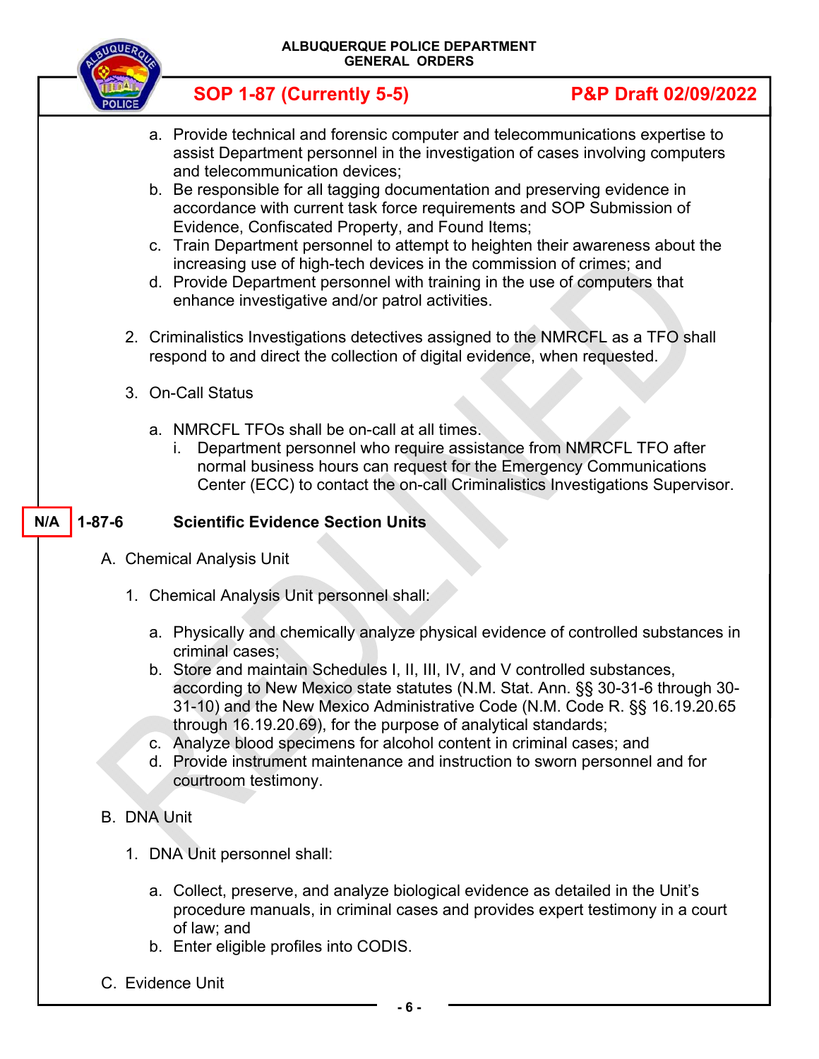a. Provide technical and forensic computer and telecommunications expertise to assist Department personnel in the investigation of cases involving computers and telecommunication devices;
b. Be responsible for all tagging documentation and preserving evidence in accordance with current task force requirements and SOP Submission of Evidence, Confiscated Property, and Found Items;
c. Train Department personnel to attempt to heighten their awareness about the increasing use of high-tech devices in the commission of crimes; and
d. Provide Department personnel with training in the use of computers that enhance investigative and/or patrol activities.

2. Criminalistics Investigations detectives assigned to the NMRCFL as a TFO shall respond to and direct the collection of digital evidence, when requested.

3. On-Call Status

a. NMRCFL TFOs shall be on-call at all times.
   i. Department personnel who require assistance from NMRCFL TFO after normal business hours can request for the Emergency Communications Center (ECC) to contact the on-call Criminalistics Investigations Supervisor.

## N/A 1-87-6 Scientific Evidence Section Units

A. Chemical Analysis Unit

1. Chemical Analysis Unit personnel shall:

a. Physically and chemically analyze physical evidence of controlled substances in criminal cases;
b. Store and maintain Schedules I, II, III, IV, and V controlled substances, according to New Mexico state statutes (N.M. Stat. Ann. §§ 30-31-6 through 30-31-10) and the New Mexico Administrative Code (N.M. Code R. §§ 16.19.20.65 through 16.19.20.69), for the purpose of analytical standards;
c. Analyze blood specimens for alcohol content in criminal cases; and
d. Provide instrument maintenance and instruction to sworn personnel and for courtroom testimony.

B. DNA Unit

1. DNA Unit personnel shall:

a. Collect, preserve, and analyze biological evidence as detailed in the Unit's procedure manuals, in criminal cases and provides expert testimony in a court of law; and
b. Enter eligible profiles into CODIS.

C. Evidence Unit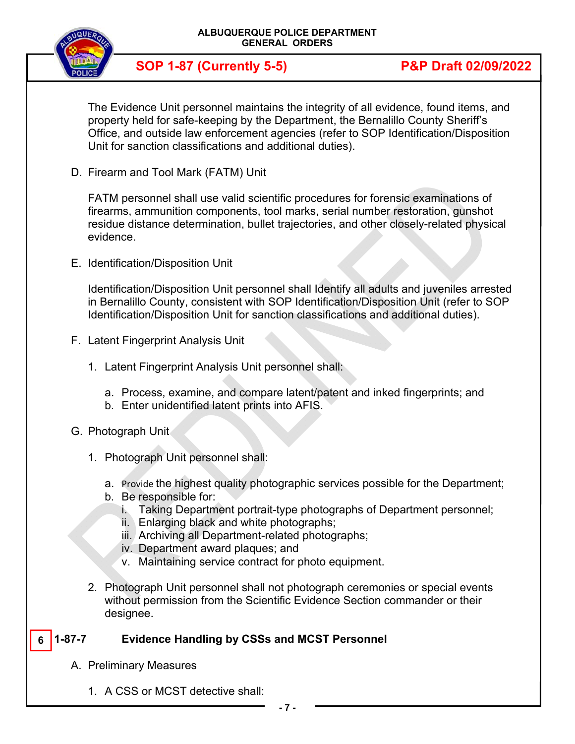The Evidence Unit personnel maintains the integrity of all evidence, found items, and property held for safe-keeping by the Department, the Bernalillo County Sheriff's Office, and outside law enforcement agencies (refer to SOP Identification/Disposition Unit for sanction classifications and additional duties).

D. Firearm and Tool Mark (FATM) Unit

FATM personnel shall use valid scientific procedures for forensic examinations of firearms, ammunition components, tool marks, serial number restoration, gunshot residue distance determination, bullet trajectories, and other closely-related physical evidence.

E. Identification/Disposition Unit

Identification/Disposition Unit personnel shall Identify all adults and juveniles arrested in Bernalillo County, consistent with SOP Identification/Disposition Unit (refer to SOP Identification/Disposition Unit for sanction classifications and additional duties).

F. Latent Fingerprint Analysis Unit

1. Latent Fingerprint Analysis Unit personnel shall:

   a. Process, examine, and compare latent/patent and inked fingerprints; and
   b. Enter unidentified latent prints into AFIS.

G. Photograph Unit

1. Photograph Unit personnel shall:

   a. Provide the highest quality photographic services possible for the Department;
   b. Be responsible for:
      i. Taking Department portrait-type photographs of Department personnel;
      ii. Enlarging black and white photographs;
      iii. Archiving all Department-related photographs;
      iv. Department award plaques; and
      v. Maintaining service contract for photo equipment.

2. Photograph Unit personnel shall not photograph ceremonies or special events without permission from the Scientific Evidence Section commander or their designee.

## 6 1-87-7 Evidence Handling by CSSs and MCST Personnel

A. Preliminary Measures

1. A CSS or MCST detective shall: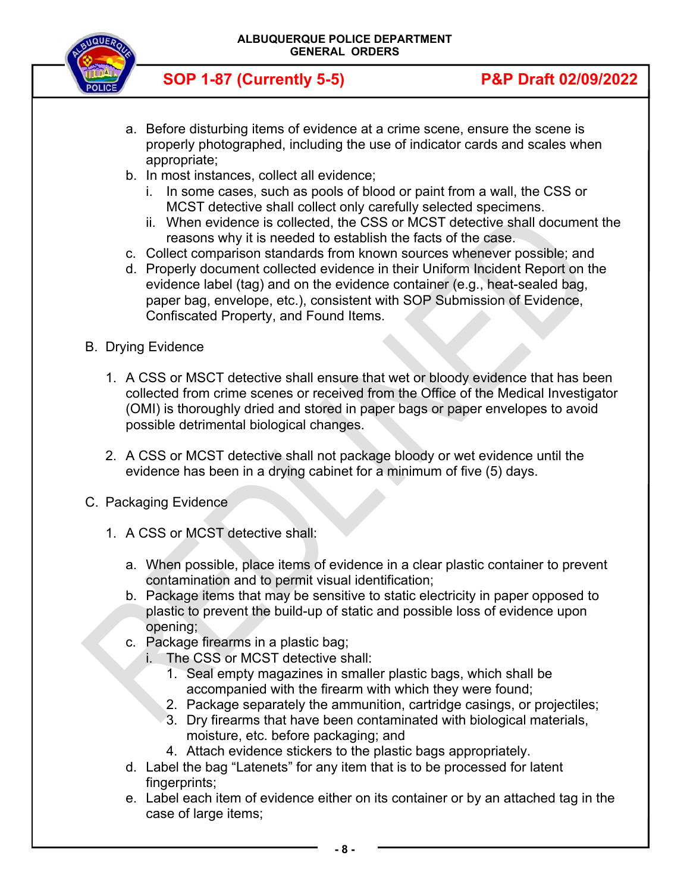a. Before disturbing items of evidence at a crime scene, ensure the scene is properly photographed, including the use of indicator cards and scales when appropriate;
b. In most instances, collect all evidence;
    i. In some cases, such as pools of blood or paint from a wall, the CSS or MCST detective shall collect only carefully selected specimens.
    ii. When evidence is collected, the CSS or MCST detective shall document the reasons why it is needed to establish the facts of the case.
c. Collect comparison standards from known sources whenever possible; and
d. Properly document collected evidence in their Uniform Incident Report on the evidence label (tag) and on the evidence container (e.g., heat-sealed bag, paper bag, envelope, etc.), consistent with SOP Submission of Evidence, Confiscated Property, and Found Items.

B. Drying Evidence

1. A CSS or MSCT detective shall ensure that wet or bloody evidence that has been collected from crime scenes or received from the Office of the Medical Investigator (OMI) is thoroughly dried and stored in paper bags or paper envelopes to avoid possible detrimental biological changes.

2. A CSS or MCST detective shall not package bloody or wet evidence until the evidence has been in a drying cabinet for a minimum of five (5) days.

C. Packaging Evidence

1. A CSS or MCST detective shall:

a. When possible, place items of evidence in a clear plastic container to prevent contamination and to permit visual identification;
b. Package items that may be sensitive to static electricity in paper opposed to plastic to prevent the build-up of static and possible loss of evidence upon opening;
c. Package firearms in a plastic bag;
    i. The CSS or MCST detective shall:
        1. Seal empty magazines in smaller plastic bags, which shall be accompanied with the firearm with which they were found;
        2. Package separately the ammunition, cartridge casings, or projectiles;
        3. Dry firearms that have been contaminated with biological materials, moisture, etc. before packaging; and
        4. Attach evidence stickers to the plastic bags appropriately.
d. Label the bag "Latenets" for any item that is to be processed for latent fingerprints;
e. Label each item of evidence either on its container or by an attached tag in the case of large items;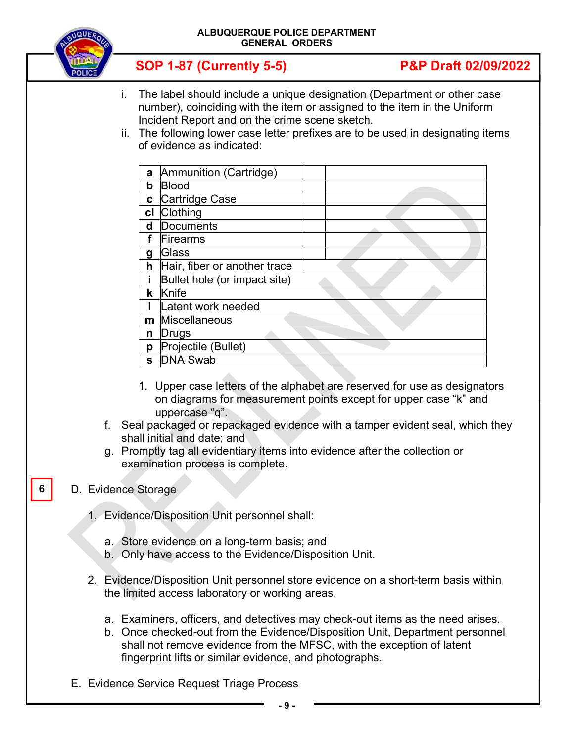i. The label should include a unique designation (Department or other case number), coinciding with the item or assigned to the item in the Uniform Incident Report and on the crime scene sketch.

ii. The following lower case letter prefixes are to be used in designating items of evidence as indicated:

| | |
|---|---|
| **a** | Ammunition (Cartridge) |
| **b** | Blood |
| **c** | Cartridge Case |
| **cl** | Clothing |
| **d** | Documents |
| **f** | Firearms |
| **g** | Glass |
| **h** | Hair, fiber or another trace |
| **i** | Bullet hole (or impact site) |
| **k** | Knife |
| **l** | Latent work needed |
| **m** | Miscellaneous |
| **n** | Drugs |
| **p** | Projectile (Bullet) |
| **s** | DNA Swab |

1. Upper case letters of the alphabet are reserved for use as designators on diagrams for measurement points except for upper case "k" and uppercase "q".

f. Seal packaged or repackaged evidence with a tamper evident seal, which they shall initial and date; and

g. Promptly tag all evidentiary items into evidence after the collection or examination process is complete.

6

D. Evidence Storage

1. Evidence/Disposition Unit personnel shall:

   a. Store evidence on a long-term basis; and
   b. Only have access to the Evidence/Disposition Unit.

2. Evidence/Disposition Unit personnel store evidence on a short-term basis within the limited access laboratory or working areas.

   a. Examiners, officers, and detectives may check-out items as the need arises.
   b. Once checked-out from the Evidence/Disposition Unit, Department personnel shall not remove evidence from the MFSC, with the exception of latent fingerprint lifts or similar evidence, and photographs.

E. Evidence Service Request Triage Process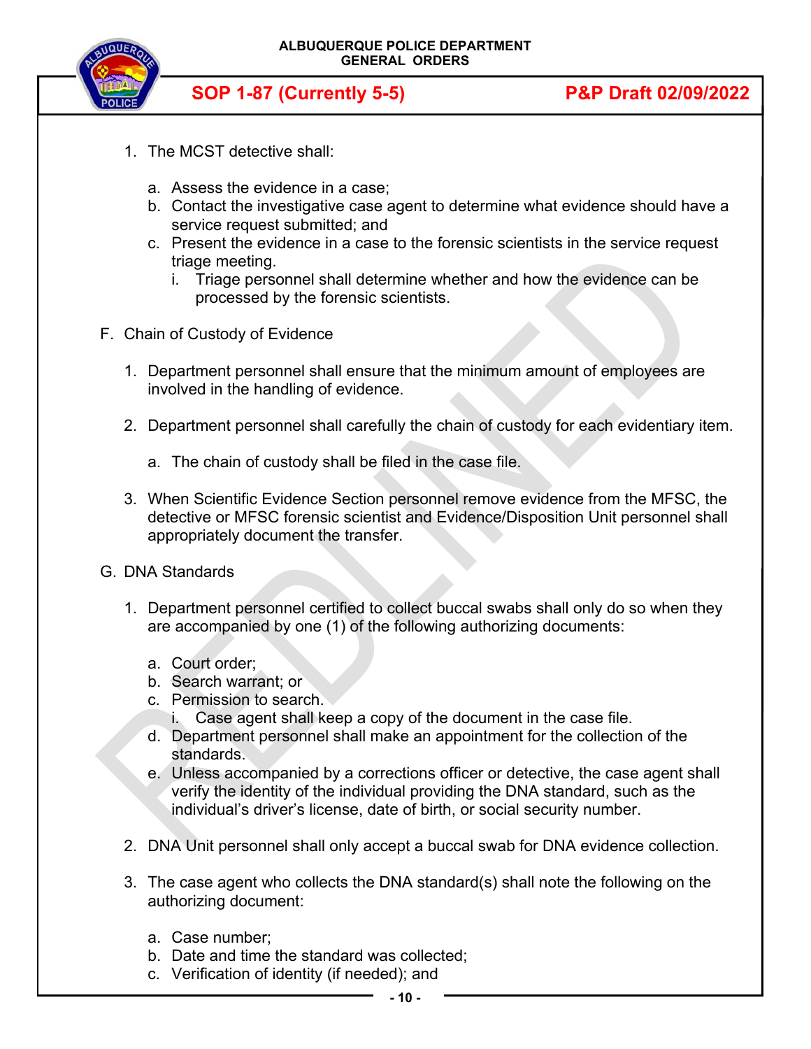1. The MCST detective shall:

   a. Assess the evidence in a case;
   b. Contact the investigative case agent to determine what evidence should have a service request submitted; and
   c. Present the evidence in a case to the forensic scientists in the service request triage meeting.
      i. Triage personnel shall determine whether and how the evidence can be processed by the forensic scientists.

F. Chain of Custody of Evidence

1. Department personnel shall ensure that the minimum amount of employees are involved in the handling of evidence.

2. Department personnel shall carefully the chain of custody for each evidentiary item.

   a. The chain of custody shall be filed in the case file.

3. When Scientific Evidence Section personnel remove evidence from the MFSC, the detective or MFSC forensic scientist and Evidence/Disposition Unit personnel shall appropriately document the transfer.

G. DNA Standards

1. Department personnel certified to collect buccal swabs shall only do so when they are accompanied by one (1) of the following authorizing documents:

   a. Court order;
   b. Search warrant; or
   c. Permission to search.
      i. Case agent shall keep a copy of the document in the case file.
   d. Department personnel shall make an appointment for the collection of the standards.
   e. Unless accompanied by a corrections officer or detective, the case agent shall verify the identity of the individual providing the DNA standard, such as the individual's driver's license, date of birth, or social security number.

2. DNA Unit personnel shall only accept a buccal swab for DNA evidence collection.

3. The case agent who collects the DNA standard(s) shall note the following on the authorizing document:

   a. Case number;
   b. Date and time the standard was collected;
   c. Verification of identity (if needed); and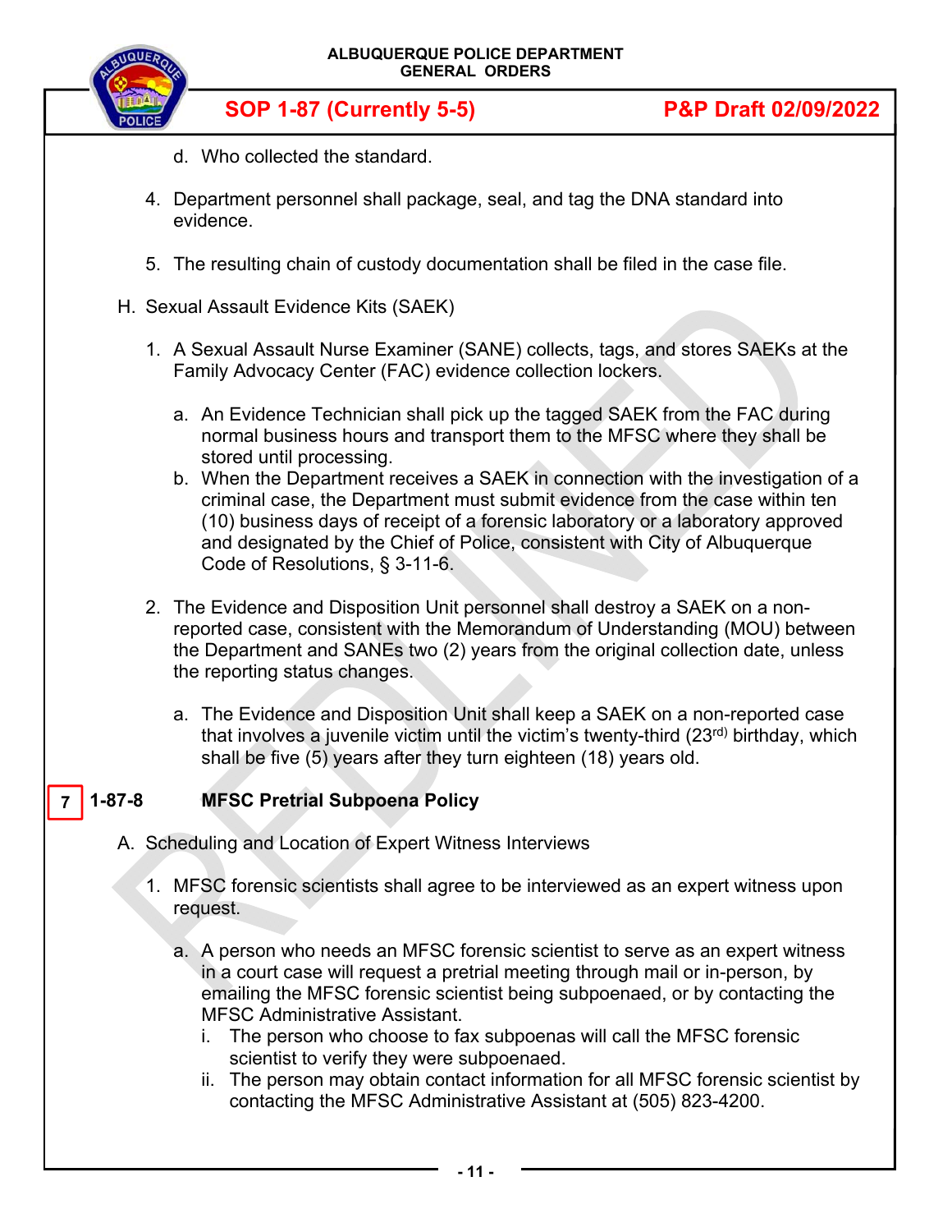d. Who collected the standard.

4. Department personnel shall package, seal, and tag the DNA standard into evidence.

5. The resulting chain of custody documentation shall be filed in the case file.

H. Sexual Assault Evidence Kits (SAEK)

1. A Sexual Assault Nurse Examiner (SANE) collects, tags, and stores SAEKs at the Family Advocacy Center (FAC) evidence collection lockers.

   a. An Evidence Technician shall pick up the tagged SAEK from the FAC during normal business hours and transport them to the MFSC where they shall be stored until processing.
   b. When the Department receives a SAEK in connection with the investigation of a criminal case, the Department must submit evidence from the case within ten (10) business days of receipt of a forensic laboratory or a laboratory approved and designated by the Chief of Police, consistent with City of Albuquerque Code of Resolutions, § 3-11-6.

2. The Evidence and Disposition Unit personnel shall destroy a SAEK on a non-reported case, consistent with the Memorandum of Understanding (MOU) between the Department and SANEs two (2) years from the original collection date, unless the reporting status changes.

   a. The Evidence and Disposition Unit shall keep a SAEK on a non-reported case that involves a juvenile victim until the victim's twenty-third (23rd) birthday, which shall be five (5) years after they turn eighteen (18) years old.

## 7 1-87-8 MFSC Pretrial Subpoena Policy

A. Scheduling and Location of Expert Witness Interviews

1. MFSC forensic scientists shall agree to be interviewed as an expert witness upon request.

   a. A person who needs an MFSC forensic scientist to serve as an expert witness in a court case will request a pretrial meeting through mail or in-person, by emailing the MFSC forensic scientist being subpoenaed, or by contacting the MFSC Administrative Assistant.
      i. The person who choose to fax subpoenas will call the MFSC forensic scientist to verify they were subpoenaed.
      ii. The person may obtain contact information for all MFSC forensic scientist by contacting the MFSC Administrative Assistant at (505) 823-4200.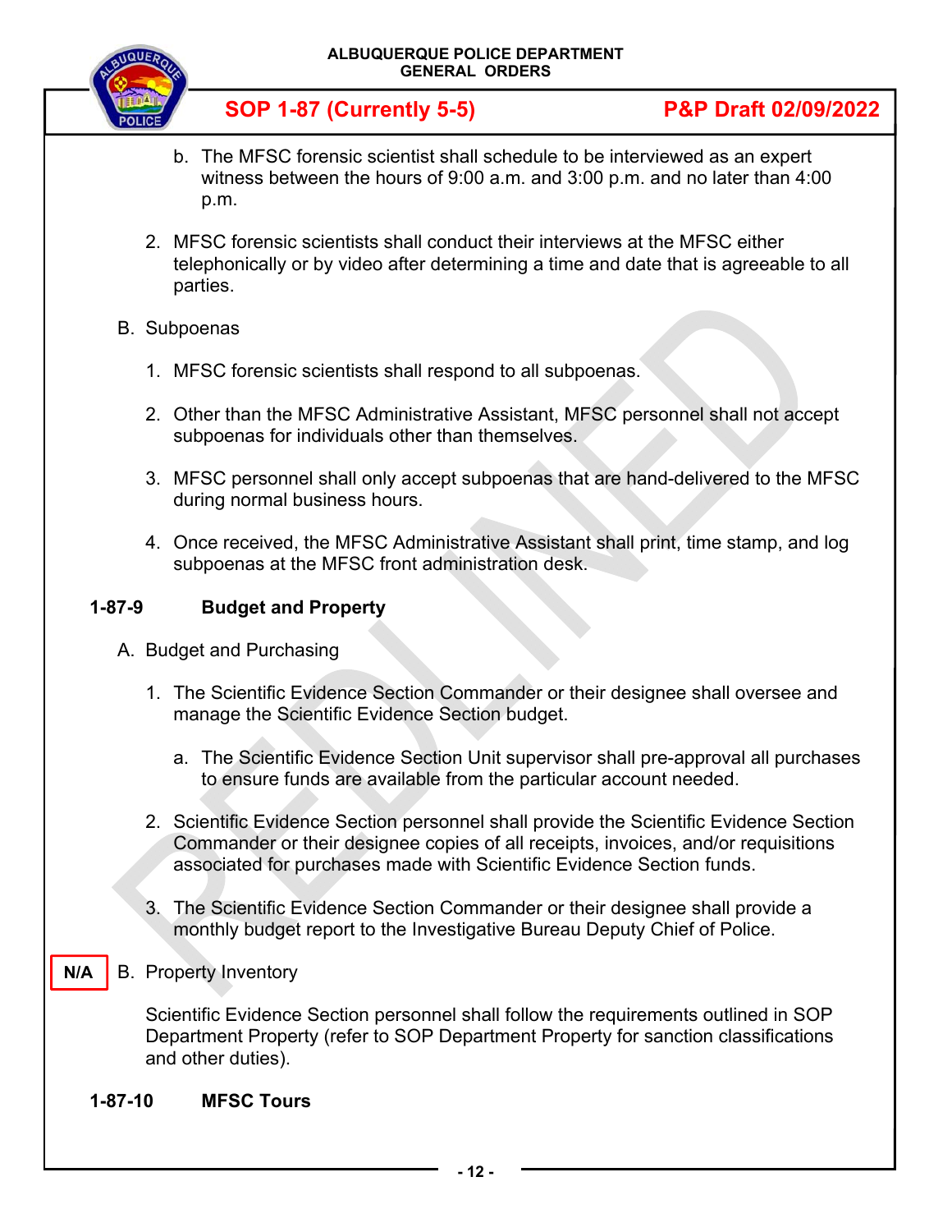b. The MFSC forensic scientist shall schedule to be interviewed as an expert witness between the hours of 9:00 a.m. and 3:00 p.m. and no later than 4:00 p.m.

2. MFSC forensic scientists shall conduct their interviews at the MFSC either telephonically or by video after determining a time and date that is agreeable to all parties.

B. Subpoenas

1. MFSC forensic scientists shall respond to all subpoenas.

2. Other than the MFSC Administrative Assistant, MFSC personnel shall not accept subpoenas for individuals other than themselves.

3. MFSC personnel shall only accept subpoenas that are hand-delivered to the MFSC during normal business hours.

4. Once received, the MFSC Administrative Assistant shall print, time stamp, and log subpoenas at the MFSC front administration desk.

## 1-87-9 Budget and Property

A. Budget and Purchasing

1. The Scientific Evidence Section Commander or their designee shall oversee and manage the Scientific Evidence Section budget.

   a. The Scientific Evidence Section Unit supervisor shall pre-approval all purchases to ensure funds are available from the particular account needed.

2. Scientific Evidence Section personnel shall provide the Scientific Evidence Section Commander or their designee copies of all receipts, invoices, and/or requisitions associated for purchases made with Scientific Evidence Section funds.

3. The Scientific Evidence Section Commander or their designee shall provide a monthly budget report to the Investigative Bureau Deputy Chief of Police.

**N/A** B. Property Inventory

Scientific Evidence Section personnel shall follow the requirements outlined in SOP Department Property (refer to SOP Department Property for sanction classifications and other duties).

## 1-87-10 MFSC Tours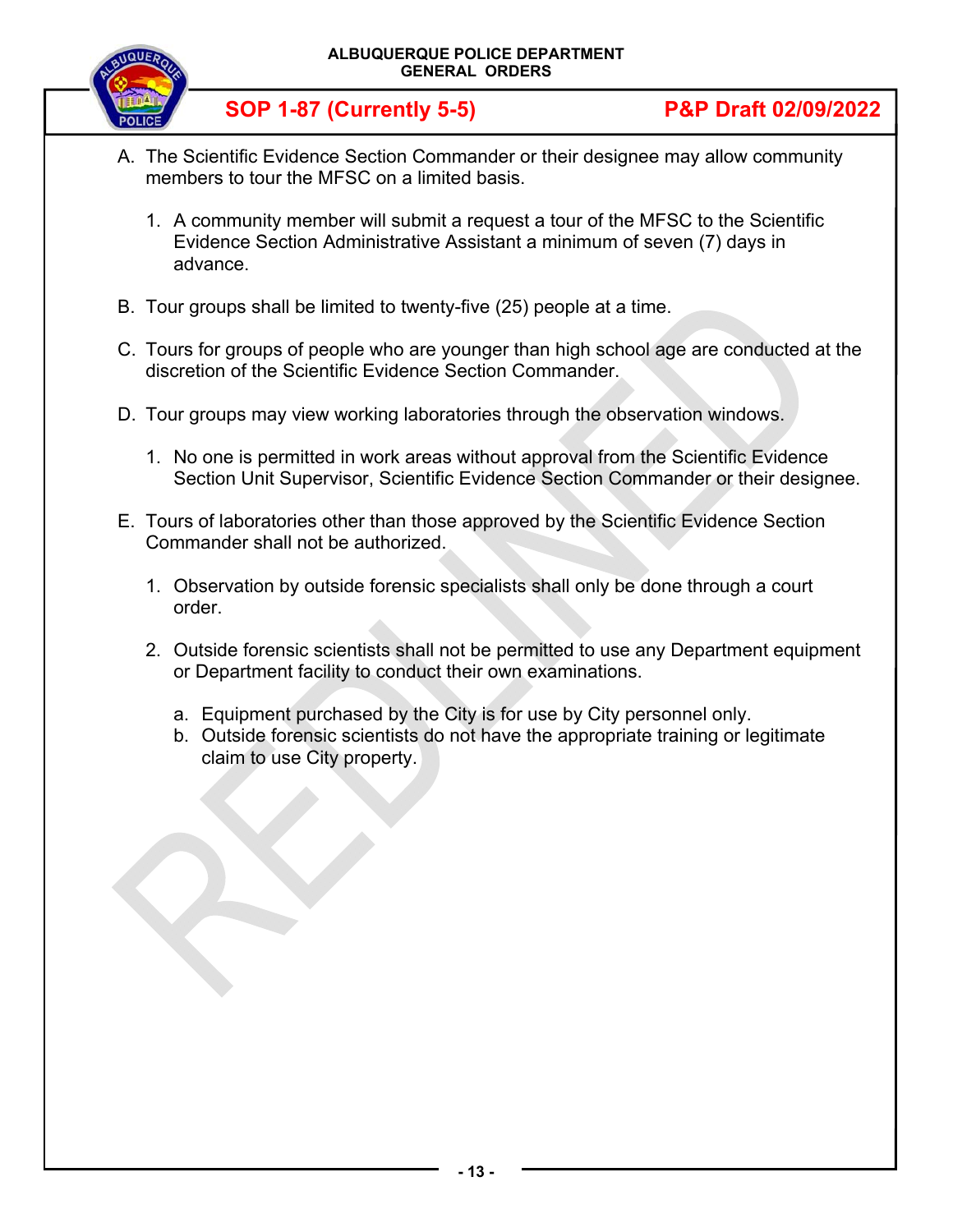A. The Scientific Evidence Section Commander or their designee may allow community members to tour the MFSC on a limited basis.

   1. A community member will submit a request a tour of the MFSC to the Scientific Evidence Section Administrative Assistant a minimum of seven (7) days in advance.

B. Tour groups shall be limited to twenty-five (25) people at a time.

C. Tours for groups of people who are younger than high school age are conducted at the discretion of the Scientific Evidence Section Commander.

D. Tour groups may view working laboratories through the observation windows.

   1. No one is permitted in work areas without approval from the Scientific Evidence Section Unit Supervisor, Scientific Evidence Section Commander or their designee.

E. Tours of laboratories other than those approved by the Scientific Evidence Section Commander shall not be authorized.

   1. Observation by outside forensic specialists shall only be done through a court order.

   2. Outside forensic scientists shall not be permitted to use any Department equipment or Department facility to conduct their own examinations.

      a. Equipment purchased by the City is for use by City personnel only.
      b. Outside forensic scientists do not have the appropriate training or legitimate claim to use City property.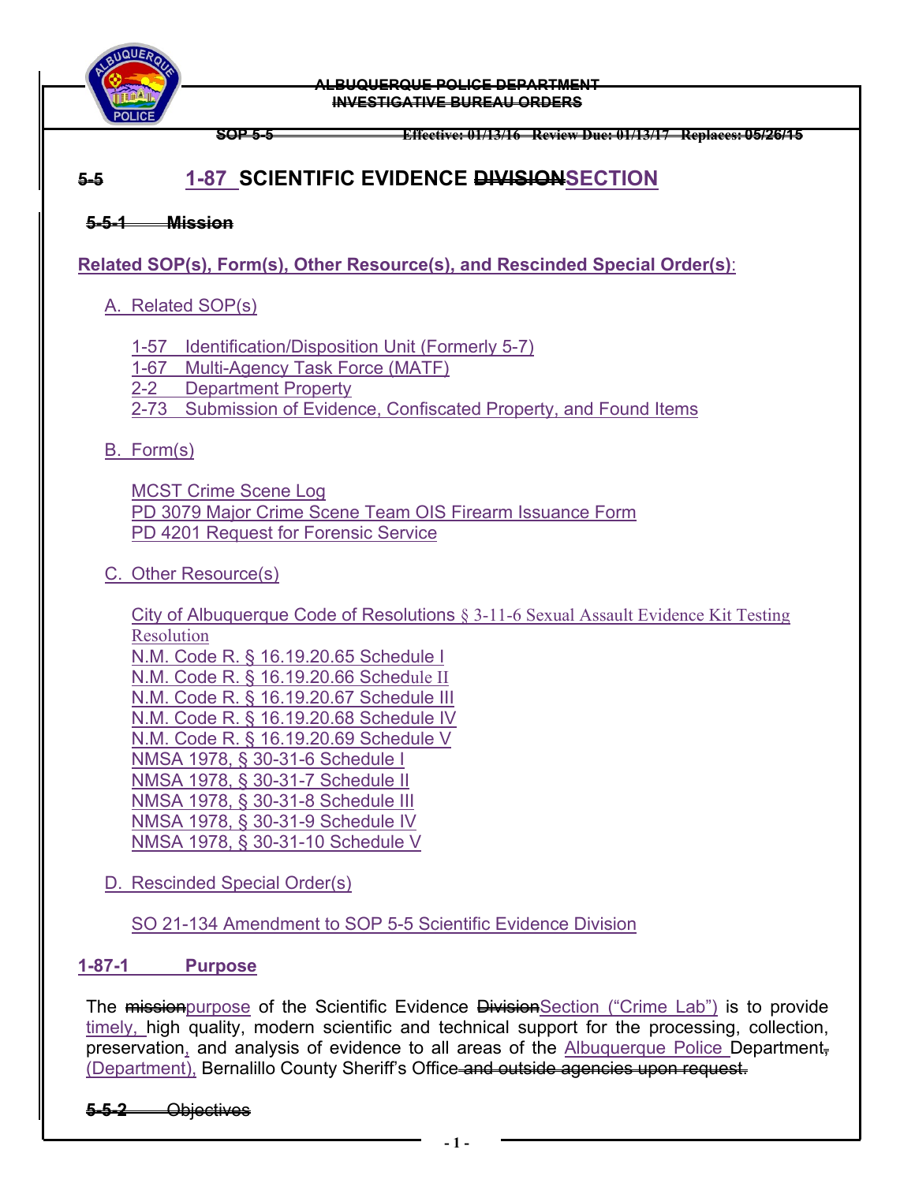ALBUQUERQUE POLICE DEPARTMENT
INVESTIGATIVE BUREAU ORDERS

SOP 5-5 Effective: 01/13/16 Review Due: 01/13/17 Replaces: 05/26/15

# 5-5 1-87 SCIENTIFIC EVIDENCE DIVISIONSECTION

**5-5-1 Mission**

**Related SOP(s), Form(s), Other Resource(s), and Rescinded Special Order(s)**:

A. Related SOP(s)

- 1-57 Identification/Disposition Unit (Formerly 5-7)
- 1-67 Multi-Agency Task Force (MATF)
- 2-2 Department Property
- 2-73 Submission of Evidence, Confiscated Property, and Found Items

B. Form(s)

- MCST Crime Scene Log
- PD 3079 Major Crime Scene Team OIS Firearm Issuance Form
- PD 4201 Request for Forensic Service

C. Other Resource(s)

- City of Albuquerque Code of Resolutions § 3-11-6 Sexual Assault Evidence Kit Testing Resolution
- N.M. Code R. § 16.19.20.65 Schedule I
- N.M. Code R. § 16.19.20.66 Schedule II
- N.M. Code R. § 16.19.20.67 Schedule III
- N.M. Code R. § 16.19.20.68 Schedule IV
- N.M. Code R. § 16.19.20.69 Schedule V
- NMSA 1978, § 30-31-6 Schedule I
- NMSA 1978, § 30-31-7 Schedule II
- NMSA 1978, § 30-31-8 Schedule III
- NMSA 1978, § 30-31-9 Schedule IV
- NMSA 1978, § 30-31-10 Schedule V

D. Rescinded Special Order(s)

- SO 21-134 Amendment to SOP 5-5 Scientific Evidence Division

**1-87-1 Purpose**

The missionpurpose of the Scientific Evidence DivisionSection ("Crime Lab") is to provide timely, high quality, modern scientific and technical support for the processing, collection, preservation, and analysis of evidence to all areas of the Albuquerque Police Department, (Department), Bernalillo County Sheriff's Office and outside agencies upon request.

**5-5-2 Objectives**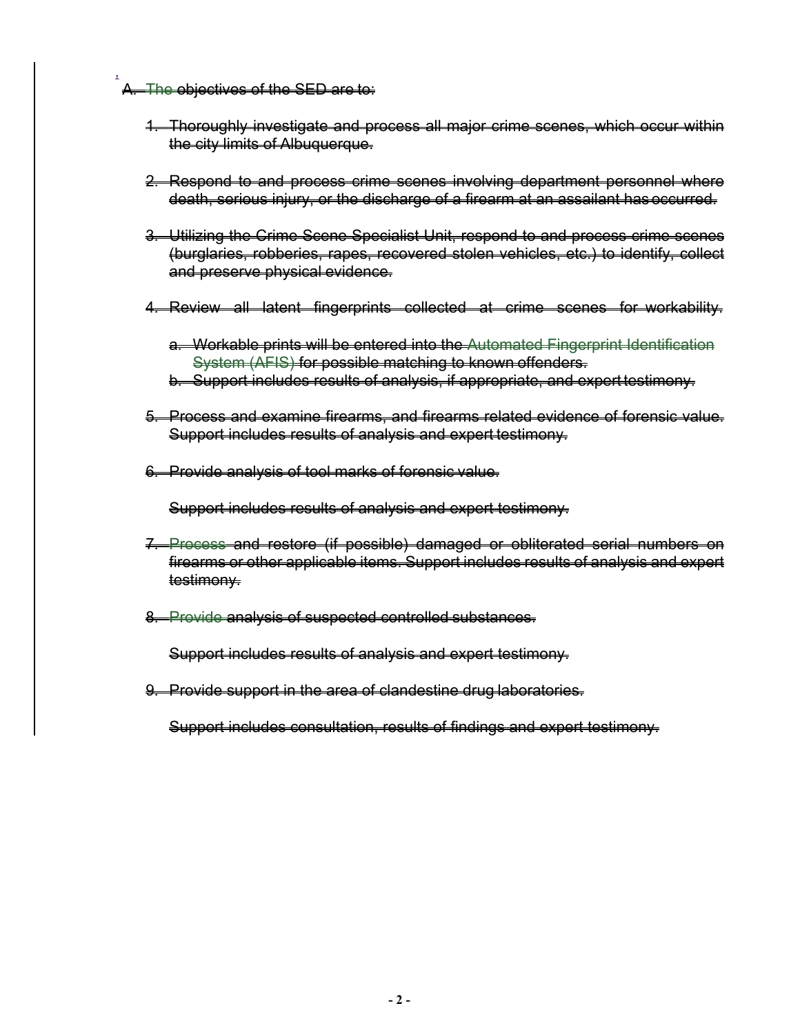A. The objectives of the SED are to:

1. Thoroughly investigate and process all major crime scenes, which occur within the city limits of Albuquerque.

2. Respond to and process crime scenes involving department personnel where death, serious injury, or the discharge of a firearm at an assailant has occurred.

3. Utilizing the Crime Scene Specialist Unit, respond to and process crime scenes (burglaries, robberies, rapes, recovered stolen vehicles, etc.) to identify, collect and preserve physical evidence.

4. Review all latent fingerprints collected at crime scenes for workability.

   a. Workable prints will be entered into the Automated Fingerprint Identification System (AFIS) for possible matching to known offenders.
   b. Support includes results of analysis, if appropriate, and expert testimony.

5. Process and examine firearms, and firearms related evidence of forensic value. Support includes results of analysis and expert testimony.

6. Provide analysis of tool marks of forensic value.

   Support includes results of analysis and expert testimony.

7. Process and restore (if possible) damaged or obliterated serial numbers on firearms or other applicable items. Support includes results of analysis and expert testimony.

8. Provide analysis of suspected controlled substances.

   Support includes results of analysis and expert testimony.

9. Provide support in the area of clandestine drug laboratories.

   Support includes consultation, results of findings and expert testimony.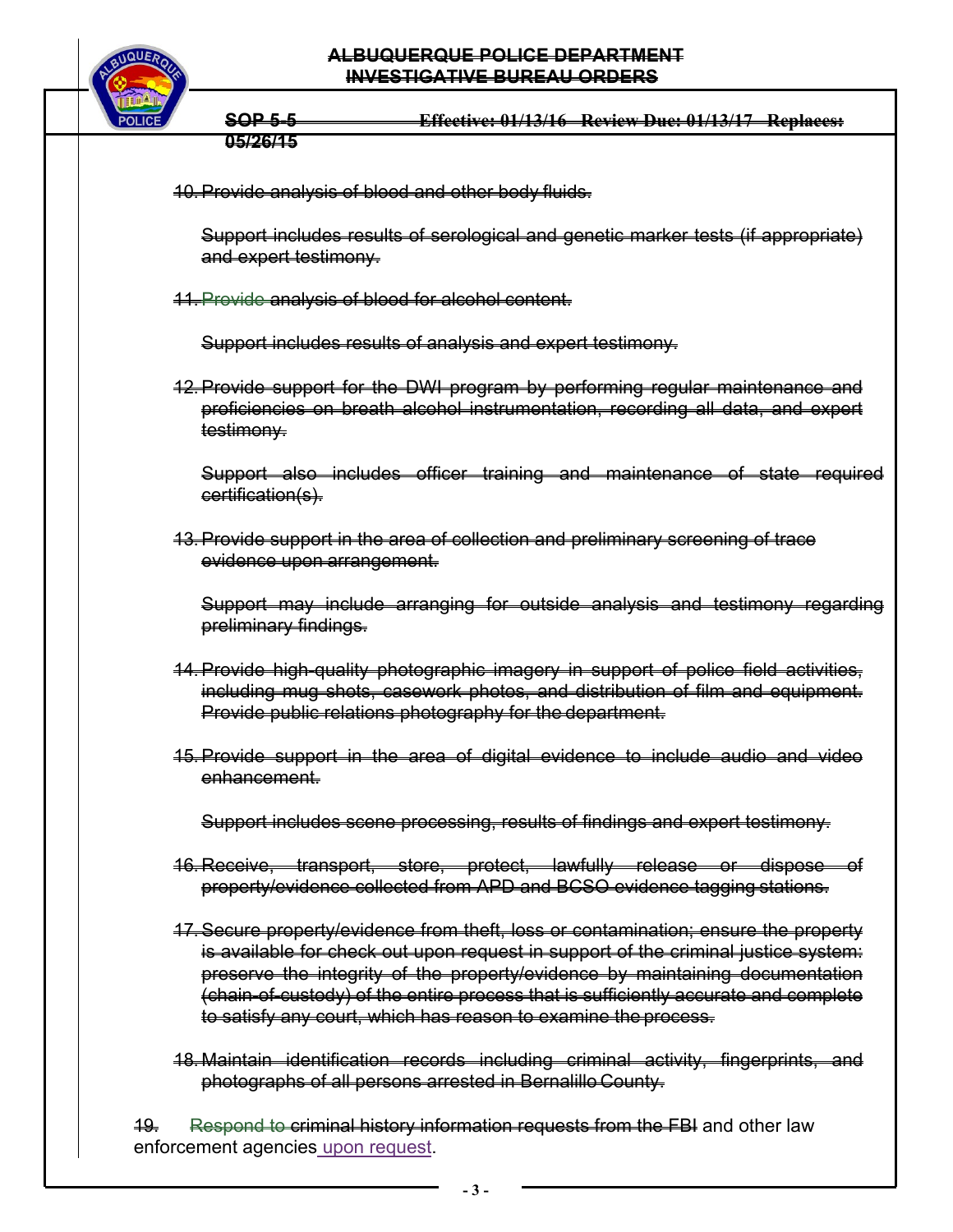10. Provide analysis of blood and other body fluids.

    Support includes results of serological and genetic marker tests (if appropriate) and expert testimony.

11. Provide analysis of blood for alcohol content.

    Support includes results of analysis and expert testimony.

12. Provide support for the DWI program by performing regular maintenance and proficiencies on breath alcohol instrumentation, recording all data, and expert testimony.

    Support also includes officer training and maintenance of state required certification(s).

13. Provide support in the area of collection and preliminary screening of trace evidence upon arrangement.

    Support may include arranging for outside analysis and testimony regarding preliminary findings.

14. Provide high-quality photographic imagery in support of police field activities, including mug shots, casework photos, and distribution of film and equipment. Provide public relations photography for the department.

15. Provide support in the area of digital evidence to include audio and video enhancement.

    Support includes scene processing, results of findings and expert testimony.

16. Receive, transport, store, protect, lawfully release or dispose of property/evidence collected from APD and BCSO evidence tagging stations.

17. Secure property/evidence from theft, loss or contamination; ensure the property is available for check out upon request in support of the criminal justice system: preserve the integrity of the property/evidence by maintaining documentation (chain-of-custody) of the entire process that is sufficiently accurate and complete to satisfy any court, which has reason to examine the process.

18. Maintain identification records including criminal activity, fingerprints, and photographs of all persons arrested in Bernalillo County.

19. Respond to criminal history information requests from the FBI and other law enforcement agencies upon request.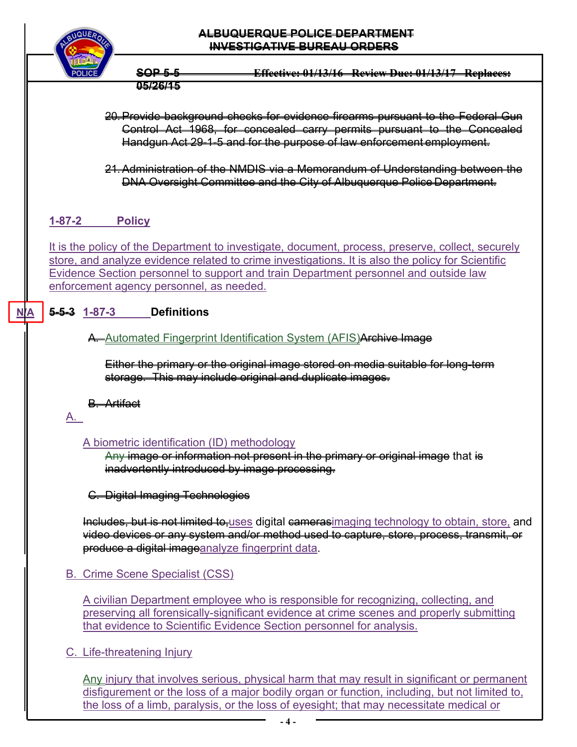20. Provide background checks for evidence firearms pursuant to the Federal Gun Control Act 1968, for concealed carry permits pursuant to the Concealed Handgun Act 29-1-5 and for the purpose of law enforcement employment.

21. Administration of the NMDIS via a Memorandum of Understanding between the DNA Oversight Committee and the City of Albuquerque Police Department.

## 1-87-2 Policy

It is the policy of the Department to investigate, document, process, preserve, collect, securely store, and analyze evidence related to crime investigations. It is also the policy for Scientific Evidence Section personnel to support and train Department personnel and outside law enforcement agency personnel, as needed.

## N/A 5-5-3 1-87-3 Definitions

A. Automated Fingerprint Identification System (AFIS)Archive Image

Either the primary or the original image stored on media suitable for long-term storage. This may include original and duplicate images.

B. Artifact

A.

A biometric identification (ID) methodology

Any image or information not present in the primary or original image that is inadvertently introduced by image processing.

C. Digital Imaging Technologies

Includes, but is not limited to,uses digital camerasimaging technology to obtain, store, and video devices or any system and/or method used to capture, store, process, transmit, or produce a digital imageanalyze fingerprint data.

B. Crime Scene Specialist (CSS)

A civilian Department employee who is responsible for recognizing, collecting, and preserving all forensically-significant evidence at crime scenes and properly submitting that evidence to Scientific Evidence Section personnel for analysis.

C. Life-threatening Injury

Any injury that involves serious, physical harm that may result in significant or permanent disfigurement or the loss of a major bodily organ or function, including, but not limited to, the loss of a limb, paralysis, or the loss of eyesight; that may necessitate medical or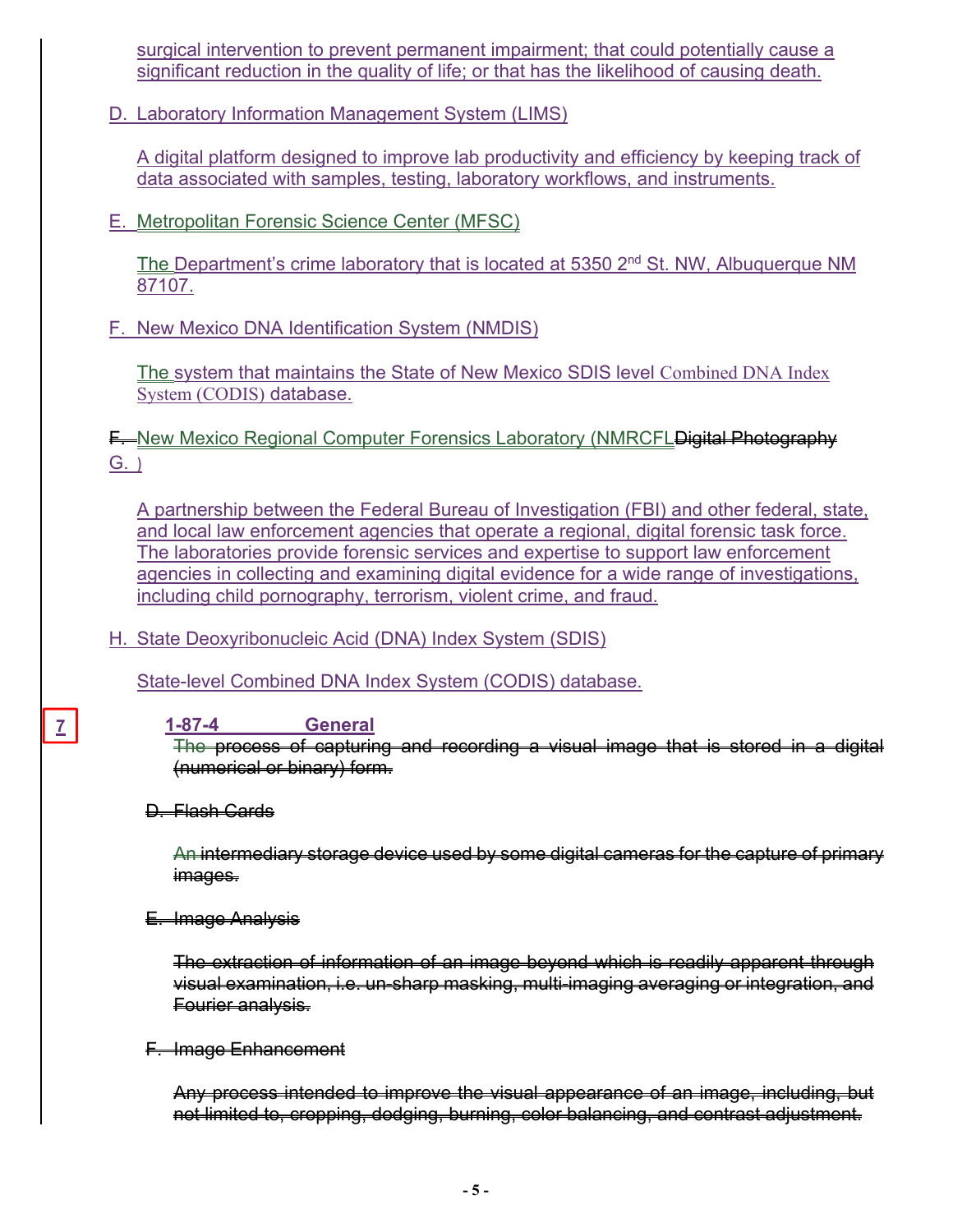surgical intervention to prevent permanent impairment; that could potentially cause a significant reduction in the quality of life; or that has the likelihood of causing death.

D. Laboratory Information Management System (LIMS)

A digital platform designed to improve lab productivity and efficiency by keeping track of data associated with samples, testing, laboratory workflows, and instruments.

E. Metropolitan Forensic Science Center (MFSC)

The Department's crime laboratory that is located at 5350 2nd St. NW, Albuquerque NM 87107.

F. New Mexico DNA Identification System (NMDIS)

The system that maintains the State of New Mexico SDIS level Combined DNA Index System (CODIS) database.

~~F.~~ G. New Mexico Regional Computer Forensics Laboratory (NMRCFL) ~~Digital Photography~~

A partnership between the Federal Bureau of Investigation (FBI) and other federal, state, and local law enforcement agencies that operate a regional, digital forensic task force. The laboratories provide forensic services and expertise to support law enforcement agencies in collecting and examining digital evidence for a wide range of investigations, including child pornography, terrorism, violent crime, and fraud.

H. State Deoxyribonucleic Acid (DNA) Index System (SDIS)

State-level Combined DNA Index System (CODIS) database.

7

**1-87-4 General**

~~The process of capturing and recording a visual image that is stored in a digital (numerical or binary) form.~~

~~D. Flash Cards~~

~~An intermediary storage device used by some digital cameras for the capture of primary images.~~

~~E. Image Analysis~~

~~The extraction of information of an image beyond which is readily apparent through visual examination, i.e. un-sharp masking, multi-imaging averaging or integration, and Fourier analysis.~~

~~F. Image Enhancement~~

~~Any process intended to improve the visual appearance of an image, including, but not limited to, cropping, dodging, burning, color balancing, and contrast adjustment.~~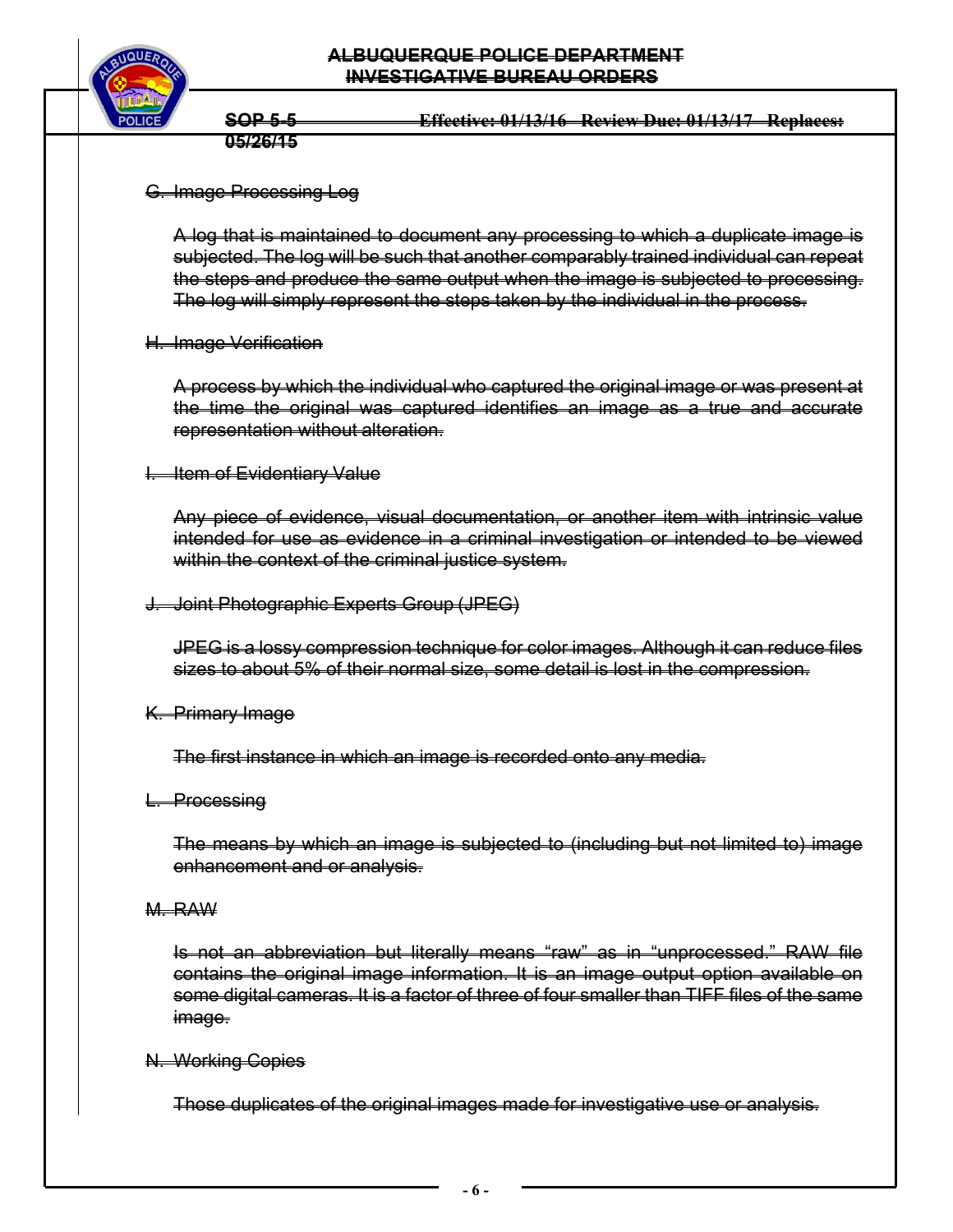~~G. Image Processing Log~~

~~A log that is maintained to document any processing to which a duplicate image is subjected. The log will be such that another comparably trained individual can repeat the steps and produce the same output when the image is subjected to processing. The log will simply represent the steps taken by the individual in the process.~~

~~H. Image Verification~~

~~A process by which the individual who captured the original image or was present at the time the original was captured identifies an image as a true and accurate representation without alteration.~~

~~I. Item of Evidentiary Value~~

~~Any piece of evidence, visual documentation, or another item with intrinsic value intended for use as evidence in a criminal investigation or intended to be viewed within the context of the criminal justice system.~~

~~J. Joint Photographic Experts Group (JPEG)~~

~~JPEG is a lossy compression technique for color images. Although it can reduce files sizes to about 5% of their normal size, some detail is lost in the compression.~~

~~K. Primary Image~~

~~The first instance in which an image is recorded onto any media.~~

~~L. Processing~~

~~The means by which an image is subjected to (including but not limited to) image enhancement and or analysis.~~

~~M. RAW~~

~~Is not an abbreviation but literally means "raw" as in "unprocessed." RAW file contains the original image information. It is an image output option available on some digital cameras. It is a factor of three of four smaller than TIFF files of the same image.~~

~~N. Working Copies~~

~~Those duplicates of the original images made for investigative use or analysis.~~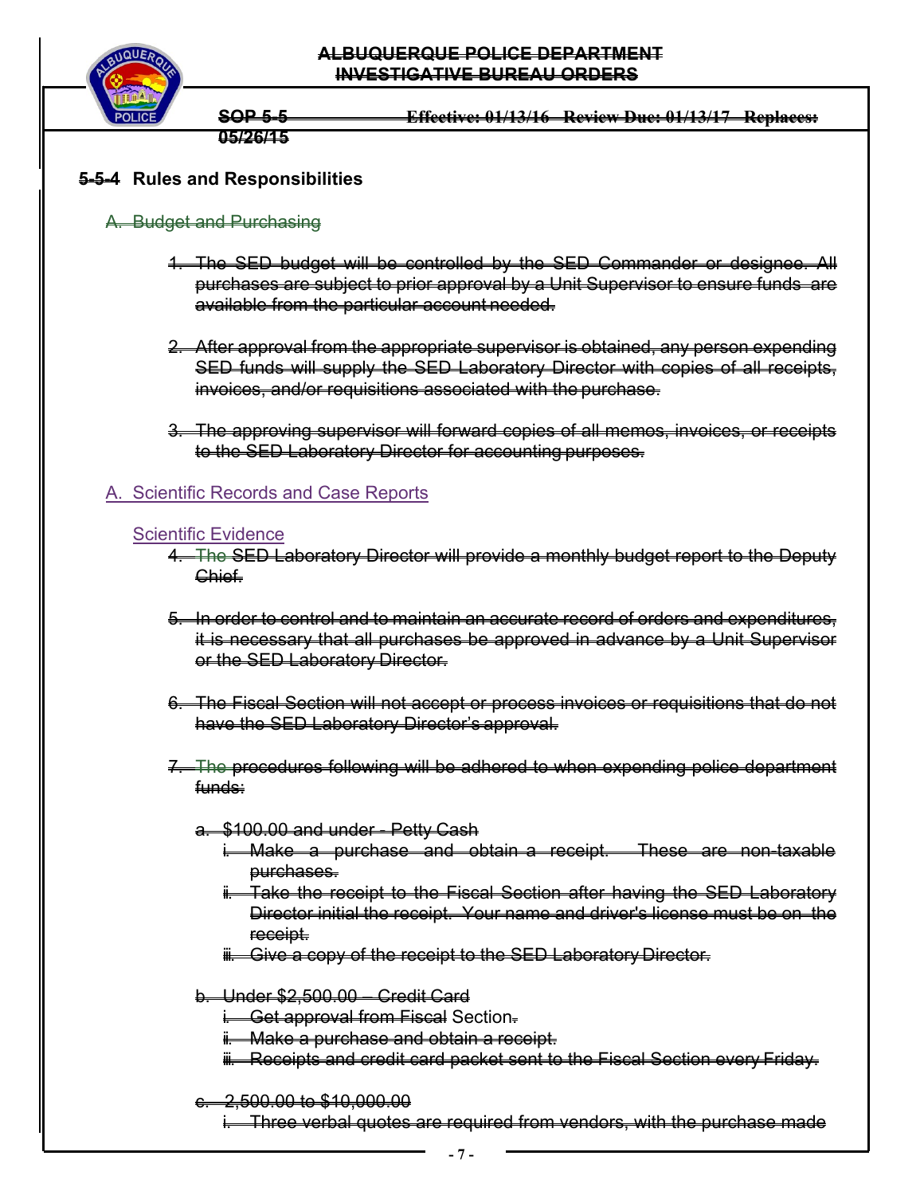**5-5-4 Rules and Responsibilities**

A. Budget and Purchasing

1. The SED budget will be controlled by the SED Commander or designee. All purchases are subject to prior approval by a Unit Supervisor to ensure funds are available from the particular account needed.

2. After approval from the appropriate supervisor is obtained, any person expending SED funds will supply the SED Laboratory Director with copies of all receipts, invoices, and/or requisitions associated with the purchase.

3. The approving supervisor will forward copies of all memos, invoices, or receipts to the SED Laboratory Director for accounting purposes.

A. Scientific Records and Case Reports

Scientific Evidence

4. The SED Laboratory Director will provide a monthly budget report to the Deputy Chief.

5. In order to control and to maintain an accurate record of orders and expenditures, it is necessary that all purchases be approved in advance by a Unit Supervisor or the SED Laboratory Director.

6. The Fiscal Section will not accept or process invoices or requisitions that do not have the SED Laboratory Director's approval.

7. The procedures following will be adhered to when expending police department funds:

   a. $100.00 and under - Petty Cash
      i. Make a purchase and obtain a receipt. These are non-taxable purchases.
      ii. Take the receipt to the Fiscal Section after having the SED Laboratory Director initial the receipt. Your name and driver's license must be on the receipt.
      iii. Give a copy of the receipt to the SED Laboratory Director.

   b. Under $2,500.00 – Credit Card
      i. Get approval from Fiscal Section.
      ii. Make a purchase and obtain a receipt.
      iii. Receipts and credit card packet sent to the Fiscal Section every Friday.

   c. 2,500.00 to $10,000.00
      i. Three verbal quotes are required from vendors, with the purchase made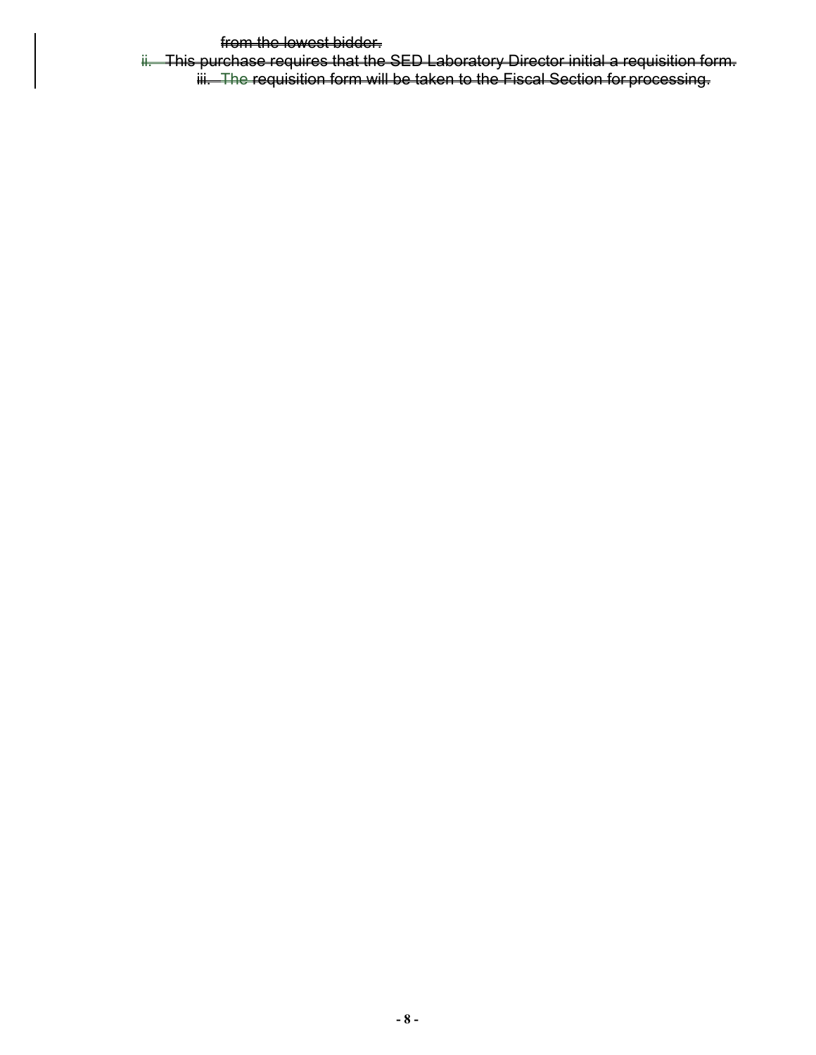~~from the lowest bidder.~~

ii. ~~This purchase requires that the SED Laboratory Director initial a requisition form.~~

iii. The ~~requisition form will be taken to the Fiscal Section for processing.~~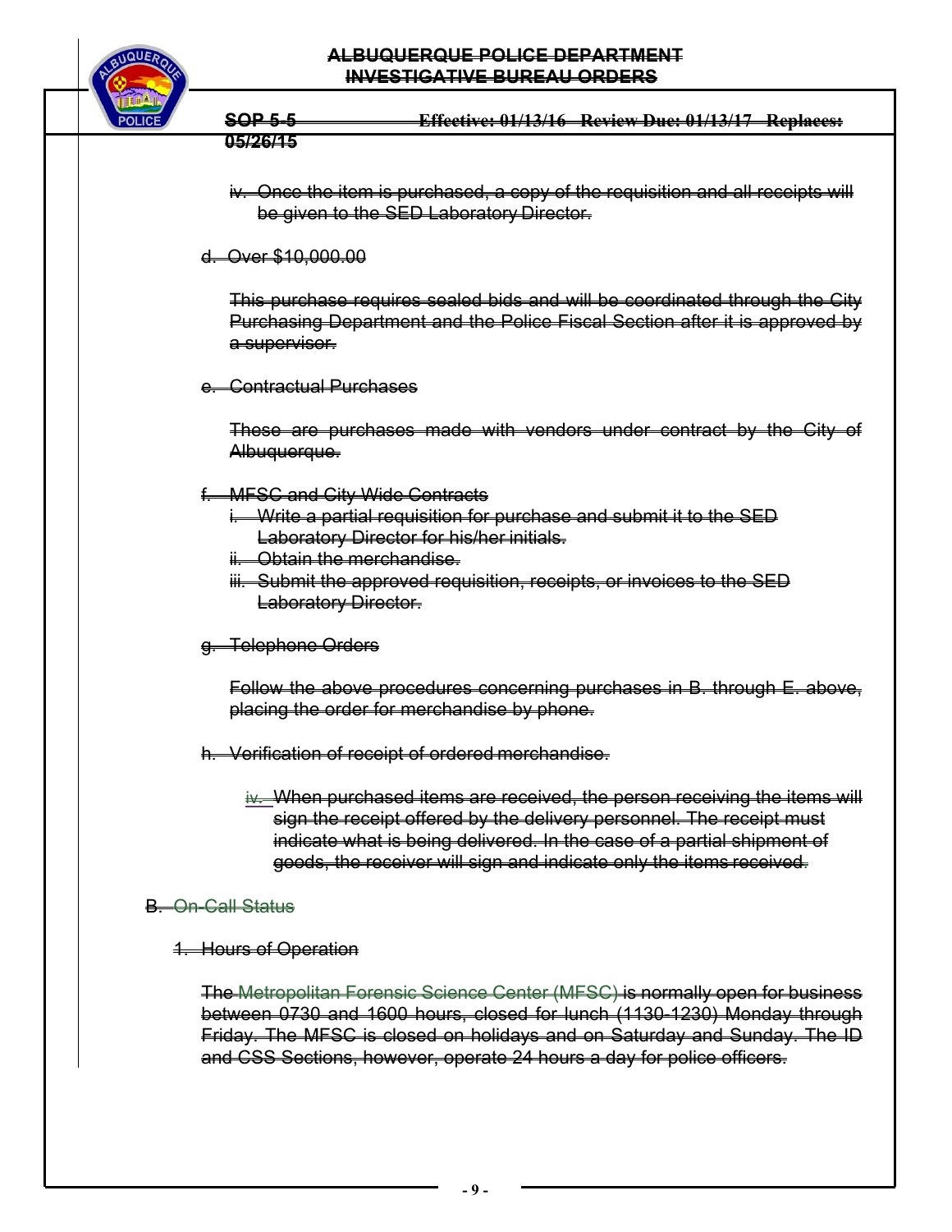iv. Once the item is purchased, a copy of the requisition and all receipts will be given to the SED Laboratory Director.

d. Over $10,000.00

This purchase requires sealed bids and will be coordinated through the City Purchasing Department and the Police Fiscal Section after it is approved by a supervisor.

e. Contractual Purchases

These are purchases made with vendors under contract by the City of Albuquerque.

f. MFSC and City Wide Contracts

i. Write a partial requisition for purchase and submit it to the SED Laboratory Director for his/her initials.
ii. Obtain the merchandise.
iii. Submit the approved requisition, receipts, or invoices to the SED Laboratory Director.

g. Telephone Orders

Follow the above procedures concerning purchases in B. through E. above, placing the order for merchandise by phone.

h. Verification of receipt of ordered merchandise.

iv. When purchased items are received, the person receiving the items will sign the receipt offered by the delivery personnel. The receipt must indicate what is being delivered. In the case of a partial shipment of goods, the receiver will sign and indicate only the items received.

B. On-Call Status

1. Hours of Operation

The Metropolitan Forensic Science Center (MFSC) is normally open for business between 0730 and 1600 hours, closed for lunch (1130-1230) Monday through Friday. The MFSC is closed on holidays and on Saturday and Sunday. The ID and CSS Sections, however, operate 24 hours a day for police officers.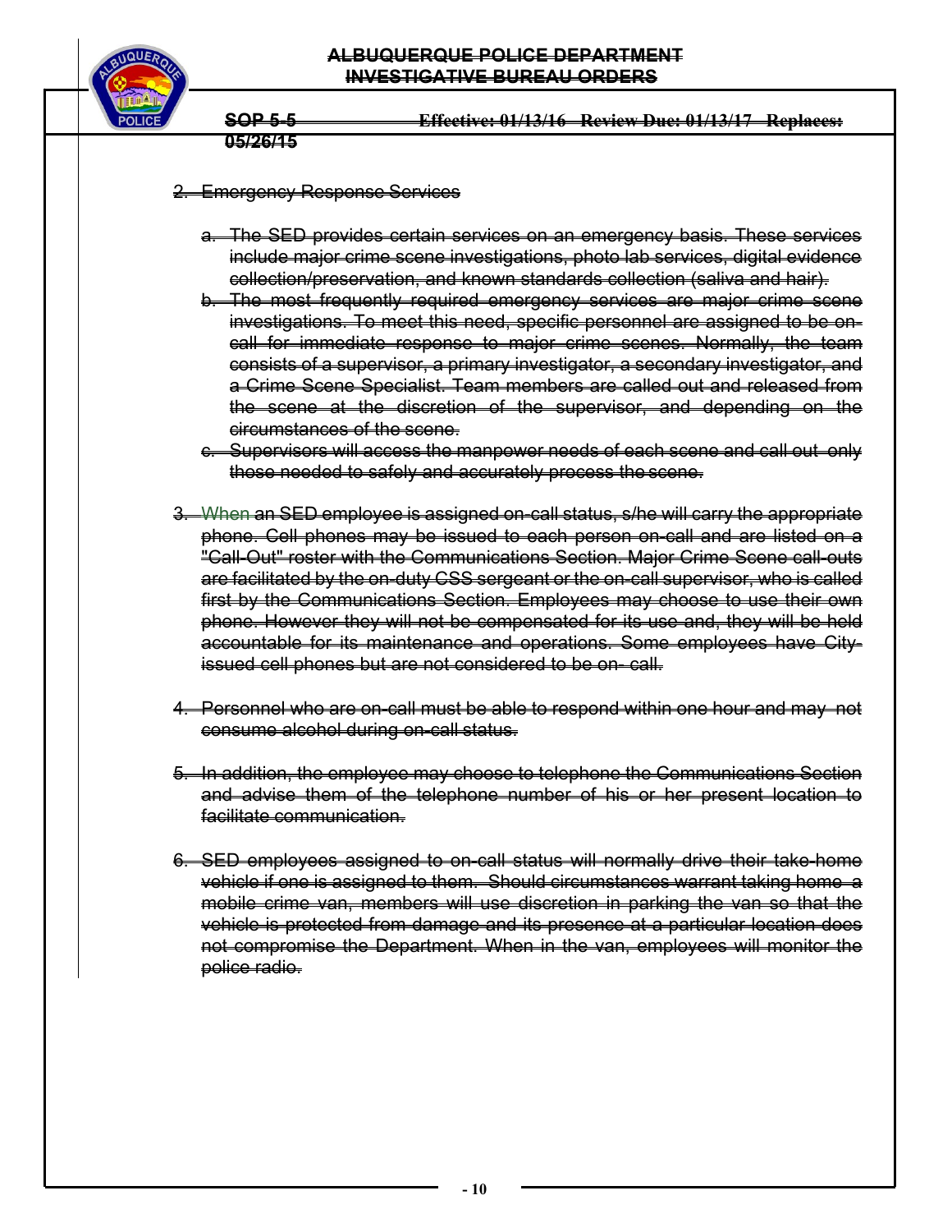2. Emergency Response Services

   a. The SED provides certain services on an emergency basis. These services include major crime scene investigations, photo lab services, digital evidence collection/preservation, and known standards collection (saliva and hair).
   b. The most frequently required emergency services are major crime scene investigations. To meet this need, specific personnel are assigned to be on-call for immediate response to major crime scenes. Normally, the team consists of a supervisor, a primary investigator, a secondary investigator, and a Crime Scene Specialist. Team members are called out and released from the scene at the discretion of the supervisor, and depending on the circumstances of the scene.
   c. Supervisors will access the manpower needs of each scene and call out only those needed to safely and accurately process the scene.

3. When an SED employee is assigned on-call status, s/he will carry the appropriate phone. Cell phones may be issued to each person on-call and are listed on a "Call-Out" roster with the Communications Section. Major Crime Scene call-outs are facilitated by the on-duty CSS sergeant or the on-call supervisor, who is called first by the Communications Section. Employees may choose to use their own phone. However they will not be compensated for its use and, they will be held accountable for its maintenance and operations. Some employees have City-issued cell phones but are not considered to be on- call.

4. Personnel who are on-call must be able to respond within one hour and may not consume alcohol during on-call status.

5. In addition, the employee may choose to telephone the Communications Section and advise them of the telephone number of his or her present location to facilitate communication.

6. SED employees assigned to on-call status will normally drive their take-home vehicle if one is assigned to them. Should circumstances warrant taking home a mobile crime van, members will use discretion in parking the van so that the vehicle is protected from damage and its presence at a particular location does not compromise the Department. When in the van, employees will monitor the police radio.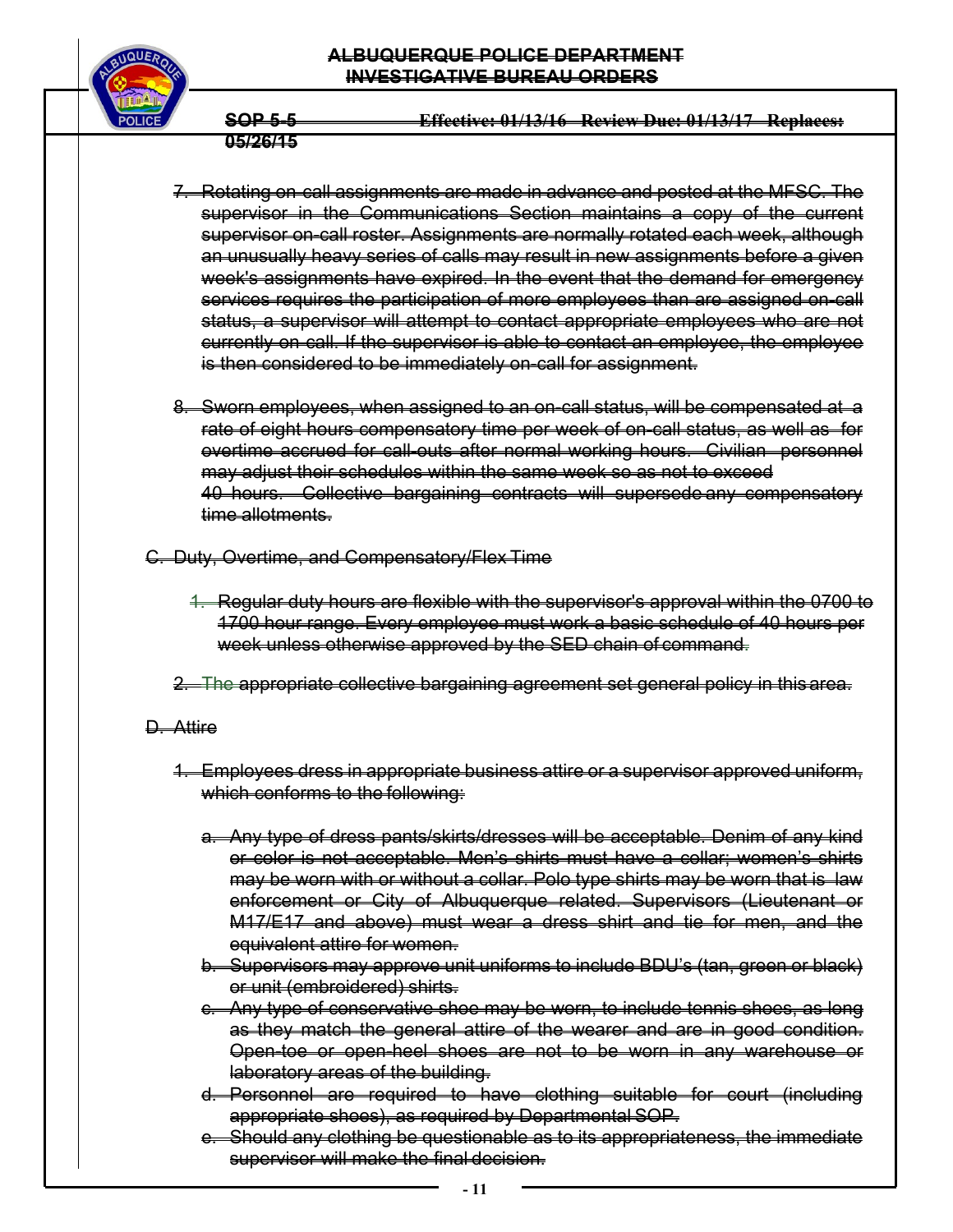7. Rotating on-call assignments are made in advance and posted at the MFSC. The supervisor in the Communications Section maintains a copy of the current supervisor on-call roster. Assignments are normally rotated each week, although an unusually heavy series of calls may result in new assignments before a given week's assignments have expired. In the event that the demand for emergency services requires the participation of more employees than are assigned on-call status, a supervisor will attempt to contact appropriate employees who are not currently on call. If the supervisor is able to contact an employee, the employee is then considered to be immediately on-call for assignment.

8. Sworn employees, when assigned to an on-call status, will be compensated at a rate of eight hours compensatory time per week of on-call status, as well as for overtime accrued for call-outs after normal working hours. Civilian personnel may adjust their schedules within the same week so as not to exceed 40 hours. Collective bargaining contracts will supersede any compensatory time allotments.

C. Duty, Overtime, and Compensatory/Flex Time

1. Regular duty hours are flexible with the supervisor's approval within the 0700 to 1700 hour range. Every employee must work a basic schedule of 40 hours per week unless otherwise approved by the SED chain of command.

2. The appropriate collective bargaining agreement set general policy in this area.

D. Attire

1. Employees dress in appropriate business attire or a supervisor approved uniform, which conforms to the following:

   a. Any type of dress pants/skirts/dresses will be acceptable. Denim of any kind or color is not acceptable. Men's shirts must have a collar; women's shirts may be worn with or without a collar. Polo type shirts may be worn that is law enforcement or City of Albuquerque related. Supervisors (Lieutenant or M17/E17 and above) must wear a dress shirt and tie for men, and the equivalent attire for women.
   b. Supervisors may approve unit uniforms to include BDU's (tan, green or black) or unit (embroidered) shirts.
   c. Any type of conservative shoe may be worn, to include tennis shoes, as long as they match the general attire of the wearer and are in good condition. Open-toe or open-heel shoes are not to be worn in any warehouse or laboratory areas of the building.
   d. Personnel are required to have clothing suitable for court (including appropriate shoes), as required by Departmental SOP.
   e. Should any clothing be questionable as to its appropriateness, the immediate supervisor will make the final decision.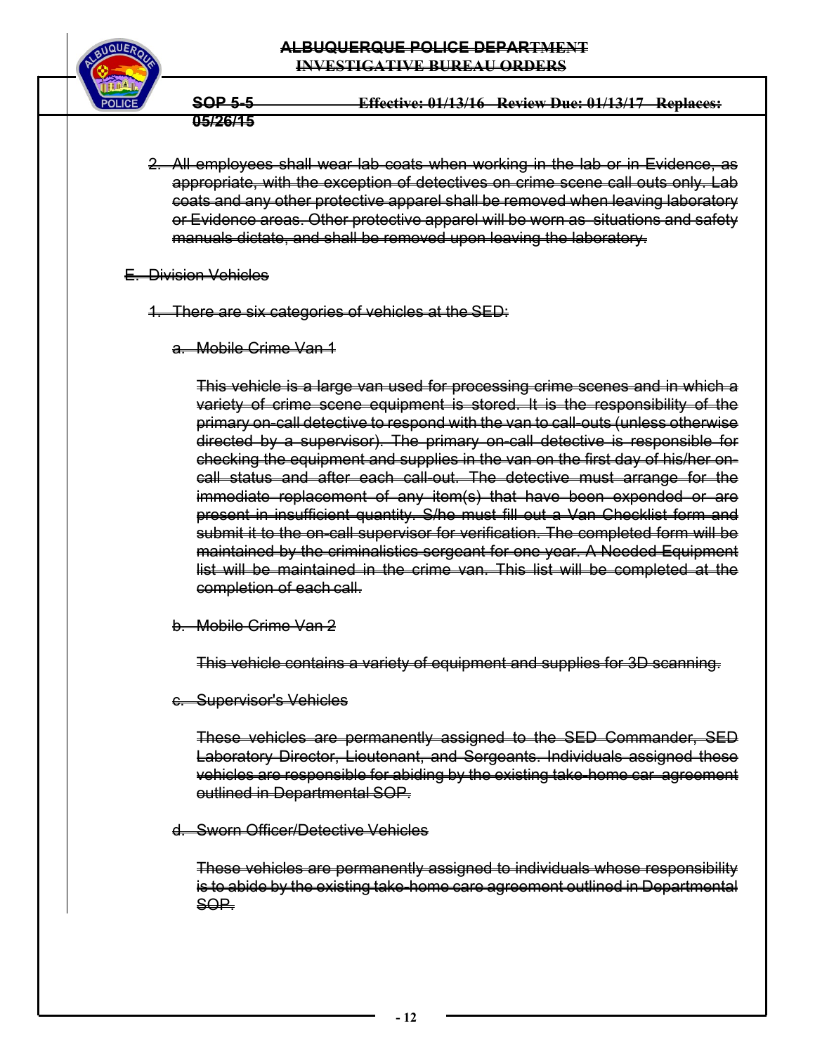2. All employees shall wear lab coats when working in the lab or in Evidence, as appropriate, with the exception of detectives on crime scene call outs only. Lab coats and any other protective apparel shall be removed when leaving laboratory or Evidence areas. Other protective apparel will be worn as situations and safety manuals dictate, and shall be removed upon leaving the laboratory.

E. Division Vehicles

1. There are six categories of vehicles at the SED:

a. Mobile Crime Van 1

This vehicle is a large van used for processing crime scenes and in which a variety of crime scene equipment is stored. It is the responsibility of the primary on-call detective to respond with the van to call-outs (unless otherwise directed by a supervisor). The primary on-call detective is responsible for checking the equipment and supplies in the van on the first day of his/her on-call status and after each call-out. The detective must arrange for the immediate replacement of any item(s) that have been expended or are present in insufficient quantity. S/he must fill out a Van Checklist form and submit it to the on-call supervisor for verification. The completed form will be maintained by the criminalistics sergeant for one year. A Needed Equipment list will be maintained in the crime van. This list will be completed at the completion of each call.

b. Mobile Crime Van 2

This vehicle contains a variety of equipment and supplies for 3D scanning.

c. Supervisor's Vehicles

These vehicles are permanently assigned to the SED Commander, SED Laboratory Director, Lieutenant, and Sergeants. Individuals assigned these vehicles are responsible for abiding by the existing take-home car agreement outlined in Departmental SOP.

d. Sworn Officer/Detective Vehicles

These vehicles are permanently assigned to individuals whose responsibility is to abide by the existing take-home care agreement outlined in Departmental SOP.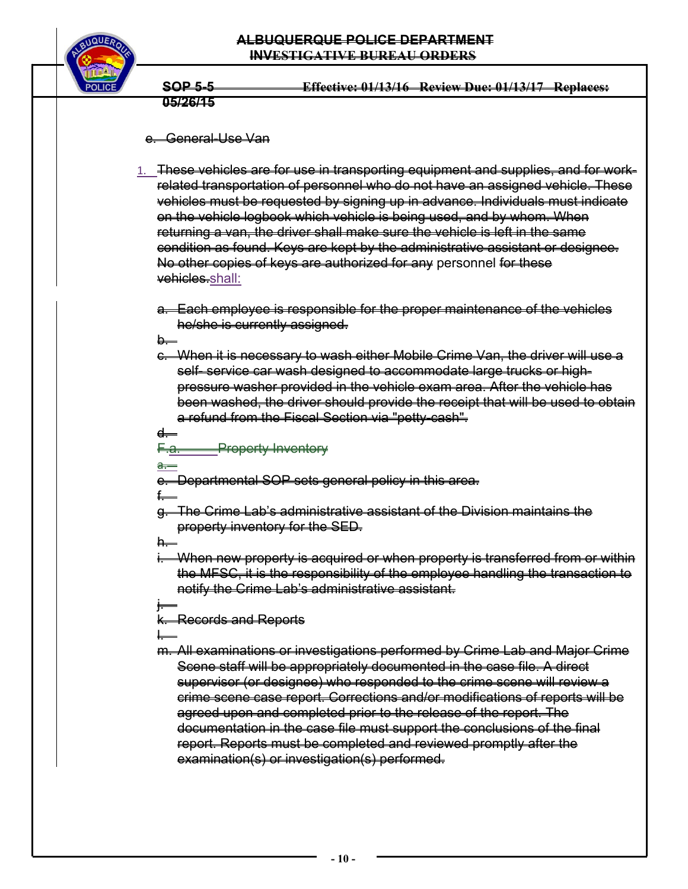e. General-Use Van

1. These vehicles are for use in transporting equipment and supplies, and for work-related transportation of personnel who do not have an assigned vehicle. These vehicles must be requested by signing up in advance. Individuals must indicate on the vehicle logbook which vehicle is being used, and by whom. When returning a van, the driver shall make sure the vehicle is left in the same condition as found. Keys are kept by the administrative assistant or designee. No other copies of keys are authorized for any personnel for these vehicles.shall:

   a. Each employee is responsible for the proper maintenance of the vehicles he/she is currently assigned.

   b.

   c. When it is necessary to wash either Mobile Crime Van, the driver will use a self- service car wash designed to accommodate large trucks or high-pressure washer provided in the vehicle exam area. After the vehicle has been washed, the driver should provide the receipt that will be used to obtain a refund from the Fiscal Section via "petty-cash".

   d.

   F.a. Property Inventory

   a.

   e. Departmental SOP sets general policy in this area.

   f.

   g. The Crime Lab's administrative assistant of the Division maintains the property inventory for the SED.

   h.

   i. When new property is acquired or when property is transferred from or within the MFSC, it is the responsibility of the employee handling the transaction to notify the Crime Lab's administrative assistant.

   j.

   k. Records and Reports

   l.

   m. All examinations or investigations performed by Crime Lab and Major Crime Scene staff will be appropriately documented in the case file. A direct supervisor (or designee) who responded to the crime scene will review a crime scene case report. Corrections and/or modifications of reports will be agreed upon and completed prior to the release of the report. The documentation in the case file must support the conclusions of the final report. Reports must be completed and reviewed promptly after the examination(s) or investigation(s) performed.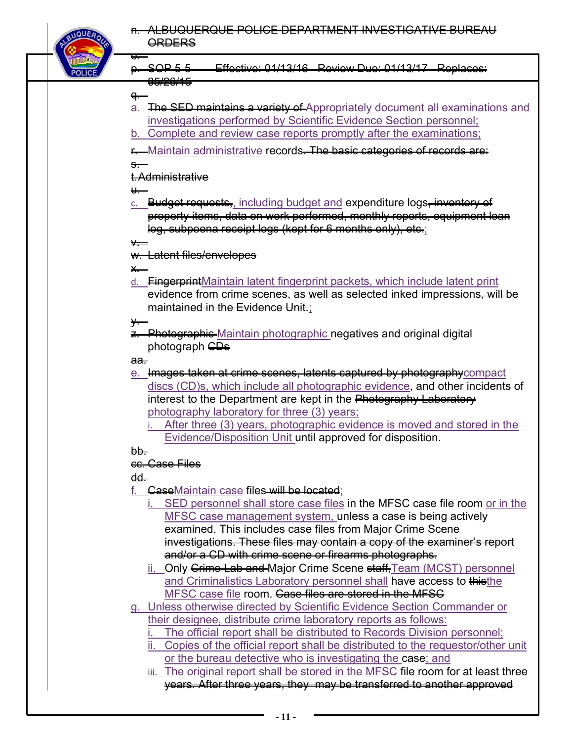n. ALBUQUERQUE POLICE DEPARTMENT INVESTIGATIVE BUREAU ORDERS

o.

p. SOP 5-5 Effective: 01/13/16 Review Due: 01/13/17 Replaces: 05/26/15

q.

a. The SED maintains a variety of Appropriately document all examinations and investigations performed by Scientific Evidence Section personnel;

b. Complete and review case reports promptly after the examinations;

r. Maintain administrative records. The basic categories of records are:

s.

t. Administrative

u.

c. Budget requests,, including budget and expenditure logs, inventory of property items, data on work performed, monthly reports, equipment loan log, subpoena receipt logs (kept for 6 months only), etc.;

v.

w. Latent files/envelopes

x.

d. FingerprintMaintain latent fingerprint packets, which include latent print evidence from crime scenes, as well as selected inked impressions, will be maintained in the Evidence Unit.;

y.

z. Photographic Maintain photographic negatives and original digital photograph CDs

aa.

e. Images taken at crime scenes, latents captured by photographycompact discs (CD)s, which include all photographic evidence, and other incidents of interest to the Department are kept in the Photography Laboratory photography laboratory for three (3) years;

   i. After three (3) years, photographic evidence is moved and stored in the Evidence/Disposition Unit until approved for disposition.

bb.

cc. Case Files

dd.

f. CaseMaintain case files will be located;

   i. SED personnel shall store case files in the MFSC case file room or in the MFSC case management system, unless a case is being actively examined. This includes case files from Major Crime Scene investigations. These files may contain a copy of the examiner's report and/or a CD with crime scene or firearms photographs.

   ii. Only Crime Lab and Major Crime Scene staff,Team (MCST) personnel and Criminalistics Laboratory personnel shall have access to thisthe MFSC case file room. Case files are stored in the MFSC

g. Unless otherwise directed by Scientific Evidence Section Commander or their designee, distribute crime laboratory reports as follows:

   i. The official report shall be distributed to Records Division personnel;

   ii. Copies of the official report shall be distributed to the requestor/other unit or the bureau detective who is investigating the case; and

   iii. The original report shall be stored in the MFSC file room for at least three years. After three years, they may be transferred to another approved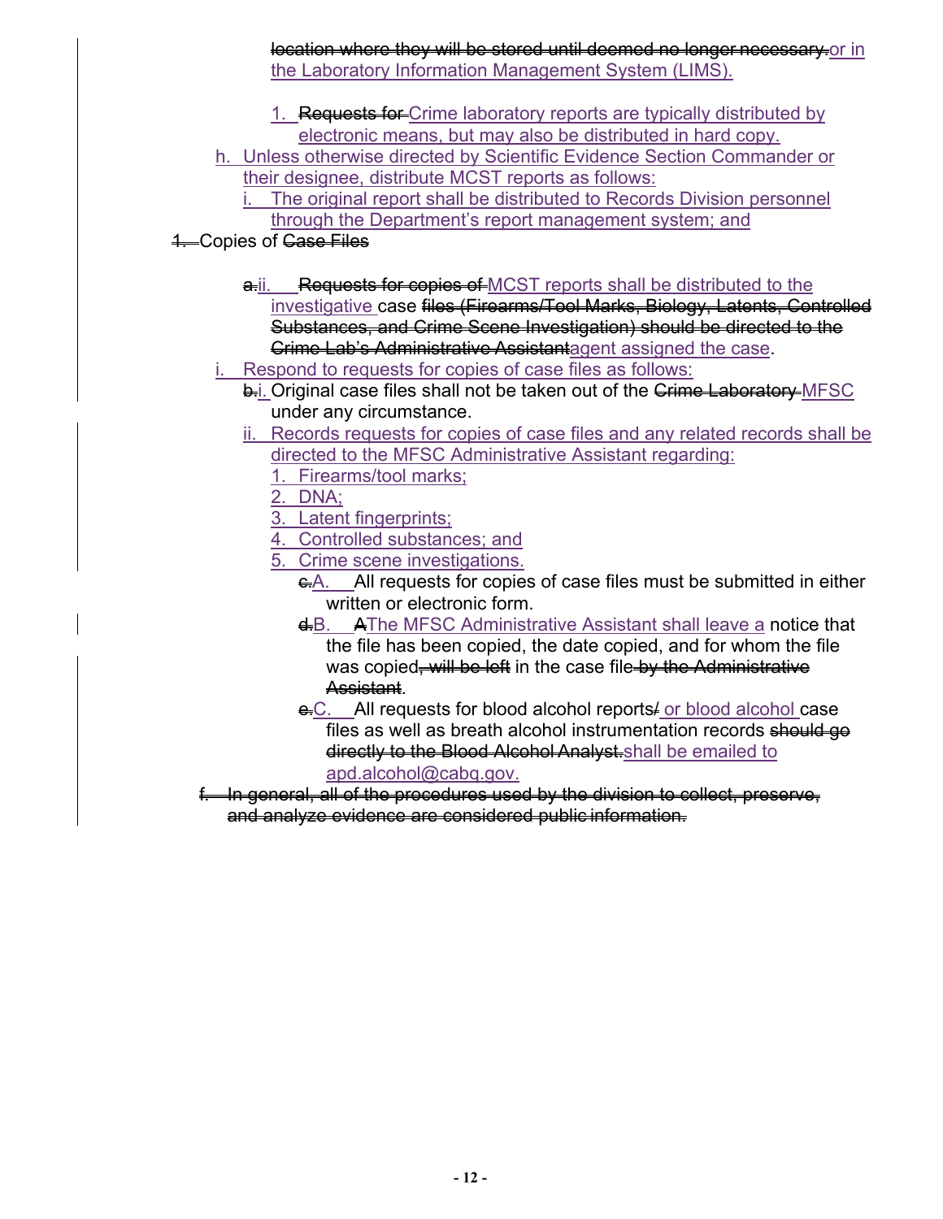~~location where they will be stored until deemed no longer necessary.~~or in the Laboratory Information Management System (LIMS).

1. ~~Requests for~~ Crime laboratory reports are typically distributed by electronic means, but may also be distributed in hard copy.

h. Unless otherwise directed by Scientific Evidence Section Commander or their designee, distribute MCST reports as follows:

i. The original report shall be distributed to Records Division personnel through the Department's report management system; and

~~1.~~ Copies of ~~Case Files~~

~~a.~~ii. ~~Requests for copies of~~ MCST reports shall be distributed to the investigative case ~~files (Firearms/Tool Marks, Biology, Latents, Controlled Substances, and Crime Scene Investigation) should be directed to the Crime Lab's Administrative Assistant~~agent assigned the case.

i. Respond to requests for copies of case files as follows:

~~b.~~i. Original case files shall not be taken out of the ~~Crime Laboratory~~ MFSC under any circumstance.

ii. Records requests for copies of case files and any related records shall be directed to the MFSC Administrative Assistant regarding:

1. Firearms/tool marks;
2. DNA;
3. Latent fingerprints;
4. Controlled substances; and
5. Crime scene investigations.

~~c.~~A. All requests for copies of case files must be submitted in either written or electronic form.

~~d.~~B. ~~A~~The MFSC Administrative Assistant shall leave a notice that the file has been copied, the date copied, and for whom the file was copied~~, will be left~~ in the case file ~~by the Administrative Assistant~~.

~~e.~~C. All requests for blood alcohol reports~~/~~ or blood alcohol case files as well as breath alcohol instrumentation records ~~should go directly to the Blood Alcohol Analyst.~~shall be emailed to apd.alcohol@cabq.gov.

~~f. In general, all of the procedures used by the division to collect, preserve, and analyze evidence are considered public information.~~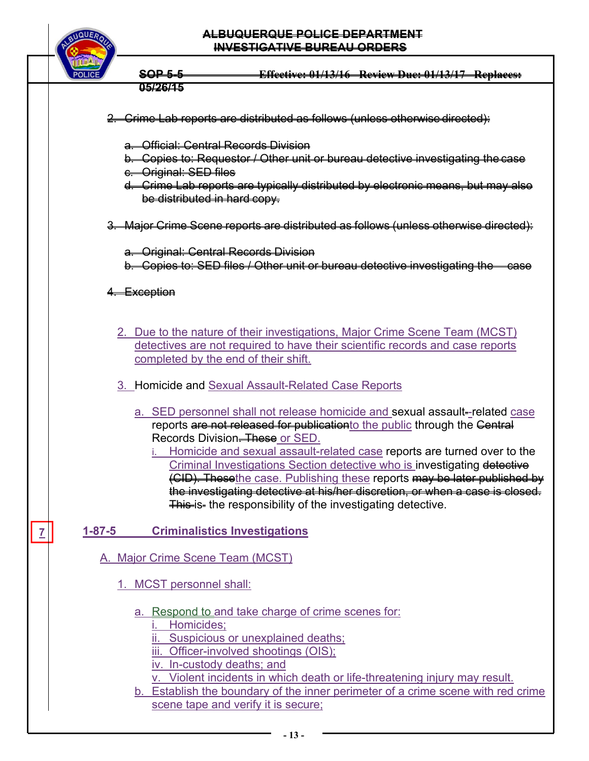~~2. Crime Lab reports are distributed as follows (unless otherwise directed):~~

~~a. Official: Central Records Division~~
~~b. Copies to: Requestor / Other unit or bureau detective investigating the case~~
~~c. Original: SED files~~
~~d. Crime Lab reports are typically distributed by electronic means, but may also be distributed in hard copy.~~

~~3. Major Crime Scene reports are distributed as follows (unless otherwise directed):~~

~~a. Original: Central Records Division~~
~~b. Copies to: SED files / Other unit or bureau detective investigating the case~~

~~4. Exception~~

2. Due to the nature of their investigations, Major Crime Scene Team (MCST) detectives are not required to have their scientific records and case reports completed by the end of their shift.

3. Homicide and Sexual Assault-Related Case Reports

   a. SED personnel shall not release homicide and sexual assault-related case reports ~~are not released for publication~~to the public through the ~~Central~~ Records Division~~. These~~ or SED.

      i. Homicide and sexual assault-related case reports are turned over to the Criminal Investigations Section detective who is investigating ~~detective (CID). These~~the case. Publishing these reports ~~may be later published by the investigating detective at his/her discretion, or when a case is closed. This~~ is the responsibility of the investigating detective.

7

## 1-87-5 Criminalistics Investigations

A. Major Crime Scene Team (MCST)

1. MCST personnel shall:

   a. Respond to and take charge of crime scenes for:
      i. Homicides;
      ii. Suspicious or unexplained deaths;
      iii. Officer-involved shootings (OIS);
      iv. In-custody deaths; and
      v. Violent incidents in which death or life-threatening injury may result.

   b. Establish the boundary of the inner perimeter of a crime scene with red crime scene tape and verify it is secure;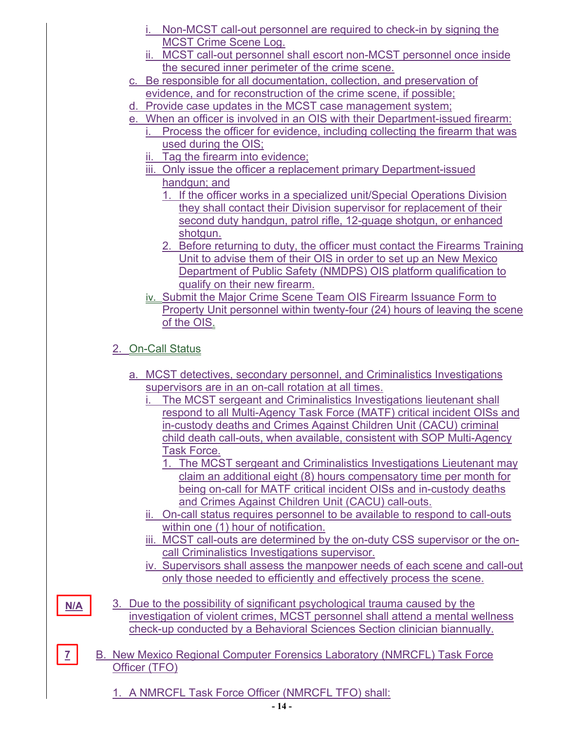i. Non-MCST call-out personnel are required to check-in by signing the MCST Crime Scene Log.

ii. MCST call-out personnel shall escort non-MCST personnel once inside the secured inner perimeter of the crime scene.

c. Be responsible for all documentation, collection, and preservation of evidence, and for reconstruction of the crime scene, if possible;

d. Provide case updates in the MCST case management system;

e. When an officer is involved in an OIS with their Department-issued firearm:

i. Process the officer for evidence, including collecting the firearm that was used during the OIS;

ii. Tag the firearm into evidence;

iii. Only issue the officer a replacement primary Department-issued handgun; and

1. If the officer works in a specialized unit/Special Operations Division they shall contact their Division supervisor for replacement of their second duty handgun, patrol rifle, 12-guage shotgun, or enhanced shotgun.

2. Before returning to duty, the officer must contact the Firearms Training Unit to advise them of their OIS in order to set up an New Mexico Department of Public Safety (NMDPS) OIS platform qualification to qualify on their new firearm.

iv. Submit the Major Crime Scene Team OIS Firearm Issuance Form to Property Unit personnel within twenty-four (24) hours of leaving the scene of the OIS.

2. On-Call Status

a. MCST detectives, secondary personnel, and Criminalistics Investigations supervisors are in an on-call rotation at all times.

i. The MCST sergeant and Criminalistics Investigations lieutenant shall respond to all Multi-Agency Task Force (MATF) critical incident OISs and in-custody deaths and Crimes Against Children Unit (CACU) criminal child death call-outs, when available, consistent with SOP Multi-Agency Task Force.

1. The MCST sergeant and Criminalistics Investigations Lieutenant may claim an additional eight (8) hours compensatory time per month for being on-call for MATF critical incident OISs and in-custody deaths and Crimes Against Children Unit (CACU) call-outs.

ii. On-call status requires personnel to be available to respond to call-outs within one (1) hour of notification.

iii. MCST call-outs are determined by the on-duty CSS supervisor or the on-call Criminalistics Investigations supervisor.

iv. Supervisors shall assess the manpower needs of each scene and call-out only those needed to efficiently and effectively process the scene.

N/A

3. Due to the possibility of significant psychological trauma caused by the investigation of violent crimes, MCST personnel shall attend a mental wellness check-up conducted by a Behavioral Sciences Section clinician biannually.

7

B. New Mexico Regional Computer Forensics Laboratory (NMRCFL) Task Force Officer (TFO)

1. A NMRCFL Task Force Officer (NMRCFL TFO) shall: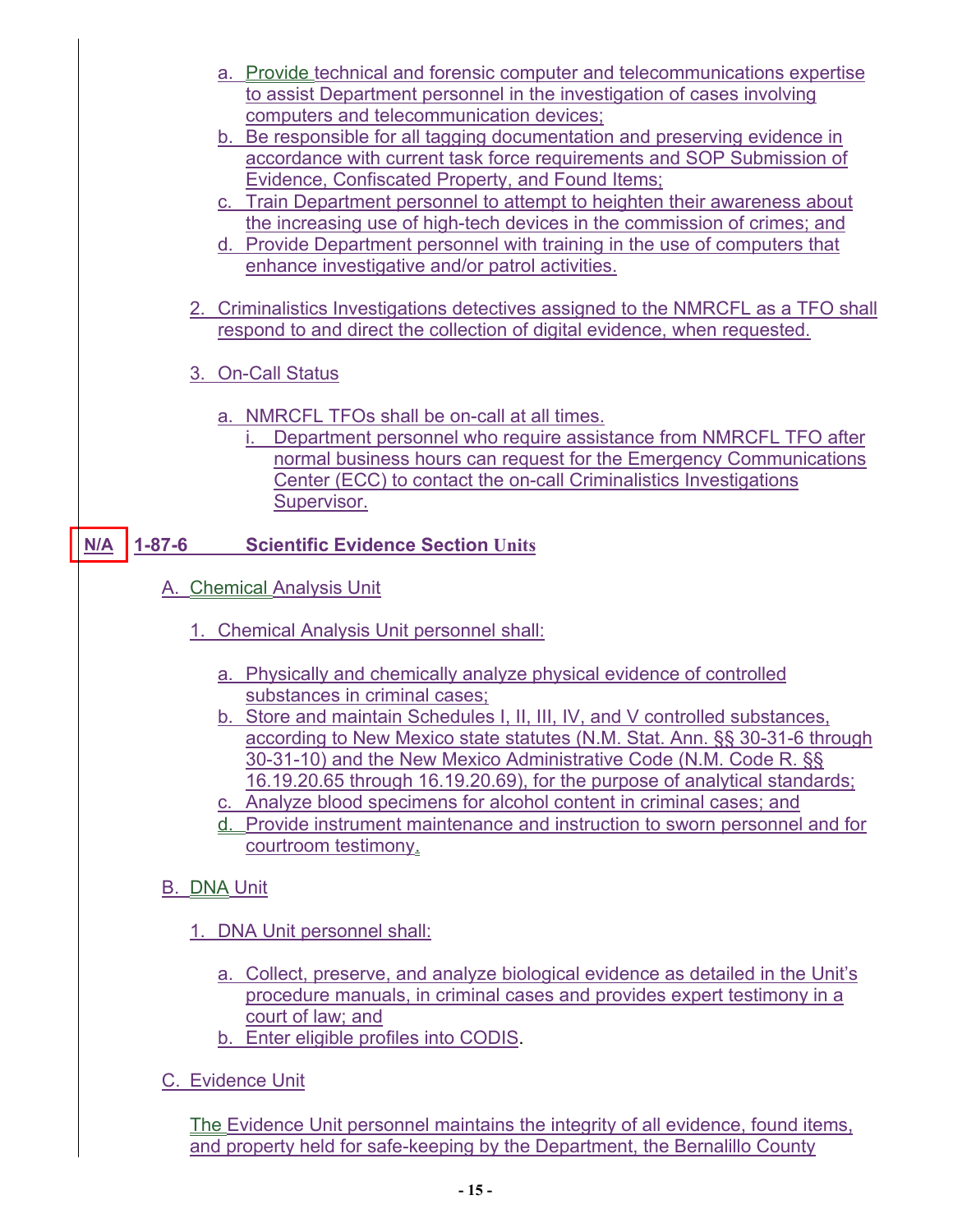a. Provide technical and forensic computer and telecommunications expertise to assist Department personnel in the investigation of cases involving computers and telecommunication devices;
b. Be responsible for all tagging documentation and preserving evidence in accordance with current task force requirements and SOP Submission of Evidence, Confiscated Property, and Found Items;
c. Train Department personnel to attempt to heighten their awareness about the increasing use of high-tech devices in the commission of crimes; and
d. Provide Department personnel with training in the use of computers that enhance investigative and/or patrol activities.

2. Criminalistics Investigations detectives assigned to the NMRCFL as a TFO shall respond to and direct the collection of digital evidence, when requested.

3. On-Call Status

   a. NMRCFL TFOs shall be on-call at all times.
      i. Department personnel who require assistance from NMRCFL TFO after normal business hours can request for the Emergency Communications Center (ECC) to contact the on-call Criminalistics Investigations Supervisor.

## N/A 1-87-6 Scientific Evidence Section Units

A. Chemical Analysis Unit

1. Chemical Analysis Unit personnel shall:

   a. Physically and chemically analyze physical evidence of controlled substances in criminal cases;
   b. Store and maintain Schedules I, II, III, IV, and V controlled substances, according to New Mexico state statutes (N.M. Stat. Ann. §§ 30-31-6 through 30-31-10) and the New Mexico Administrative Code (N.M. Code R. §§ 16.19.20.65 through 16.19.20.69), for the purpose of analytical standards;
   c. Analyze blood specimens for alcohol content in criminal cases; and
   d. Provide instrument maintenance and instruction to sworn personnel and for courtroom testimony.

B. DNA Unit

1. DNA Unit personnel shall:

   a. Collect, preserve, and analyze biological evidence as detailed in the Unit's procedure manuals, in criminal cases and provides expert testimony in a court of law; and
   b. Enter eligible profiles into CODIS.

C. Evidence Unit

The Evidence Unit personnel maintains the integrity of all evidence, found items, and property held for safe-keeping by the Department, the Bernalillo County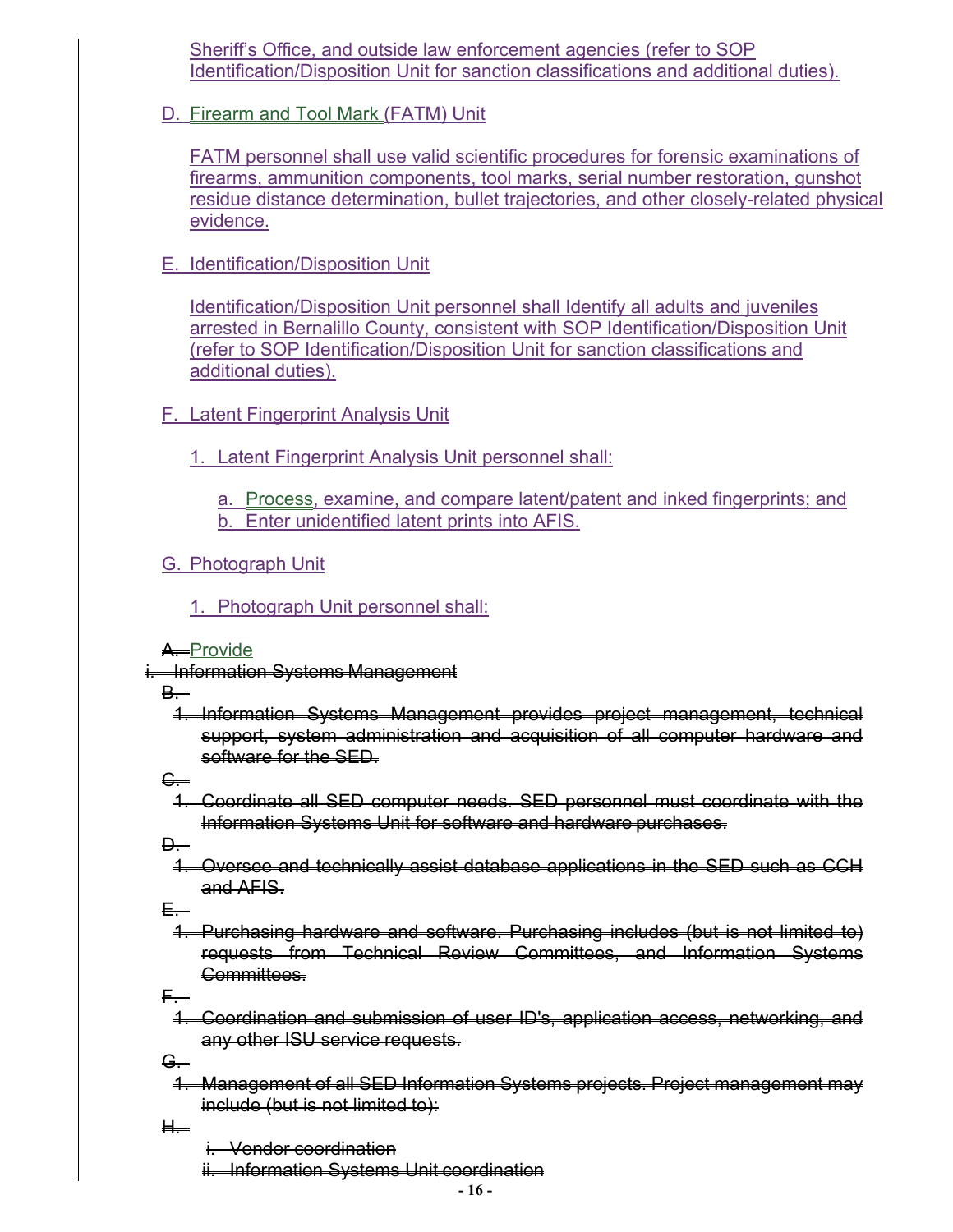Sheriff's Office, and outside law enforcement agencies (refer to SOP Identification/Disposition Unit for sanction classifications and additional duties).

D. Firearm and Tool Mark (FATM) Unit

FATM personnel shall use valid scientific procedures for forensic examinations of firearms, ammunition components, tool marks, serial number restoration, gunshot residue distance determination, bullet trajectories, and other closely-related physical evidence.

E. Identification/Disposition Unit

Identification/Disposition Unit personnel shall Identify all adults and juveniles arrested in Bernalillo County, consistent with SOP Identification/Disposition Unit (refer to SOP Identification/Disposition Unit for sanction classifications and additional duties).

F. Latent Fingerprint Analysis Unit

1. Latent Fingerprint Analysis Unit personnel shall:

   a. Process, examine, and compare latent/patent and inked fingerprints; and
   b. Enter unidentified latent prints into AFIS.

G. Photograph Unit

1. Photograph Unit personnel shall:

~~A.~~ Provide

~~i. Information Systems Management~~

~~B.~~

~~1. Information Systems Management provides project management, technical support, system administration and acquisition of all computer hardware and software for the SED.~~

~~C.~~

~~1. Coordinate all SED computer needs. SED personnel must coordinate with the Information Systems Unit for software and hardware purchases.~~

~~D.~~

~~1. Oversee and technically assist database applications in the SED such as CCH and AFIS.~~

~~E.~~

~~1. Purchasing hardware and software. Purchasing includes (but is not limited to) requests from Technical Review Committees, and Information Systems Committees.~~

~~F.~~

~~1. Coordination and submission of user ID's, application access, networking, and any other ISU service requests.~~

~~G.~~

~~1. Management of all SED Information Systems projects. Project management may include (but is not limited to):~~

~~H.~~

~~i. Vendor coordination~~

~~ii. Information Systems Unit coordination~~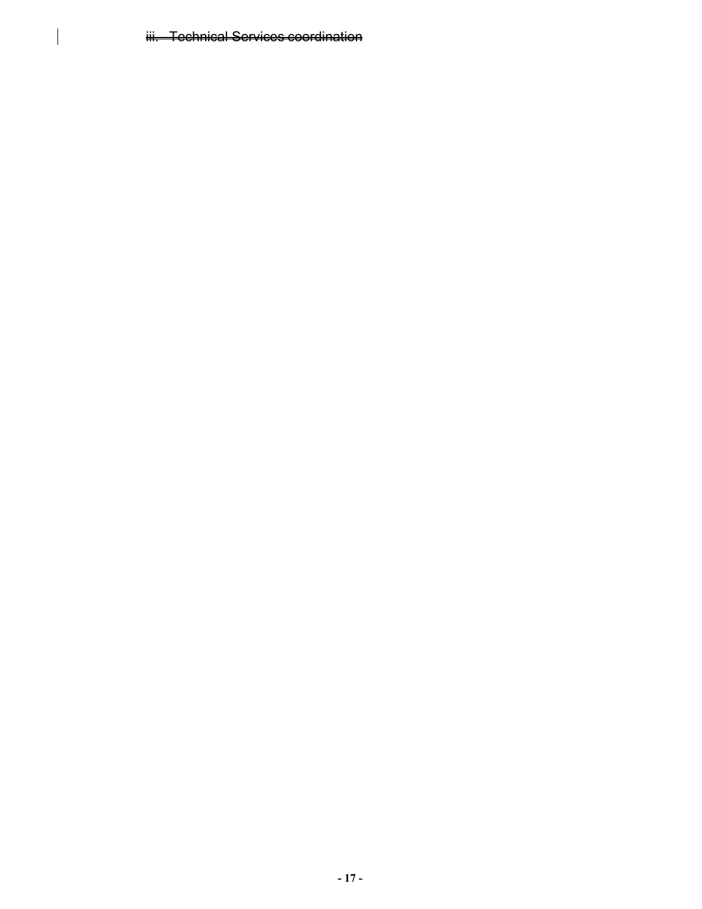~~iii. Technical Services coordination~~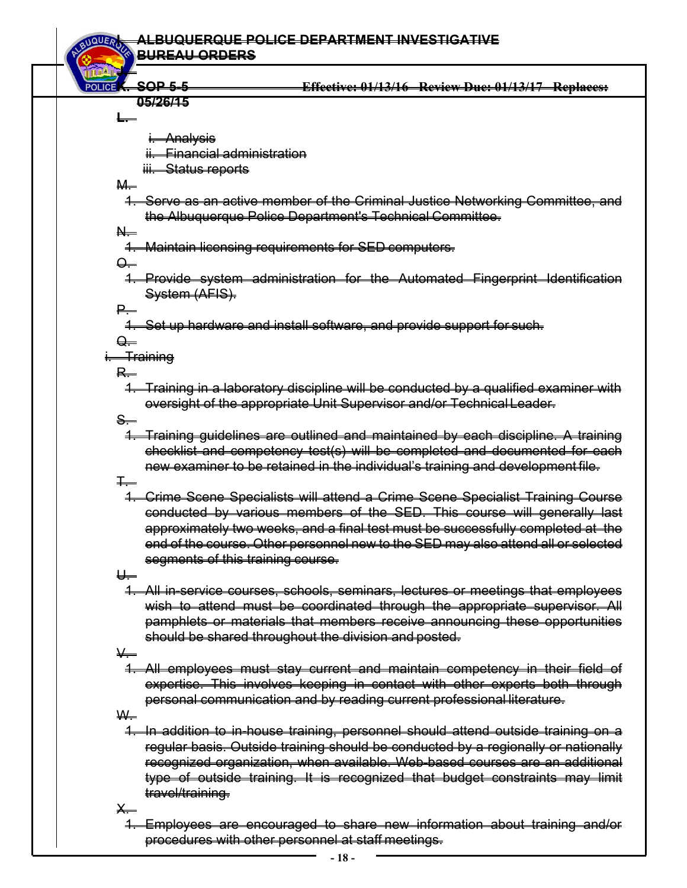I. ALBUQUERQUE POLICE DEPARTMENT INVESTIGATIVE BUREAU ORDERS

J.

K. SOP 5-5 Effective: 01/13/16 Review Due: 01/13/17 Replaces: 05/26/15

L.

i. Analysis

ii. Financial administration

iii. Status reports

M.

1. Serve as an active member of the Criminal Justice Networking Committee, and the Albuquerque Police Department's Technical Committee.

N.

1. Maintain licensing requirements for SED computers.

O.

1. Provide system administration for the Automated Fingerprint Identification System (AFIS).

P.

1. Set up hardware and install software, and provide support for such.

Q.

i. Training

R.

1. Training in a laboratory discipline will be conducted by a qualified examiner with oversight of the appropriate Unit Supervisor and/or Technical Leader.

S.

1. Training guidelines are outlined and maintained by each discipline. A training checklist and competency test(s) will be completed and documented for each new examiner to be retained in the individual's training and development file.

T.

1. Crime Scene Specialists will attend a Crime Scene Specialist Training Course conducted by various members of the SED. This course will generally last approximately two weeks, and a final test must be successfully completed at the end of the course. Other personnel new to the SED may also attend all or selected segments of this training course.

U.

1. All in-service courses, schools, seminars, lectures or meetings that employees wish to attend must be coordinated through the appropriate supervisor. All pamphlets or materials that members receive announcing these opportunities should be shared throughout the division and posted.

V.

1. All employees must stay current and maintain competency in their field of expertise. This involves keeping in contact with other experts both through personal communication and by reading current professional literature.

W.

1. In addition to in-house training, personnel should attend outside training on a regular basis. Outside training should be conducted by a regionally or nationally recognized organization, when available. Web-based courses are an additional type of outside training. It is recognized that budget constraints may limit travel/training.

X.

1. Employees are encouraged to share new information about training and/or procedures with other personnel at staff meetings.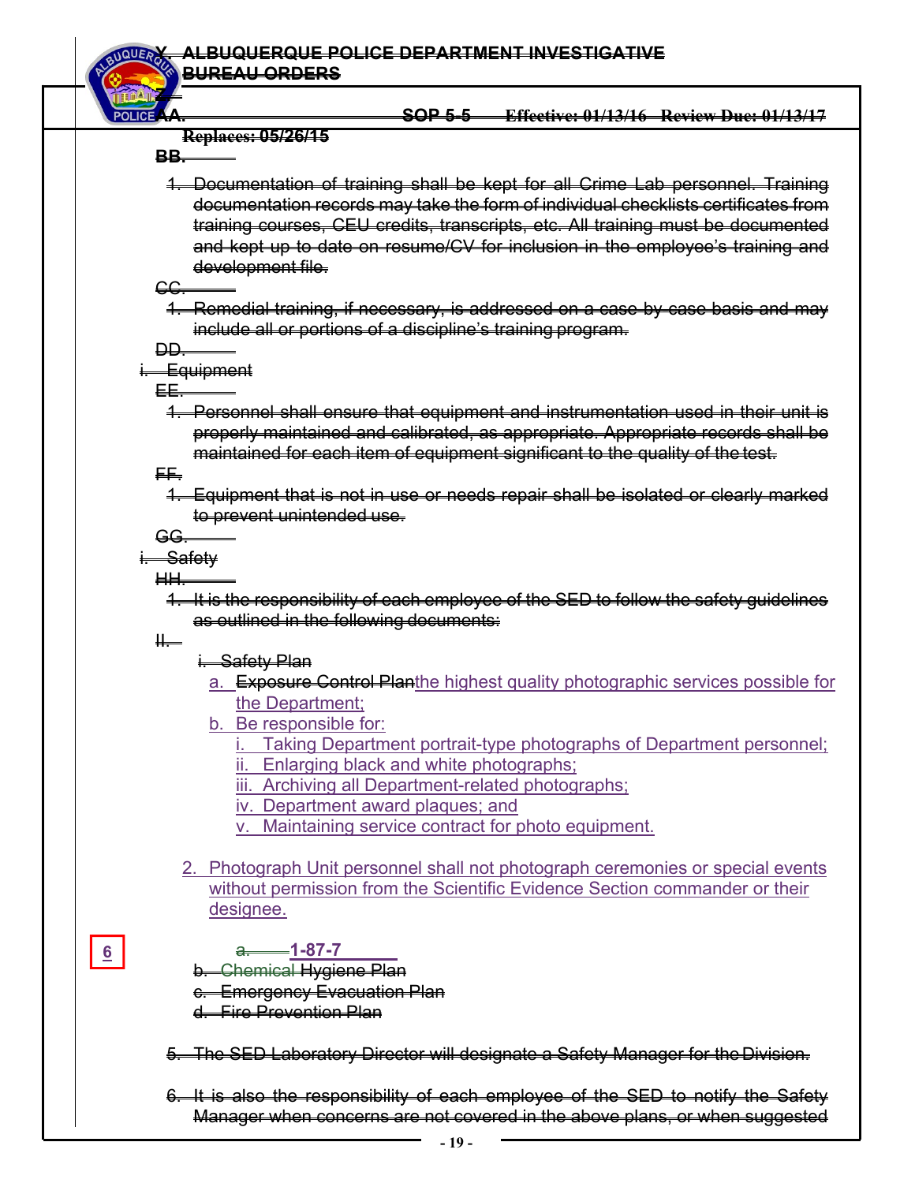~~Y. ALBUQUERQUE POLICE DEPARTMENT INVESTIGATIVE BUREAU ORDERS~~

~~Z.~~

~~AA.~~ ~~SOP 5-5~~ ~~Effective: 01/13/16~~ ~~Review Due: 01/13/17~~

~~Replaces: 05/26/15~~

~~BB.~~

~~1. Documentation of training shall be kept for all Crime Lab personnel. Training documentation records may take the form of individual checklists certificates from training courses, CEU credits, transcripts, etc. All training must be documented and kept up to date on resume/CV for inclusion in the employee's training and development file.~~

~~CC.~~

~~1. Remedial training, if necessary, is addressed on a case-by-case basis and may include all or portions of a discipline's training program.~~

~~DD.~~

~~i. Equipment~~

~~EE.~~

~~1. Personnel shall ensure that equipment and instrumentation used in their unit is properly maintained and calibrated, as appropriate. Appropriate records shall be maintained for each item of equipment significant to the quality of the test.~~

~~FF.~~

~~1. Equipment that is not in use or needs repair shall be isolated or clearly marked to prevent unintended use.~~

~~GG.~~

~~i. Safety~~

~~HH.~~

~~1. It is the responsibility of each employee of the SED to follow the safety guidelines as outlined in the following documents:~~

~~II.~~

~~i. Safety Plan~~

a. ~~Exposure Control Plan~~the highest quality photographic services possible for the Department;
b. Be responsible for:
   i. Taking Department portrait-type photographs of Department personnel;
   ii. Enlarging black and white photographs;
   iii. Archiving all Department-related photographs;
   iv. Department award plaques; and
   v. Maintaining service contract for photo equipment.

2. Photograph Unit personnel shall not photograph ceremonies or special events without permission from the Scientific Evidence Section commander or their designee.

6

~~a.~~ **1-87-7**

~~b. Chemical Hygiene Plan~~

~~c. Emergency Evacuation Plan~~

~~d. Fire Prevention Plan~~

~~5. The SED Laboratory Director will designate a Safety Manager for the Division.~~

~~6. It is also the responsibility of each employee of the SED to notify the Safety Manager when concerns are not covered in the above plans, or when suggested~~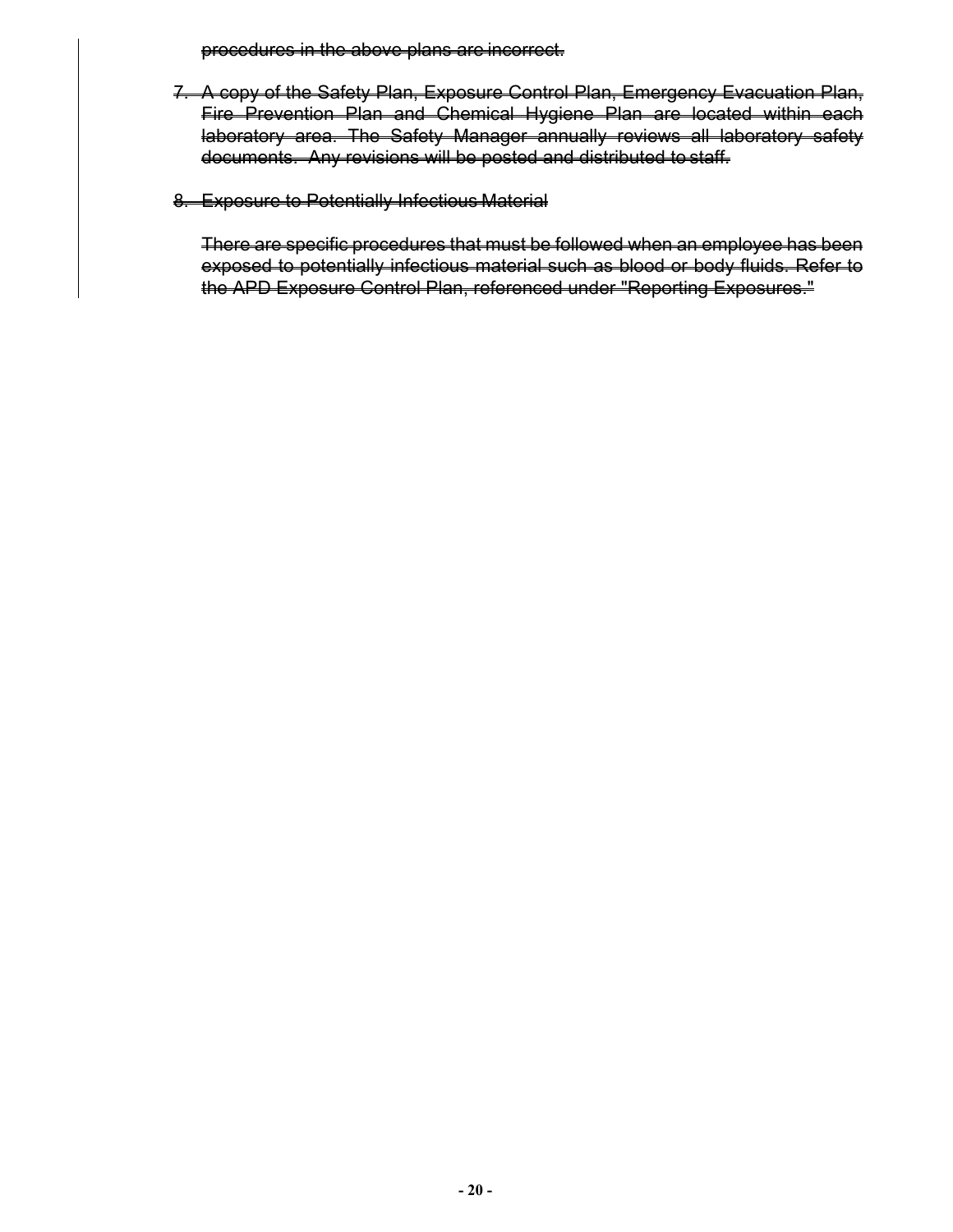~~procedures in the above plans are incorrect.~~

7. ~~A copy of the Safety Plan, Exposure Control Plan, Emergency Evacuation Plan, Fire Prevention Plan and Chemical Hygiene Plan are located within each laboratory area. The Safety Manager annually reviews all laboratory safety documents. Any revisions will be posted and distributed to staff.~~

8. ~~Exposure to Potentially Infectious Material~~

   ~~There are specific procedures that must be followed when an employee has been exposed to potentially infectious material such as blood or body fluids. Refer to the APD Exposure Control Plan, referenced under "Reporting Exposures."~~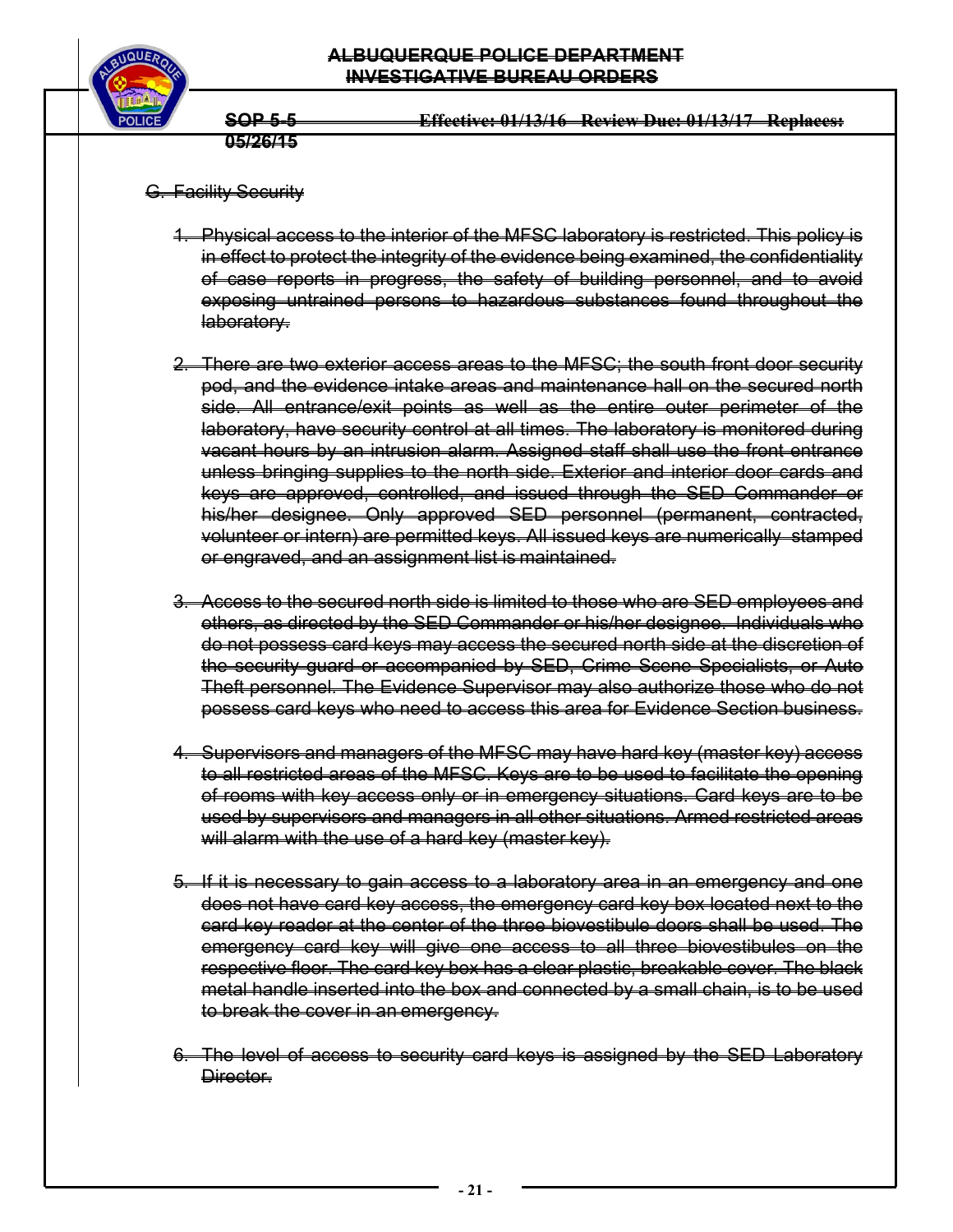~~G. Facility Security~~

1. ~~Physical access to the interior of the MFSC laboratory is restricted. This policy is in effect to protect the integrity of the evidence being examined, the confidentiality of case reports in progress, the safety of building personnel, and to avoid exposing untrained persons to hazardous substances found throughout the laboratory.~~

2. ~~There are two exterior access areas to the MFSC; the south front door security pod, and the evidence intake areas and maintenance hall on the secured north side. All entrance/exit points as well as the entire outer perimeter of the laboratory, have security control at all times. The laboratory is monitored during vacant hours by an intrusion alarm. Assigned staff shall use the front entrance unless bringing supplies to the north side. Exterior and interior door cards and keys are approved, controlled, and issued through the SED Commander or his/her designee. Only approved SED personnel (permanent, contracted, volunteer or intern) are permitted keys. All issued keys are numerically stamped or engraved, and an assignment list is maintained.~~

3. ~~Access to the secured north side is limited to those who are SED employees and others, as directed by the SED Commander or his/her designee. Individuals who do not possess card keys may access the secured north side at the discretion of the security guard or accompanied by SED, Crime Scene Specialists, or Auto Theft personnel. The Evidence Supervisor may also authorize those who do not possess card keys who need to access this area for Evidence Section business.~~

4. ~~Supervisors and managers of the MFSC may have hard key (master key) access to all restricted areas of the MFSC. Keys are to be used to facilitate the opening of rooms with key access only or in emergency situations. Card keys are to be used by supervisors and managers in all other situations. Armed restricted areas will alarm with the use of a hard key (master key).~~

5. ~~If it is necessary to gain access to a laboratory area in an emergency and one does not have card key access, the emergency card key box located next to the card key reader at the center of the three biovestibule doors shall be used. The emergency card key will give one access to all three biovestibules on the respective floor. The card key box has a clear plastic, breakable cover. The black metal handle inserted into the box and connected by a small chain, is to be used to break the cover in an emergency.~~

6. ~~The level of access to security card keys is assigned by the SED Laboratory Director.~~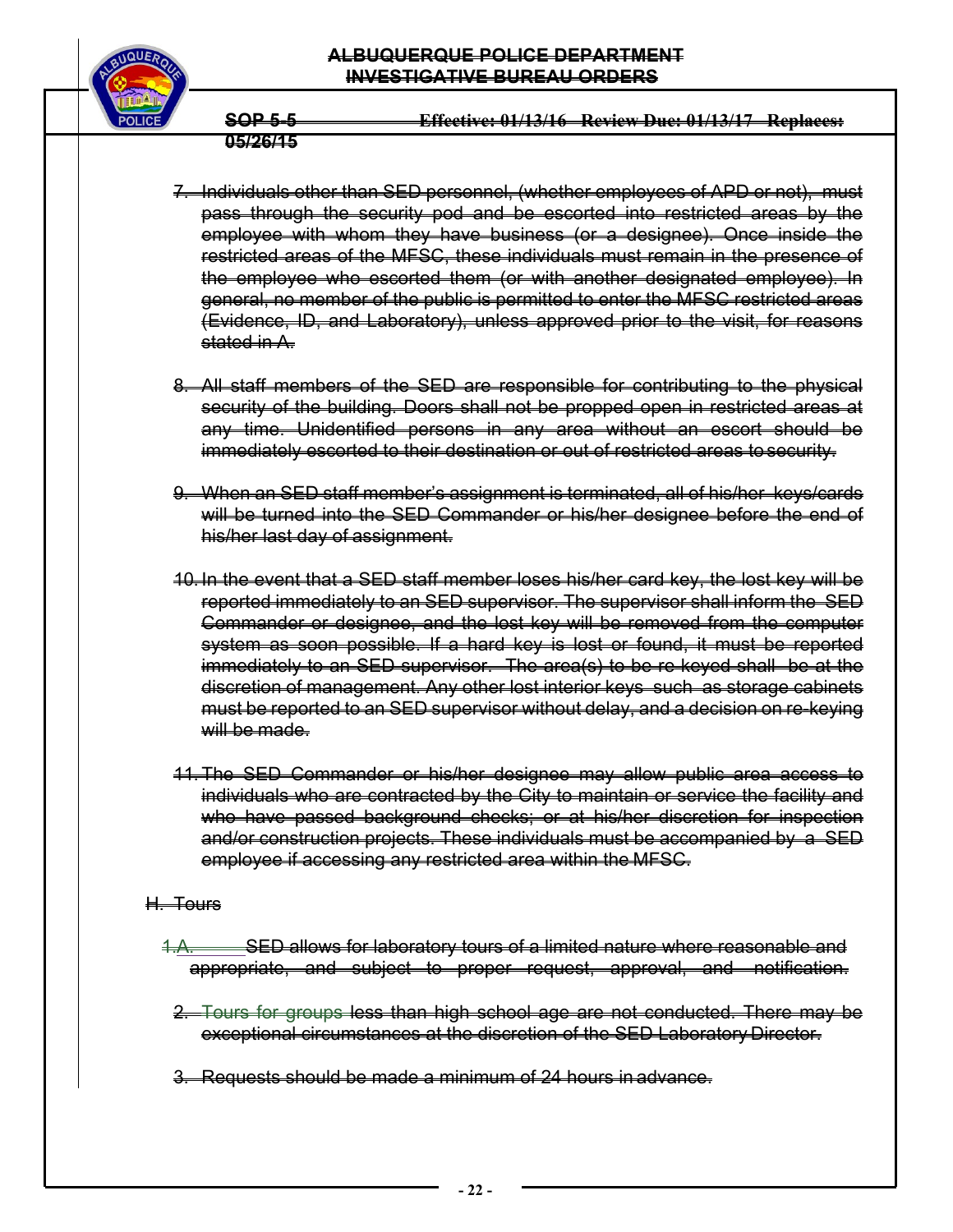7. Individuals other than SED personnel, (whether employees of APD or not), must pass through the security pod and be escorted into restricted areas by the employee with whom they have business (or a designee). Once inside the restricted areas of the MFSC, these individuals must remain in the presence of the employee who escorted them (or with another designated employee). In general, no member of the public is permitted to enter the MFSC restricted areas (Evidence, ID, and Laboratory), unless approved prior to the visit, for reasons stated in A.

8. All staff members of the SED are responsible for contributing to the physical security of the building. Doors shall not be propped open in restricted areas at any time. Unidentified persons in any area without an escort should be immediately escorted to their destination or out of restricted areas to security.

9. When an SED staff member's assignment is terminated, all of his/her keys/cards will be turned into the SED Commander or his/her designee before the end of his/her last day of assignment.

10. In the event that a SED staff member loses his/her card key, the lost key will be reported immediately to an SED supervisor. The supervisor shall inform the SED Commander or designee, and the lost key will be removed from the computer system as soon as possible. If a hard key is lost or found, it must be reported immediately to an SED supervisor. The area(s) to be re-keyed shall be at the discretion of management. Any other lost interior keys such as storage cabinets must be reported to an SED supervisor without delay, and a decision on re-keying will be made.

11. The SED Commander or his/her designee may allow public area access to individuals who are contracted by the City to maintain or service the facility and who have passed background checks; or at his/her discretion for inspection and/or construction projects. These individuals must be accompanied by a SED employee if accessing any restricted area within the MFSC.

H. Tours

1.A. SED allows for laboratory tours of a limited nature where reasonable and appropriate, and subject to proper request, approval, and notification.

2. Tours for groups less than high school age are not conducted. There may be exceptional circumstances at the discretion of the SED Laboratory Director.

3. Requests should be made a minimum of 24 hours in advance.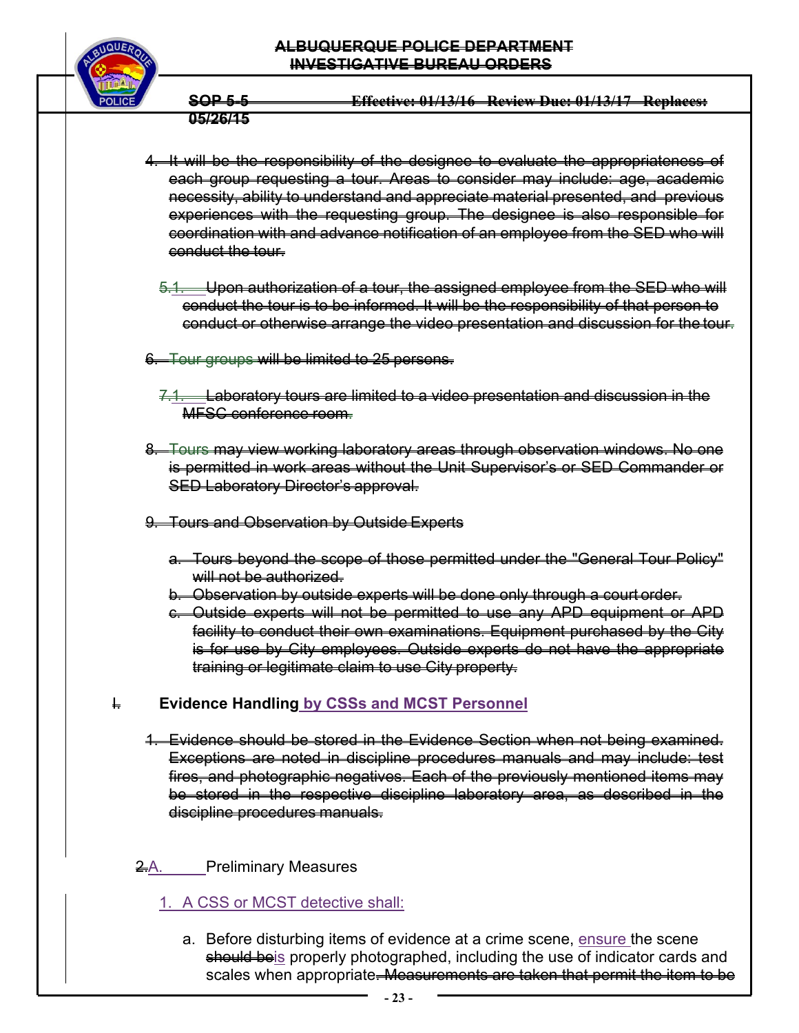4. It will be the responsibility of the designee to evaluate the appropriateness of each group requesting a tour. Areas to consider may include: age, academic necessity, ability to understand and appreciate material presented, and previous experiences with the requesting group. The designee is also responsible for coordination with and advance notification of an employee from the SED who will conduct the tour.

5.1. Upon authorization of a tour, the assigned employee from the SED who will conduct the tour is to be informed. It will be the responsibility of that person to conduct or otherwise arrange the video presentation and discussion for the tour.

6. Tour groups will be limited to 25 persons.

7.1. Laboratory tours are limited to a video presentation and discussion in the MFSC conference room.

8. Tours may view working laboratory areas through observation windows. No one is permitted in work areas without the Unit Supervisor's or SED Commander or SED Laboratory Director's approval.

9. Tours and Observation by Outside Experts

   a. Tours beyond the scope of those permitted under the "General Tour Policy" will not be authorized.
   b. Observation by outside experts will be done only through a court order.
   c. Outside experts will not be permitted to use any APD equipment or APD facility to conduct their own examinations. Equipment purchased by the City is for use by City employees. Outside experts do not have the appropriate training or legitimate claim to use City property.

I. **Evidence Handling by CSSs and MCST Personnel**

1. Evidence should be stored in the Evidence Section when not being examined. Exceptions are noted in discipline procedures manuals and may include: test fires, and photographic negatives. Each of the previously mentioned items may be stored in the respective discipline laboratory area, as described in the discipline procedures manuals.

2.A. Preliminary Measures

1. A CSS or MCST detective shall:

   a. Before disturbing items of evidence at a crime scene, ensure the scene should beis properly photographed, including the use of indicator cards and scales when appropriate. Measurements are taken that permit the item to be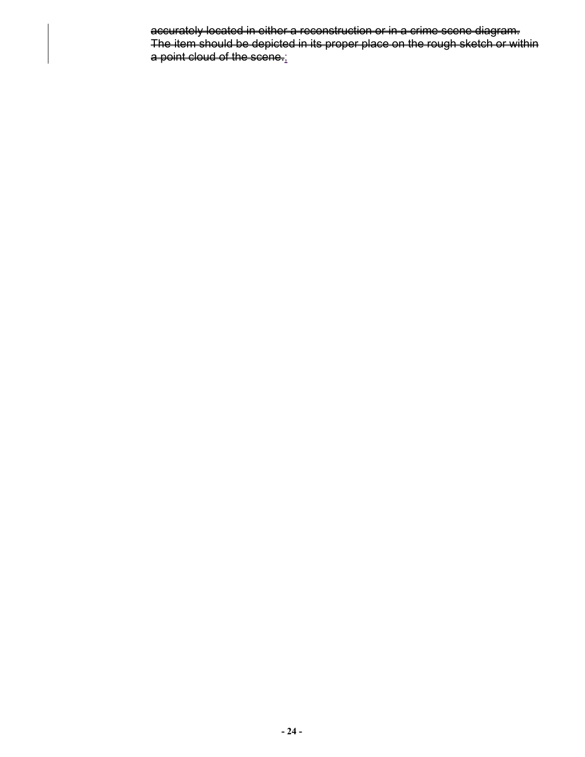~~accurately located in either a reconstruction or in a crime scene diagram. The item should be depicted in its proper place on the rough sketch or within a point cloud of the scene.~~;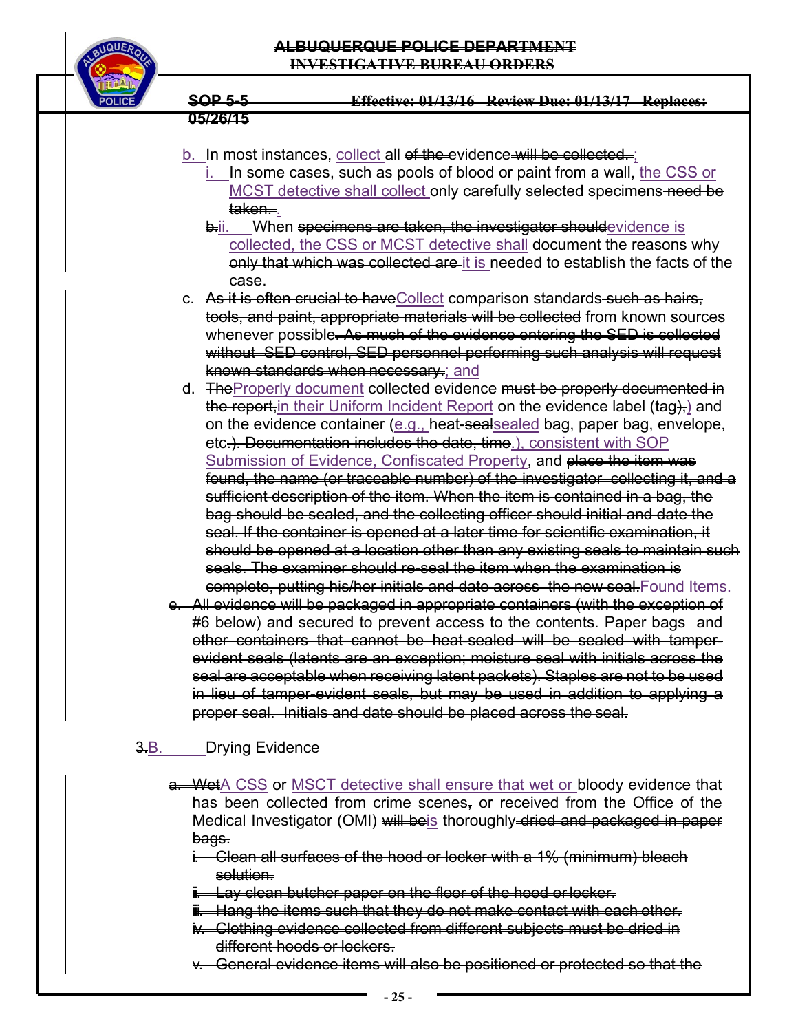b. In most instances, ~~collect all of the~~ evidence ~~will be collected.~~;

   i. In some cases, such as pools of blood or paint from a wall, the CSS or MCST detective shall collect only carefully selected specimens ~~need be taken.~~.

   ~~b.~~ii. When ~~specimens are taken, the investigator should~~ evidence is collected, the CSS or MCST detective shall document the reasons why ~~only that which was collected are~~ it is needed to establish the facts of the case.

c. ~~As it is often crucial to have~~ Collect comparison standards ~~such as hairs, tools, and paint, appropriate materials will be collected~~ from known sources whenever possible~~. As much of the evidence entering the SED is collected without SED control, SED personnel performing such analysis will request known standards when necessary.~~; and

d. ~~The~~ Properly document collected evidence ~~must be properly documented in the report,~~ in their Uniform Incident Report on the evidence label (tag~~),~~) and on the evidence container (e.g., heat-~~seal~~sealed bag, paper bag, envelope, etc~~.). Documentation includes the date, time~~.), consistent with SOP Submission of Evidence, Confiscated Property, and ~~place the item was found, the name (or traceable number) of the investigator collecting it, and a sufficient description of the item. When the item is contained in a bag, the bag should be sealed, and the collecting officer should initial and date the seal. If the container is opened at a later time for scientific examination, it should be opened at a location other than any existing seals to maintain such seals. The examiner should re-seal the item when the examination is complete, putting his/her initials and date across the new seal.~~ Found Items.

~~e. All evidence will be packaged in appropriate containers (with the exception of #6 below) and secured to prevent access to the contents. Paper bags and other containers that cannot be heat-sealed will be sealed with tamper-evident seals (latents are an exception; moisture seal with initials across the seal are acceptable when receiving latent packets). Staples are not to be used in lieu of tamper-evident seals, but may be used in addition to applying a proper seal. Initials and date should be placed across the seal.~~

~~3.~~B. Drying Evidence

~~a. Wet~~ A CSS or MSCT detective shall ensure that wet or bloody evidence that has been collected from crime scenes~~,~~ or received from the Office of the Medical Investigator (OMI) ~~will be~~ is thoroughly ~~dried and packaged in paper bags.~~

~~i. Clean all surfaces of the hood or locker with a 1% (minimum) bleach solution.~~

~~ii. Lay clean butcher paper on the floor of the hood or locker.~~

~~iii. Hang the items such that they do not make contact with each other.~~

~~iv. Clothing evidence collected from different subjects must be dried in different hoods or lockers.~~

~~v. General evidence items will also be positioned or protected so that the~~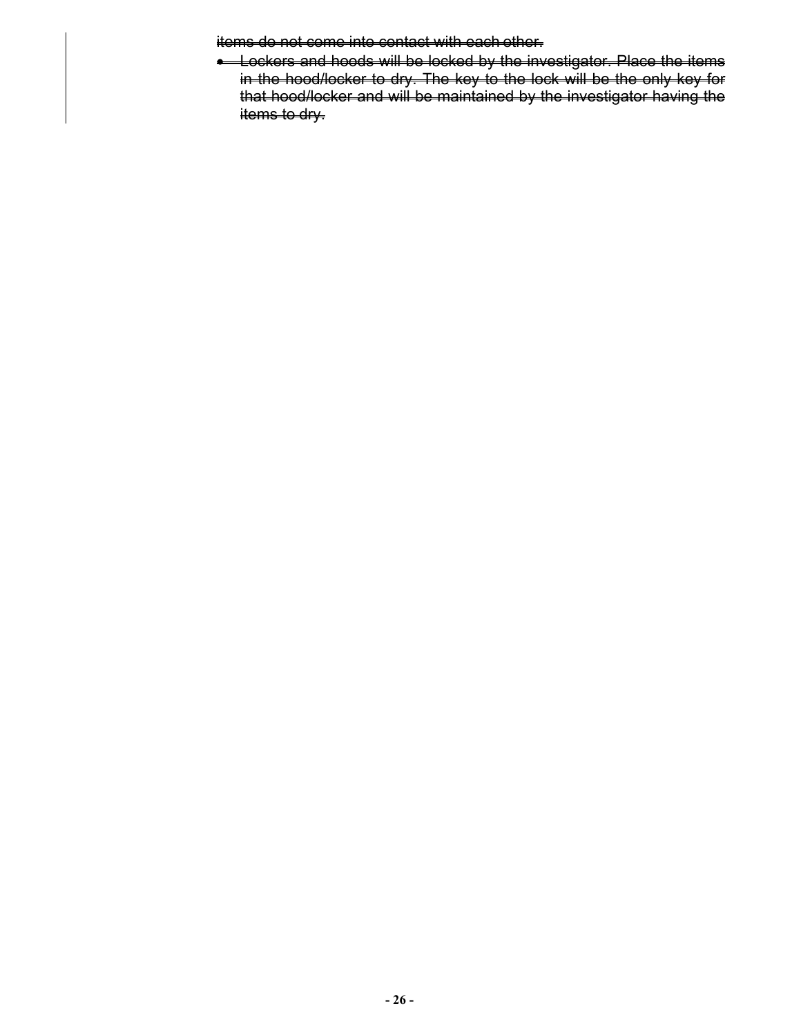~~items do not come into contact with each other.~~

- ~~Lockers and hoods will be locked by the investigator. Place the items in the hood/locker to dry. The key to the lock will be the only key for that hood/locker and will be maintained by the investigator having the items to dry.~~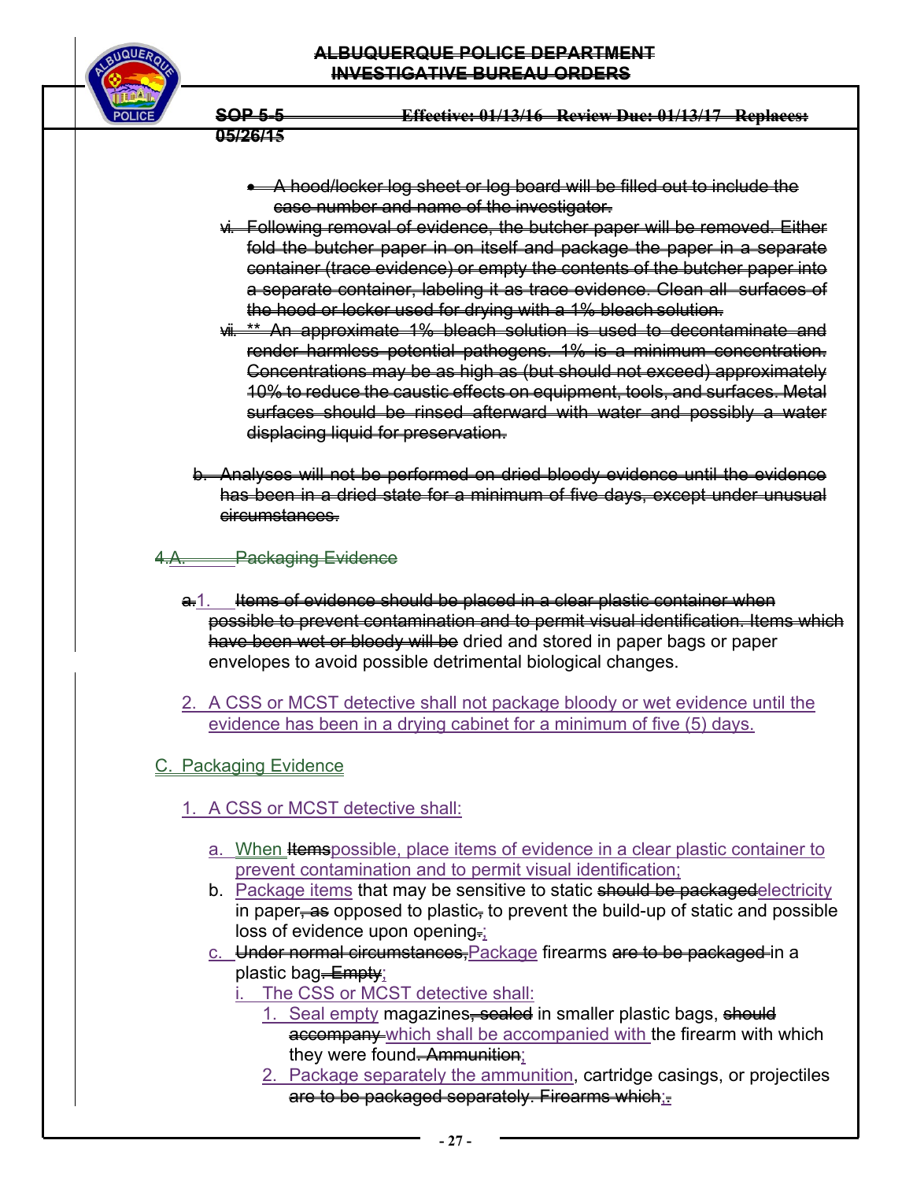- ~~A hood/locker log sheet or log board will be filled out to include the case number and name of the investigator.~~

vi. ~~Following removal of evidence, the butcher paper will be removed. Either fold the butcher paper in on itself and package the paper in a separate container (trace evidence) or empty the contents of the butcher paper into a separate container, labeling it as trace evidence. Clean all surfaces of the hood or locker used for drying with a 1% bleach solution.~~

vii. ~~** An approximate 1% bleach solution is used to decontaminate and render harmless potential pathogens. 1% is a minimum concentration. Concentrations may be as high as (but should not exceed) approximately 10% to reduce the caustic effects on equipment, tools, and surfaces. Metal surfaces should be rinsed afterward with water and possibly a water displacing liquid for preservation.~~

b. ~~Analyses will not be performed on dried bloody evidence until the evidence has been in a dried state for a minimum of five days, except under unusual circumstances.~~

~~4.~~A. Packaging Evidence

~~a.~~1. ~~Items of evidence should be placed in a clear plastic container when possible to prevent contamination and to permit visual identification. Items which have been wet or bloody will be~~ dried and stored in paper bags or paper envelopes to avoid possible detrimental biological changes.

2. A CSS or MCST detective shall not package bloody or wet evidence until the evidence has been in a drying cabinet for a minimum of five (5) days.

C. Packaging Evidence

1. A CSS or MCST detective shall:

   a. When ~~Items~~possible, place items of evidence in a clear plastic container to prevent contamination and to permit visual identification;

   b. Package items that may be sensitive to static ~~should be packaged~~electricity in paper~~, as~~ opposed to plastic~~,~~ to prevent the build-up of static and possible loss of evidence upon opening~~.~~;

   c. ~~Under normal circumstances,~~Package firearms ~~are to be packaged~~ in a plastic bag~~. Empty~~;

      i. The CSS or MCST detective shall:

         1. Seal empty magazines~~, sealed~~ in smaller plastic bags, ~~should accompany~~ which shall be accompanied with the firearm with which they were found~~. Ammunition~~;

         2. Package separately the ammunition, cartridge casings, or projectiles ~~are to be packaged separately. Firearms which~~;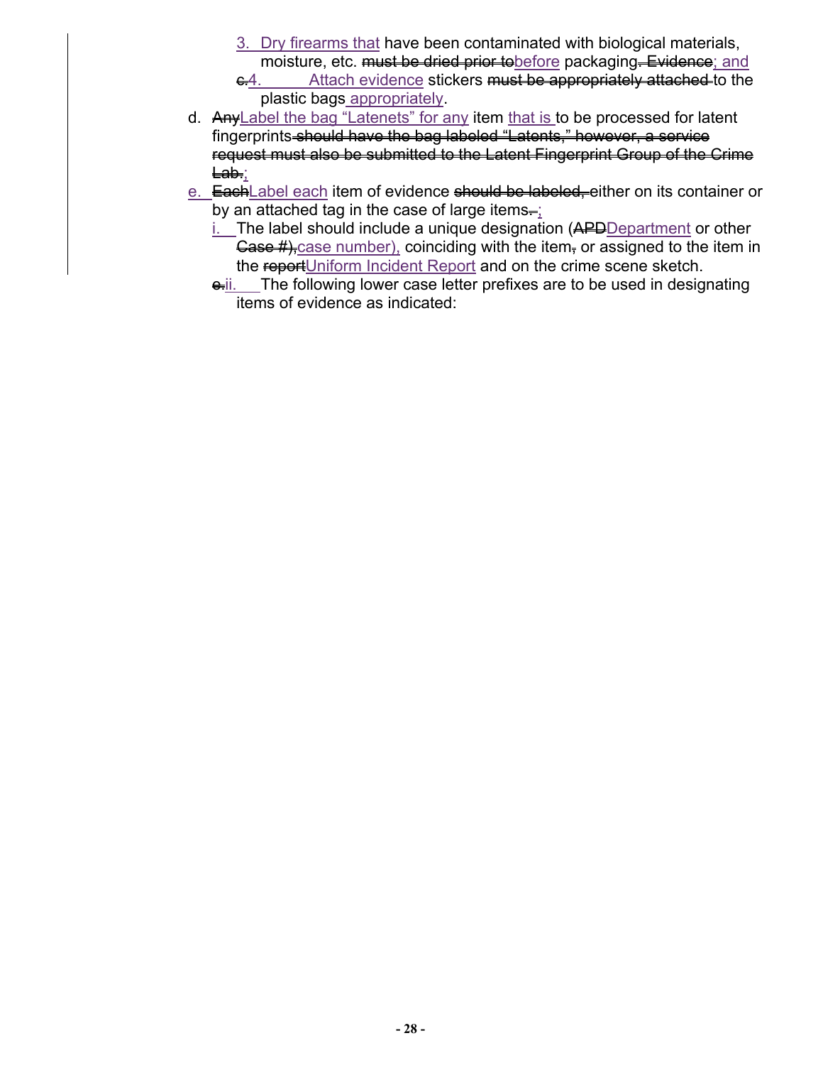3. Dry firearms that have been contaminated with biological materials, moisture, etc. ~~must be dried prior to~~before packaging~~. Evidence~~; and

~~c.~~4. Attach evidence stickers ~~must be appropriately attached~~ to the plastic bags appropriately.

d. ~~Any~~Label the bag "Latenets" for any item that is to be processed for latent fingerprints ~~should have the bag labeled "Latents," however, a service request must also be submitted to the Latent Fingerprint Group of the Crime Lab.~~;

e. ~~Each~~Label each item of evidence ~~should be labeled,~~ either on its container or by an attached tag in the case of large items~~.~~;

   i. The label should include a unique designation (~~APD~~Department or other ~~Case #),~~case number), coinciding with the item~~,~~ or assigned to the item in the ~~report~~Uniform Incident Report and on the crime scene sketch.

   ~~e.~~ii. The following lower case letter prefixes are to be used in designating items of evidence as indicated: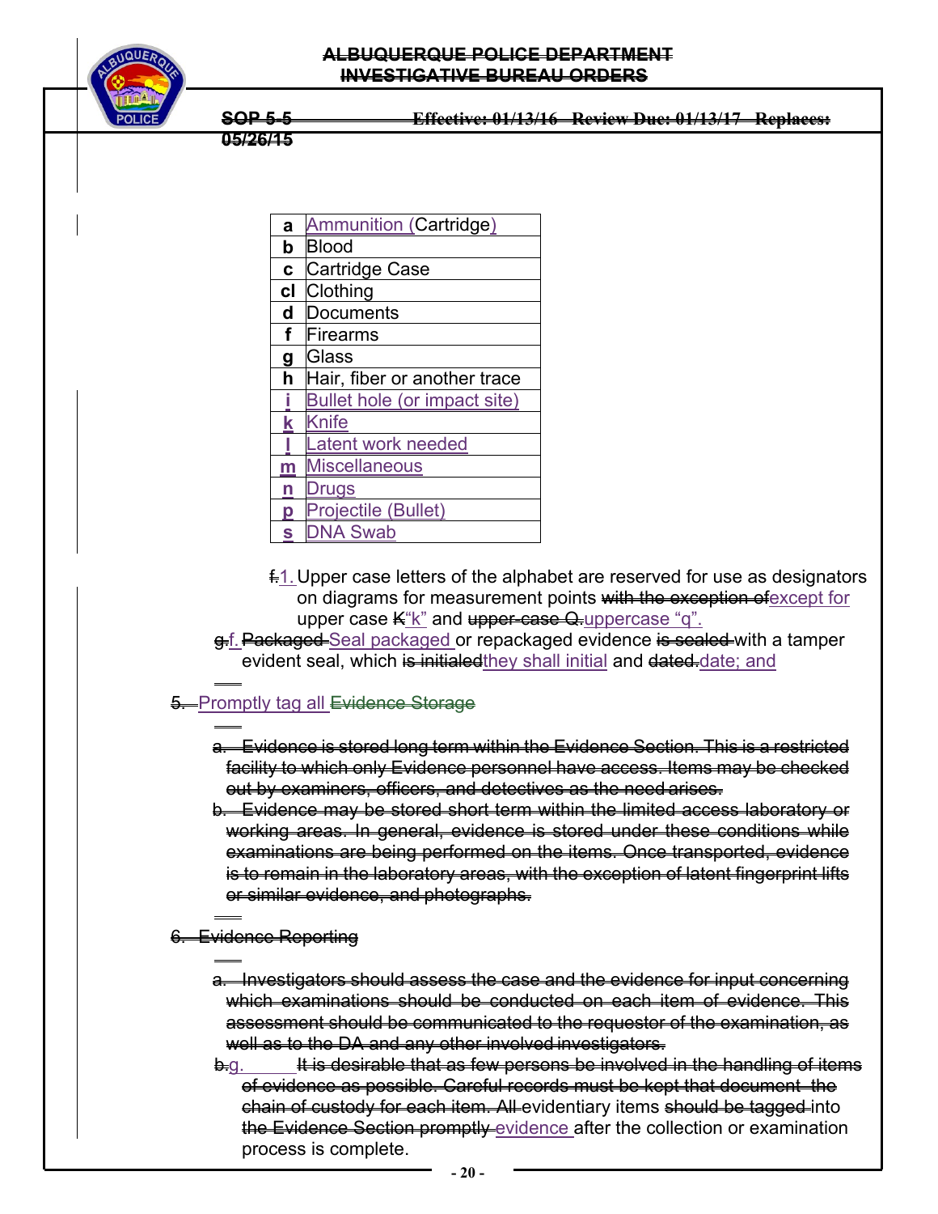| a | Ammunition (Cartridge) |
|---|---|
| b | Blood |
| c | Cartridge Case |
| cl | Clothing |
| d | Documents |
| f | Firearms |
| g | Glass |
| h | Hair, fiber or another trace |
| i | Bullet hole (or impact site) |
| k | Knife |
| l | Latent work needed |
| m | Miscellaneous |
| n | Drugs |
| p | Projectile (Bullet) |
| s | DNA Swab |

f. 1. Upper case letters of the alphabet are reserved for use as designators on diagrams for measurement points ~~with the exception of~~ except for upper case ~~K~~ "k" and ~~upper-case Q.~~ uppercase "q".

~~g.~~ f. ~~Packaged~~ Seal packaged or repackaged evidence ~~is sealed~~ with a tamper evident seal, which ~~is initialed~~ they shall initial and ~~dated.~~ date; and

~~5.~~ Promptly tag all ~~Evidence Storage~~

~~a. Evidence is stored long term within the Evidence Section. This is a restricted facility to which only Evidence personnel have access. Items may be checked out by examiners, officers, and detectives as the need arises.~~

~~b. Evidence may be stored short term within the limited access laboratory or working areas. In general, evidence is stored under these conditions while examinations are being performed on the items. Once transported, evidence is to remain in the laboratory areas, with the exception of latent fingerprint lifts or similar evidence, and photographs.~~

~~6. Evidence Reporting~~

~~a. Investigators should assess the case and the evidence for input concerning which examinations should be conducted on each item of evidence. This assessment should be communicated to the requestor of the examination, as well as to the DA and any other involved investigators.~~

~~b.~~ g. ~~It is desirable that as few persons be involved in the handling of items of evidence as possible. Careful records must be kept that document the chain of custody for each item. All~~ evidentiary items ~~should be tagged~~ into ~~the Evidence Section promptly~~ evidence after the collection or examination process is complete.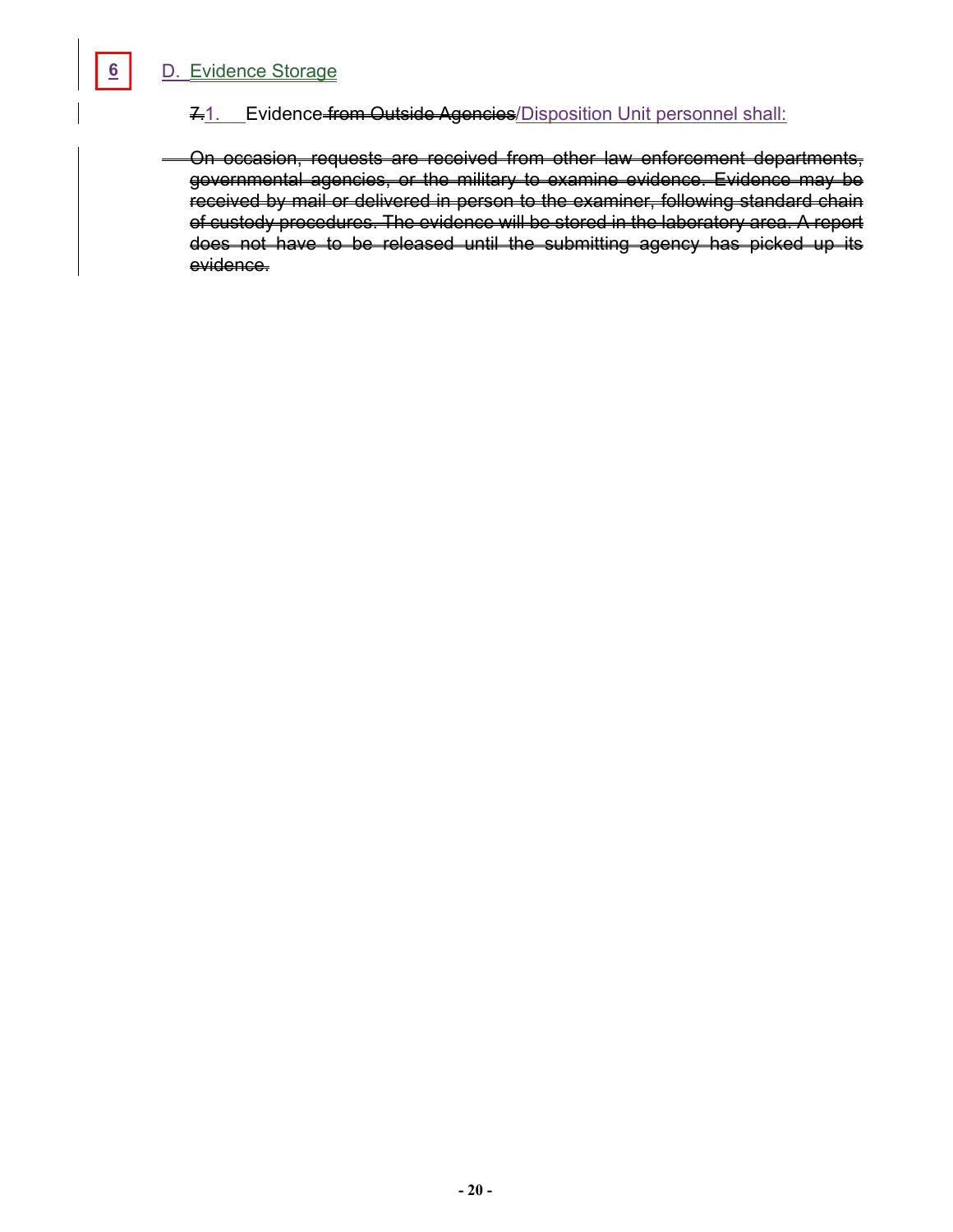6

## D. Evidence Storage

~~7.~~1. Evidence ~~from Outside Agencies~~/Disposition Unit personnel shall:

~~On occasion, requests are received from other law enforcement departments, governmental agencies, or the military to examine evidence. Evidence may be received by mail or delivered in person to the examiner, following standard chain of custody procedures. The evidence will be stored in the laboratory area. A report does not have to be released until the submitting agency has picked up its evidence.~~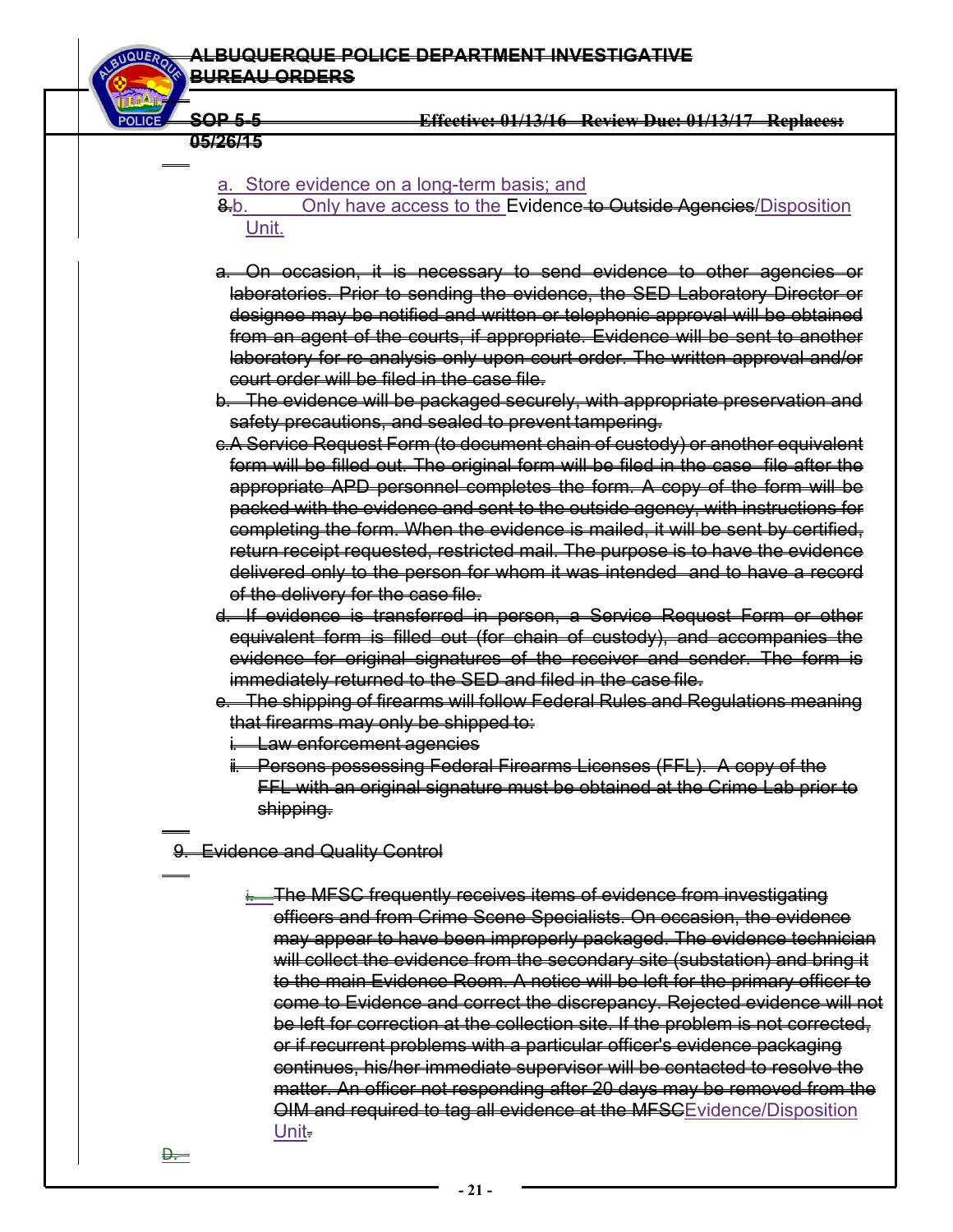a. Store evidence on a long-term basis; and

~~8.~~b. Only have access to the Evidence ~~to Outside Agencies~~/Disposition Unit.

~~a. On occasion, it is necessary to send evidence to other agencies or laboratories. Prior to sending the evidence, the SED Laboratory Director or designee may be notified and written or telephonic approval will be obtained from an agent of the courts, if appropriate. Evidence will be sent to another laboratory for re-analysis only upon court order. The written approval and/or court order will be filed in the case file.~~

~~b. The evidence will be packaged securely, with appropriate preservation and safety precautions, and sealed to prevent tampering.~~

~~c. A Service Request Form (to document chain of custody) or another equivalent form will be filled out. The original form will be filed in the case file after the appropriate APD personnel completes the form. A copy of the form will be packed with the evidence and sent to the outside agency, with instructions for completing the form. When the evidence is mailed, it will be sent by certified, return receipt requested, restricted mail. The purpose is to have the evidence delivered only to the person for whom it was intended and to have a record of the delivery for the case file.~~

~~d. If evidence is transferred in person, a Service Request Form or other equivalent form is filled out (for chain of custody), and accompanies the evidence for original signatures of the receiver and sender. The form is immediately returned to the SED and filed in the case file.~~

~~e. The shipping of firearms will follow Federal Rules and Regulations meaning that firearms may only be shipped to:~~

~~i. Law enforcement agencies~~

~~ii. Persons possessing Federal Firearms Licenses (FFL). A copy of the FFL with an original signature must be obtained at the Crime Lab prior to shipping.~~

~~9. Evidence and Quality Control~~

~~i. The MFSC frequently receives items of evidence from investigating officers and from Crime Scene Specialists. On occasion, the evidence may appear to have been improperly packaged. The evidence technician will collect the evidence from the secondary site (substation) and bring it to the main Evidence Room. A notice will be left for the primary officer to come to Evidence and correct the discrepancy. Rejected evidence will not be left for correction at the collection site. If the problem is not corrected, or if recurrent problems with a particular officer's evidence packaging continues, his/her immediate supervisor will be contacted to resolve the matter. An officer not responding after 20 days may be removed from the OIM and required to tag all evidence at the MFSC~~Evidence/Disposition Unit~~.~~

~~D.~~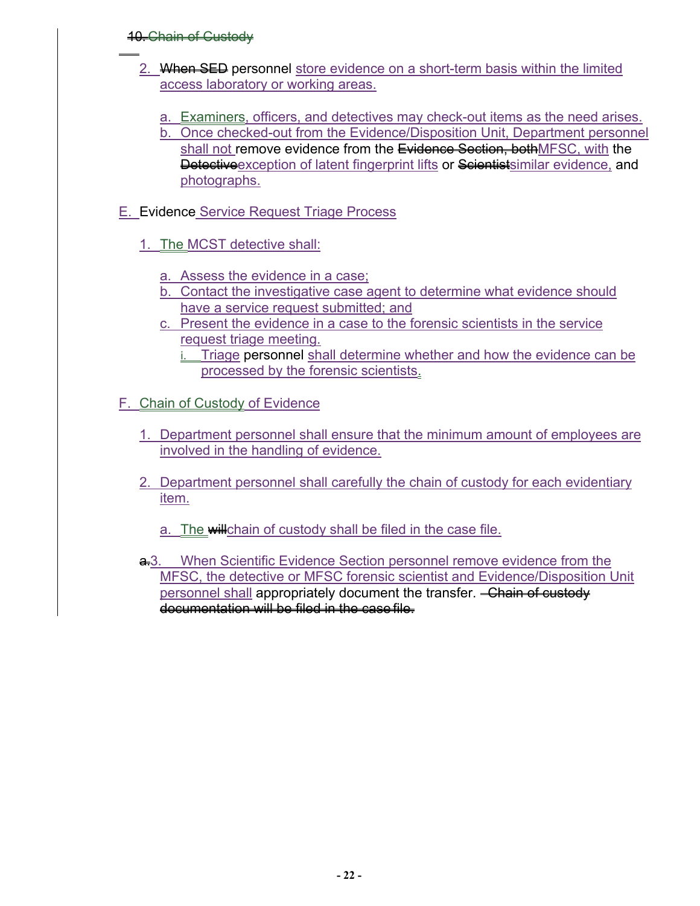~~10. Chain of Custody~~

2. ~~When SED~~ personnel store evidence on a short-term basis within the limited access laboratory or working areas.

   a. Examiners, officers, and detectives may check-out items as the need arises.
   b. Once checked-out from the Evidence/Disposition Unit, Department personnel shall not remove evidence from the ~~Evidence Section, both~~MFSC, with the ~~Detective~~exception of latent fingerprint lifts or ~~Scientist~~similar evidence, and photographs.

E. Evidence Service Request Triage Process

1. The MCST detective shall:

   a. Assess the evidence in a case;
   b. Contact the investigative case agent to determine what evidence should have a service request submitted; and
   c. Present the evidence in a case to the forensic scientists in the service request triage meeting.
      i. Triage personnel shall determine whether and how the evidence can be processed by the forensic scientists.

F. Chain of Custody of Evidence

1. Department personnel shall ensure that the minimum amount of employees are involved in the handling of evidence.

2. Department personnel shall carefully the chain of custody for each evidentiary item.

   a. The ~~will~~chain of custody shall be filed in the case file.

~~a.~~3. When Scientific Evidence Section personnel remove evidence from the MFSC, the detective or MFSC forensic scientist and Evidence/Disposition Unit personnel shall appropriately document the transfer. ~~Chain of custody documentation will be filed in the case file.~~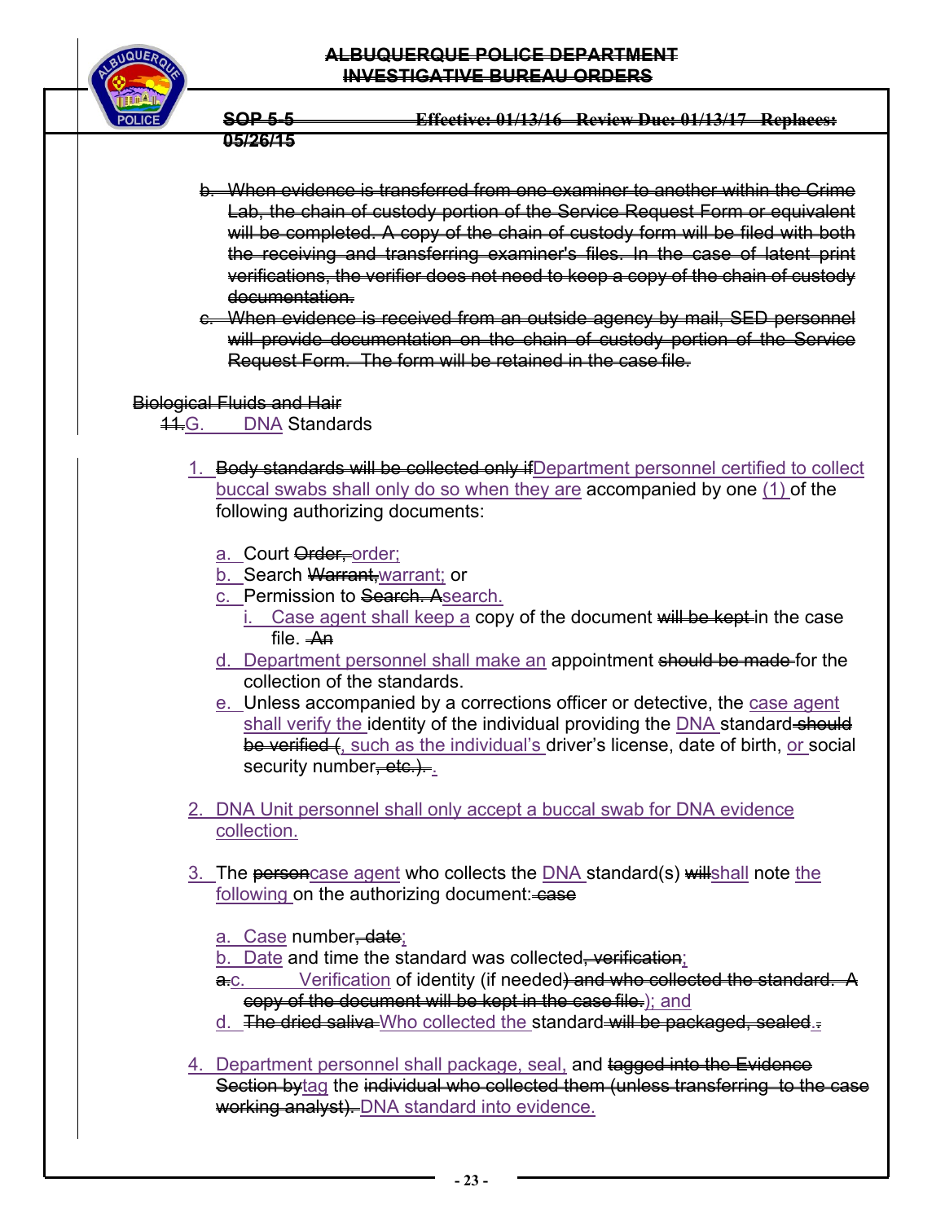b. ~~When evidence is transferred from one examiner to another within the Crime Lab, the chain of custody portion of the Service Request Form or equivalent will be completed. A copy of the chain of custody form will be filed with both the receiving and transferring examiner's files. In the case of latent print verifications, the verifier does not need to keep a copy of the chain of custody documentation.~~

c. ~~When evidence is received from an outside agency by mail, SED personnel will provide documentation on the chain of custody portion of the Service Request Form. The form will be retained in the case file.~~

~~Biological Fluids and Hair~~

~~11.~~G. DNA Standards

1. ~~Body standards will be collected only if~~Department personnel certified to collect buccal swabs shall only do so when they are accompanied by one (1) of the following authorizing documents:

   a. Court ~~Order,~~ order;
   b. Search ~~Warrant,~~warrant; or
   c. Permission to ~~Search. A~~search.
      i. Case agent shall keep a copy of the document ~~will be kept~~ in the case file. ~~An~~
   d. Department personnel shall make an appointment ~~should be made~~ for the collection of the standards.
   e. Unless accompanied by a corrections officer or detective, the case agent shall verify the identity of the individual providing the DNA standard ~~should be verified (~~, such as the individual's driver's license, date of birth, or social security number~~, etc.).~~ .

2. DNA Unit personnel shall only accept a buccal swab for DNA evidence collection.

3. The ~~person~~case agent who collects the DNA standard(s) ~~will~~shall note the following on the authorizing document: ~~case~~

   a. Case number~~, date~~;
   b. Date and time the standard was collected~~, verification~~;
   ~~a.~~c. Verification of identity (if needed~~) and who collected the standard. A copy of the document will be kept in the case file.~~); and
   d. ~~The dried saliva~~ Who collected the standard ~~will be packaged, sealed~~.

4. Department personnel shall package, seal, and ~~tagged into the Evidence Section by~~tag the ~~individual who collected them (unless transferring to the case working analyst).~~ DNA standard into evidence.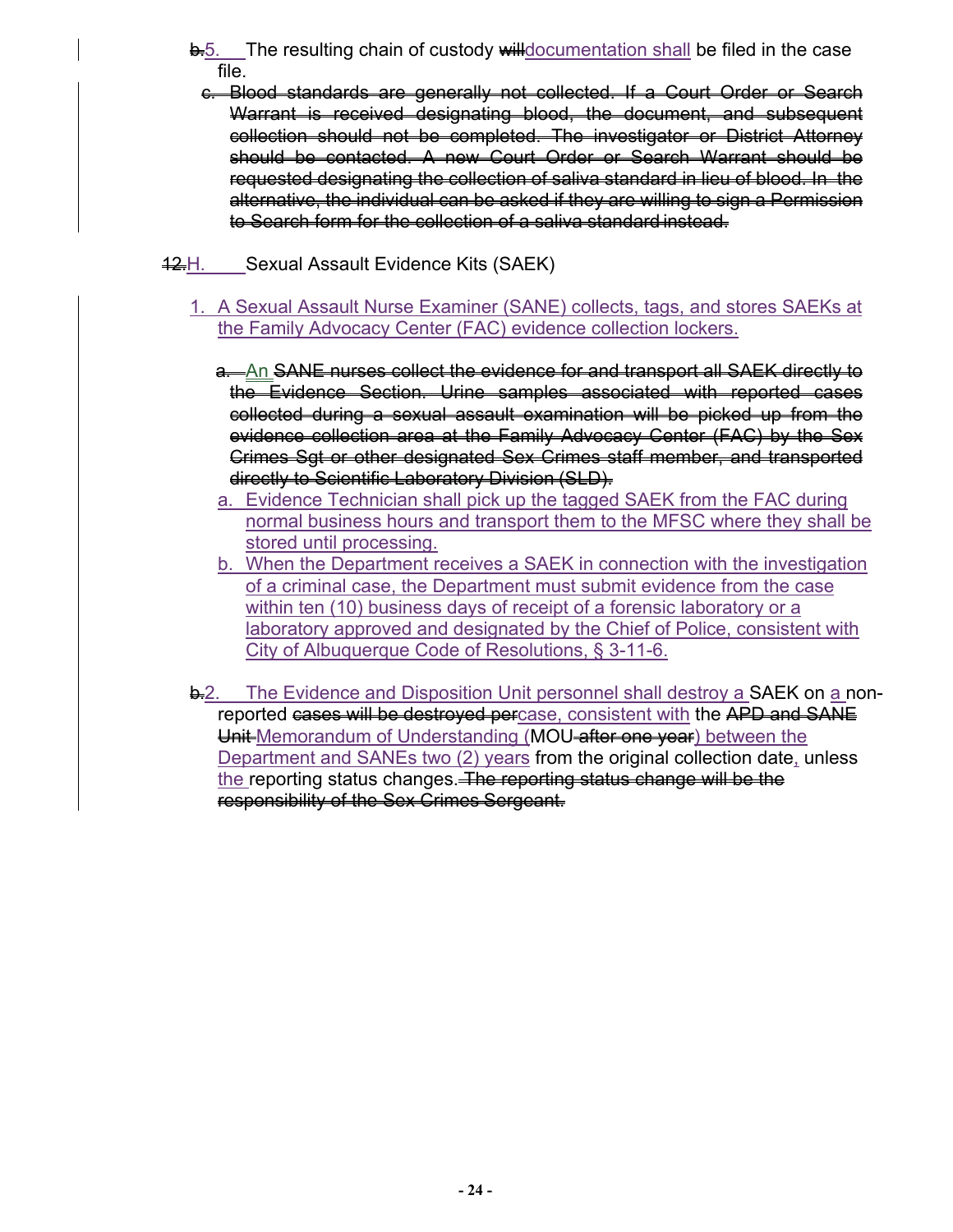~~b.~~5. The resulting chain of custody ~~will~~documentation shall be filed in the case file.

~~c. Blood standards are generally not collected. If a Court Order or Search Warrant is received designating blood, the document, and subsequent collection should not be completed. The investigator or District Attorney should be contacted. A new Court Order or Search Warrant should be requested designating the collection of saliva standard in lieu of blood. In the alternative, the individual can be asked if they are willing to sign a Permission to Search form for the collection of a saliva standard instead.~~

~~12.~~H. Sexual Assault Evidence Kits (SAEK)

1. A Sexual Assault Nurse Examiner (SANE) collects, tags, and stores SAEKs at the Family Advocacy Center (FAC) evidence collection lockers.

   ~~a.~~ An ~~SANE nurses collect the evidence for and transport all SAEK directly to the Evidence Section. Urine samples associated with reported cases collected during a sexual assault examination will be picked up from the evidence collection area at the Family Advocacy Center (FAC) by the Sex Crimes Sgt or other designated Sex Crimes staff member, and transported directly to Scientific Laboratory Division (SLD).~~

   a. Evidence Technician shall pick up the tagged SAEK from the FAC during normal business hours and transport them to the MFSC where they shall be stored until processing.

   b. When the Department receives a SAEK in connection with the investigation of a criminal case, the Department must submit evidence from the case within ten (10) business days of receipt of a forensic laboratory or a laboratory approved and designated by the Chief of Police, consistent with City of Albuquerque Code of Resolutions, § 3-11-6.

~~b.~~2. The Evidence and Disposition Unit personnel shall destroy a SAEK on a non-reported ~~cases will be destroyed per~~case, consistent with the ~~APD and SANE Unit~~ Memorandum of Understanding (MOU ~~after one year~~) between the Department and SANEs two (2) years from the original collection date, unless the reporting status changes. ~~The reporting status change will be the responsibility of the Sex Crimes Sergeant.~~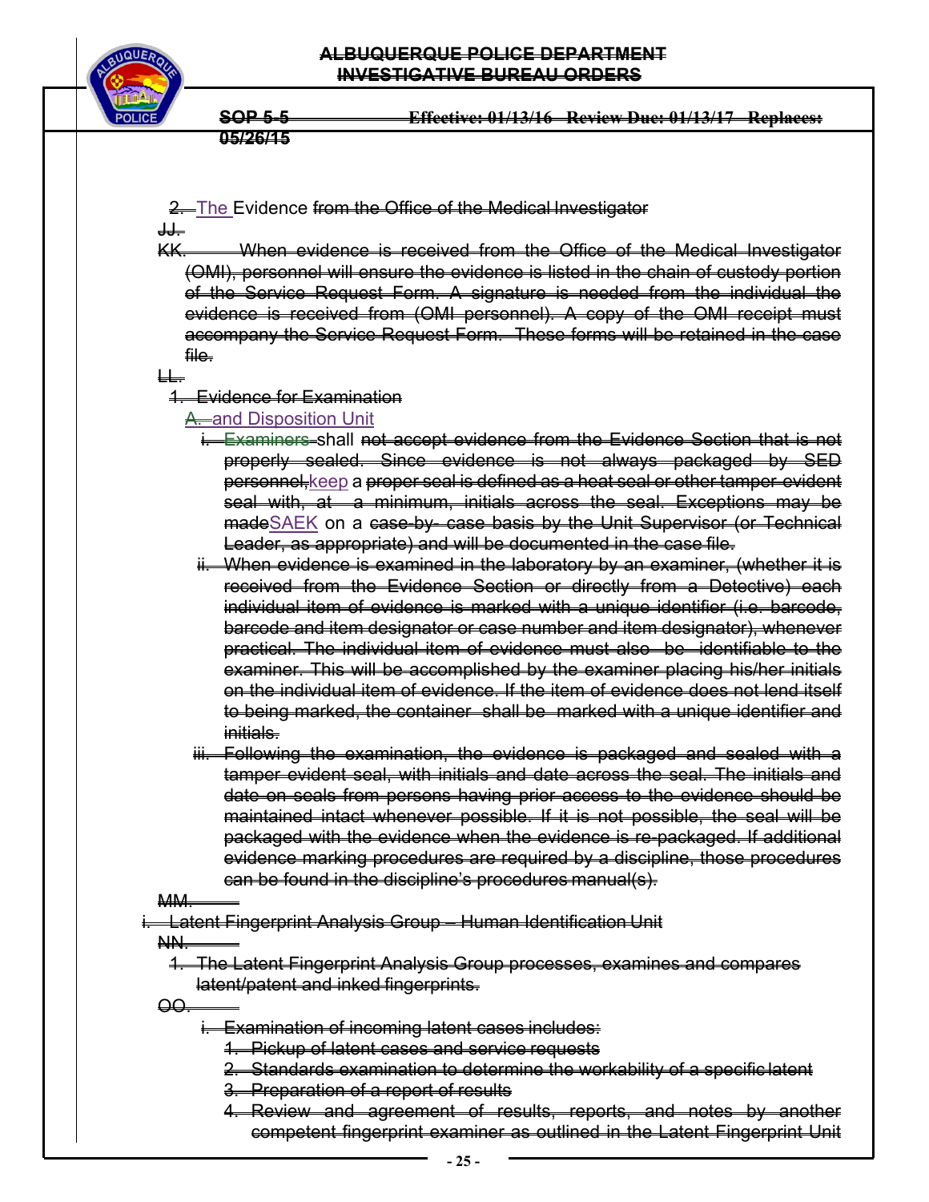2. The Evidence from the Office of the Medical Investigator

JJ.

KK. When evidence is received from the Office of the Medical Investigator (OMI), personnel will ensure the evidence is listed in the chain of custody portion of the Service Request Form. A signature is needed from the individual the evidence is received from (OMI personnel). A copy of the OMI receipt must accompany the Service Request Form. These forms will be retained in the case file.

LL.

1. Evidence for Examination

A. and Disposition Unit

i. Examiners shall not accept evidence from the Evidence Section that is not properly sealed. Since evidence is not always packaged by SED personnel, keep a proper seal is defined as a heat seal or other tamper evident seal with, at a minimum, initials across the seal. Exceptions may be made SAEK on a case-by- case basis by the Unit Supervisor (or Technical Leader, as appropriate) and will be documented in the case file.

ii. When evidence is examined in the laboratory by an examiner, (whether it is received from the Evidence Section or directly from a Detective) each individual item of evidence is marked with a unique identifier (i.e. barcode, barcode and item designator or case number and item designator), whenever practical. The individual item of evidence must also be identifiable to the examiner. This will be accomplished by the examiner placing his/her initials on the individual item of evidence. If the item of evidence does not lend itself to being marked, the container shall be marked with a unique identifier and initials.

iii. Following the examination, the evidence is packaged and sealed with a tamper evident seal, with initials and date across the seal. The initials and date on seals from persons having prior access to the evidence should be maintained intact whenever possible. If it is not possible, the seal will be packaged with the evidence when the evidence is re-packaged. If additional evidence marking procedures are required by a discipline, those procedures can be found in the discipline's procedures manual(s).

MM.

i. Latent Fingerprint Analysis Group – Human Identification Unit

NN.

1. The Latent Fingerprint Analysis Group processes, examines and compares latent/patent and inked fingerprints.

OO.

i. Examination of incoming latent cases includes:

1. Pickup of latent cases and service requests
2. Standards examination to determine the workability of a specific latent
3. Preparation of a report of results
4. Review and agreement of results, reports, and notes by another competent fingerprint examiner as outlined in the Latent Fingerprint Unit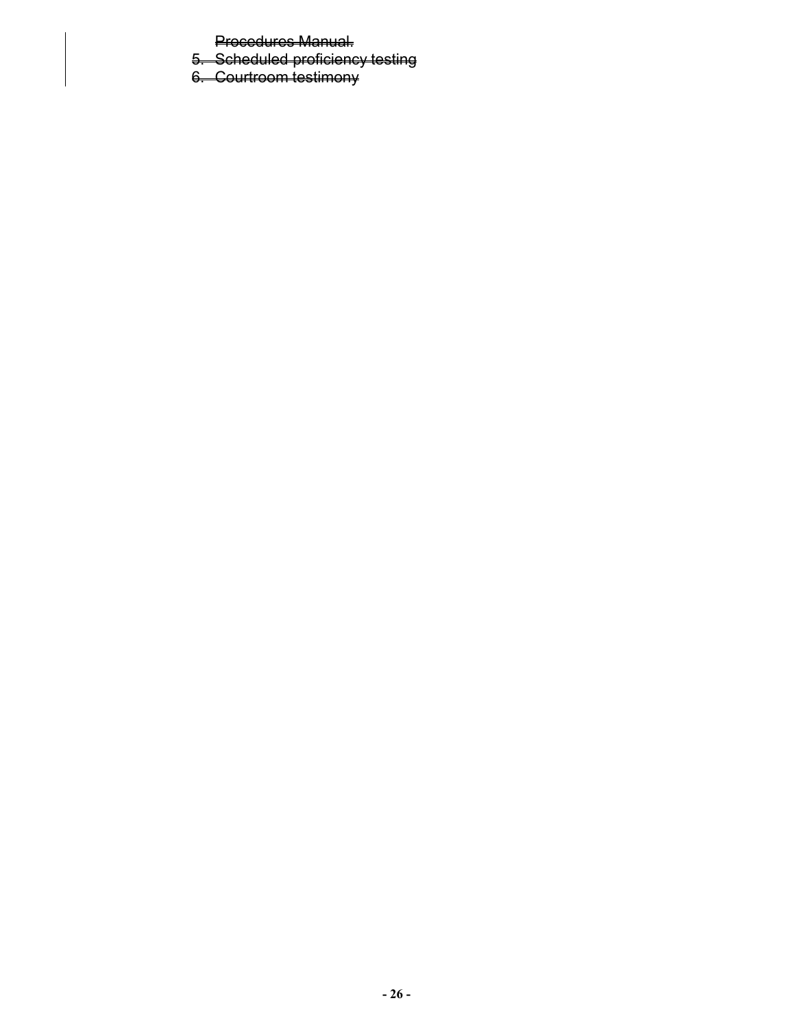~~Procedures Manual.~~

5. ~~Scheduled proficiency testing~~
6. ~~Courtroom testimony~~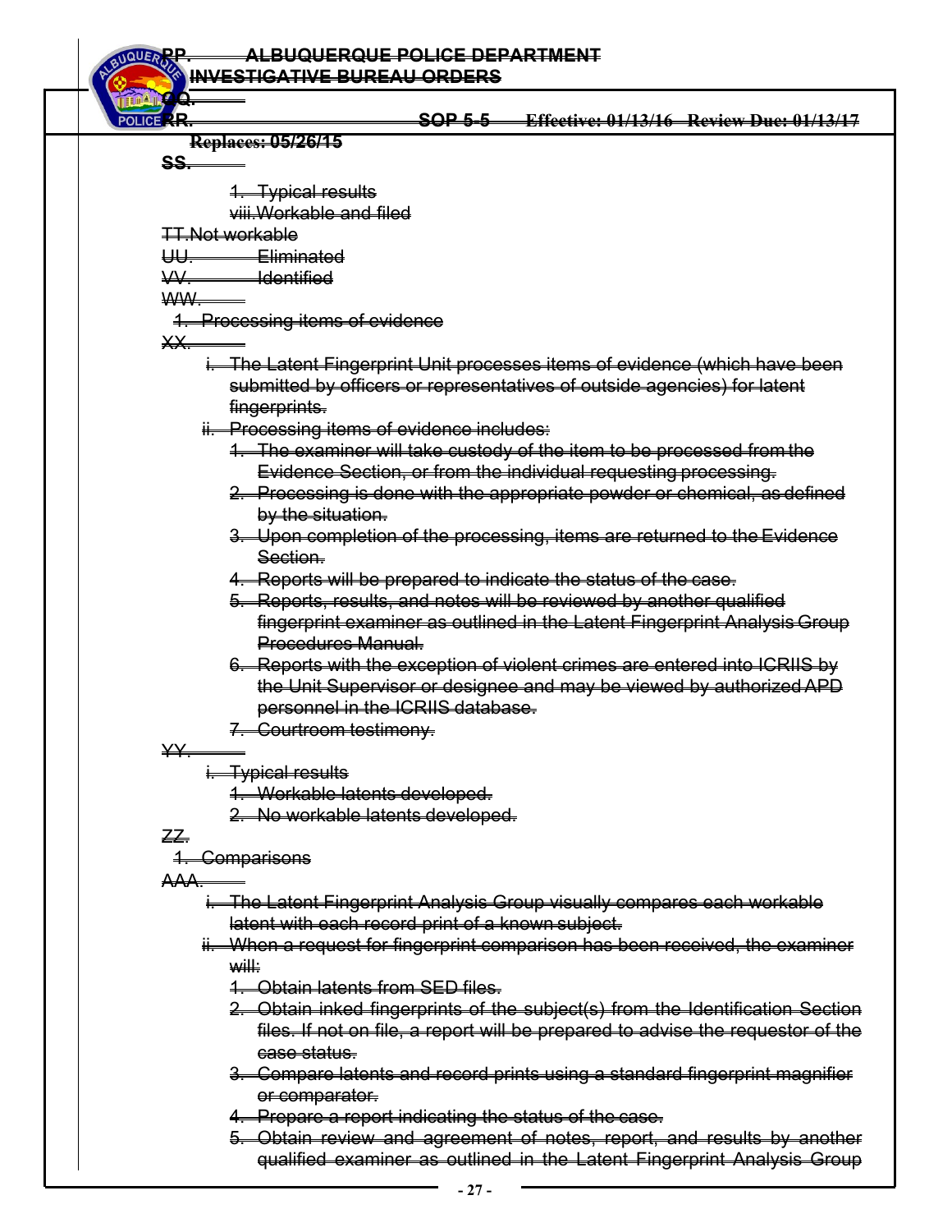~~PP. ALBUQUERQUE POLICE DEPARTMENT~~
~~INVESTIGATIVE BUREAU ORDERS~~

~~QQ.~~

~~RR. SOP 5-5 Effective: 01/13/16 Review Due: 01/13/17~~

~~Replaces: 05/26/15~~

~~SS.~~

~~1. Typical results~~

~~viii. Workable and filed~~

~~TT. Not workable~~

~~UU. Eliminated~~

~~VV. Identified~~

~~WW.~~

~~1. Processing items of evidence~~

~~XX.~~

~~i. The Latent Fingerprint Unit processes items of evidence (which have been submitted by officers or representatives of outside agencies) for latent fingerprints.~~

~~ii. Processing items of evidence includes:~~

~~1. The examiner will take custody of the item to be processed from the Evidence Section, or from the individual requesting processing.~~

~~2. Processing is done with the appropriate powder or chemical, as defined by the situation.~~

~~3. Upon completion of the processing, items are returned to the Evidence Section.~~

~~4. Reports will be prepared to indicate the status of the case.~~

~~5. Reports, results, and notes will be reviewed by another qualified fingerprint examiner as outlined in the Latent Fingerprint Analysis Group Procedures Manual.~~

~~6. Reports with the exception of violent crimes are entered into ICRIIS by the Unit Supervisor or designee and may be viewed by authorized APD personnel in the ICRIIS database.~~

~~7. Courtroom testimony.~~

~~YY.~~

~~i. Typical results~~

~~1. Workable latents developed.~~

~~2. No workable latents developed.~~

~~ZZ.~~

~~1. Comparisons~~

~~AAA.~~

~~i. The Latent Fingerprint Analysis Group visually compares each workable latent with each record print of a known subject.~~

~~ii. When a request for fingerprint comparison has been received, the examiner will:~~

~~1. Obtain latents from SED files.~~

~~2. Obtain inked fingerprints of the subject(s) from the Identification Section files. If not on file, a report will be prepared to advise the requestor of the case status.~~

~~3. Compare latents and record prints using a standard fingerprint magnifier or comparator.~~

~~4. Prepare a report indicating the status of the case.~~

~~5. Obtain review and agreement of notes, report, and results by another qualified examiner as outlined in the Latent Fingerprint Analysis Group~~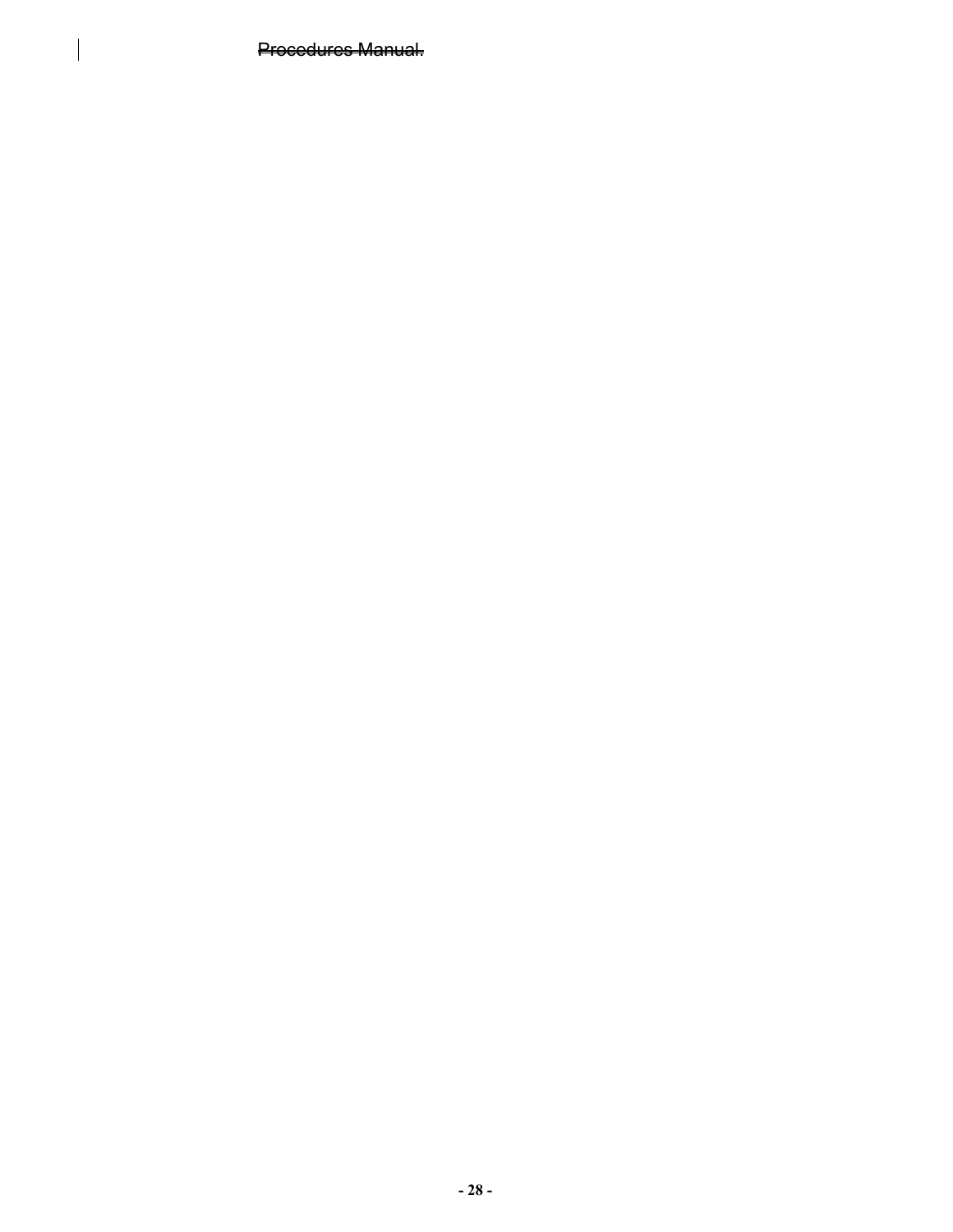~~Procedures Manual.~~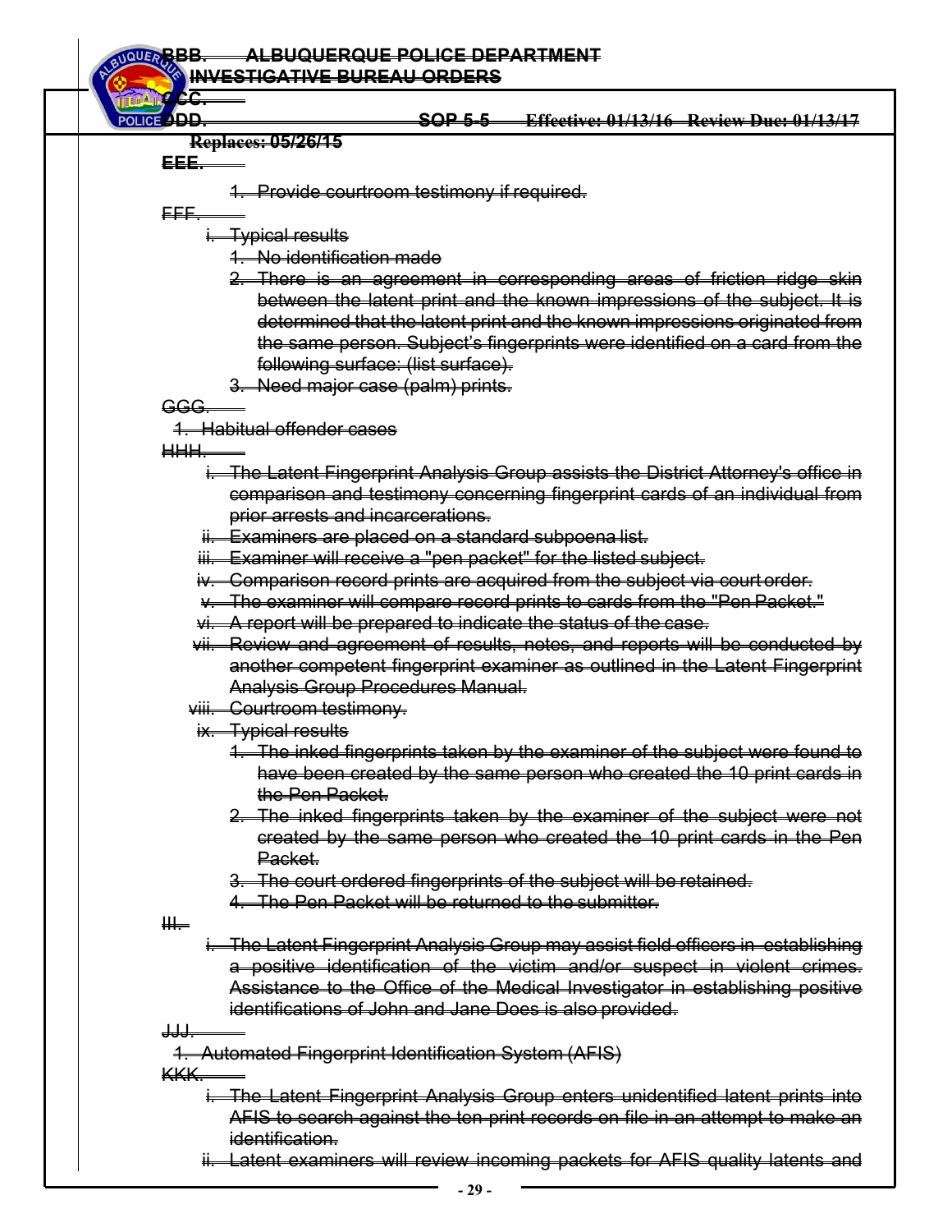EEE.

1. Provide courtroom testimony if required.

FFF.

i. Typical results

1. No identification made
2. There is an agreement in corresponding areas of friction ridge skin between the latent print and the known impressions of the subject. It is determined that the latent print and the known impressions originated from the same person. Subject's fingerprints were identified on a card from the following surface: (list surface).
3. Need major case (palm) prints.

GGG.

1. Habitual offender cases

HHH.

i. The Latent Fingerprint Analysis Group assists the District Attorney's office in comparison and testimony concerning fingerprint cards of an individual from prior arrests and incarcerations.
ii. Examiners are placed on a standard subpoena list.
iii. Examiner will receive a "pen packet" for the listed subject.
iv. Comparison record prints are acquired from the subject via court order.
v. The examiner will compare record prints to cards from the "Pen Packet."
vi. A report will be prepared to indicate the status of the case.
vii. Review and agreement of results, notes, and reports will be conducted by another competent fingerprint examiner as outlined in the Latent Fingerprint Analysis Group Procedures Manual.
viii. Courtroom testimony.
ix. Typical results

1. The inked fingerprints taken by the examiner of the subject were found to have been created by the same person who created the 10 print cards in the Pen Packet.
2. The inked fingerprints taken by the examiner of the subject were not created by the same person who created the 10 print cards in the Pen Packet.
3. The court ordered fingerprints of the subject will be retained.
4. The Pen Packet will be returned to the submitter.

III.

i. The Latent Fingerprint Analysis Group may assist field officers in establishing a positive identification of the victim and/or suspect in violent crimes. Assistance to the Office of the Medical Investigator in establishing positive identifications of John and Jane Does is also provided.

JJJ.

1. Automated Fingerprint Identification System (AFIS)

KKK.

i. The Latent Fingerprint Analysis Group enters unidentified latent prints into AFIS to search against the ten print records on file in an attempt to make an identification.
ii. Latent examiners will review incoming packets for AFIS quality latents and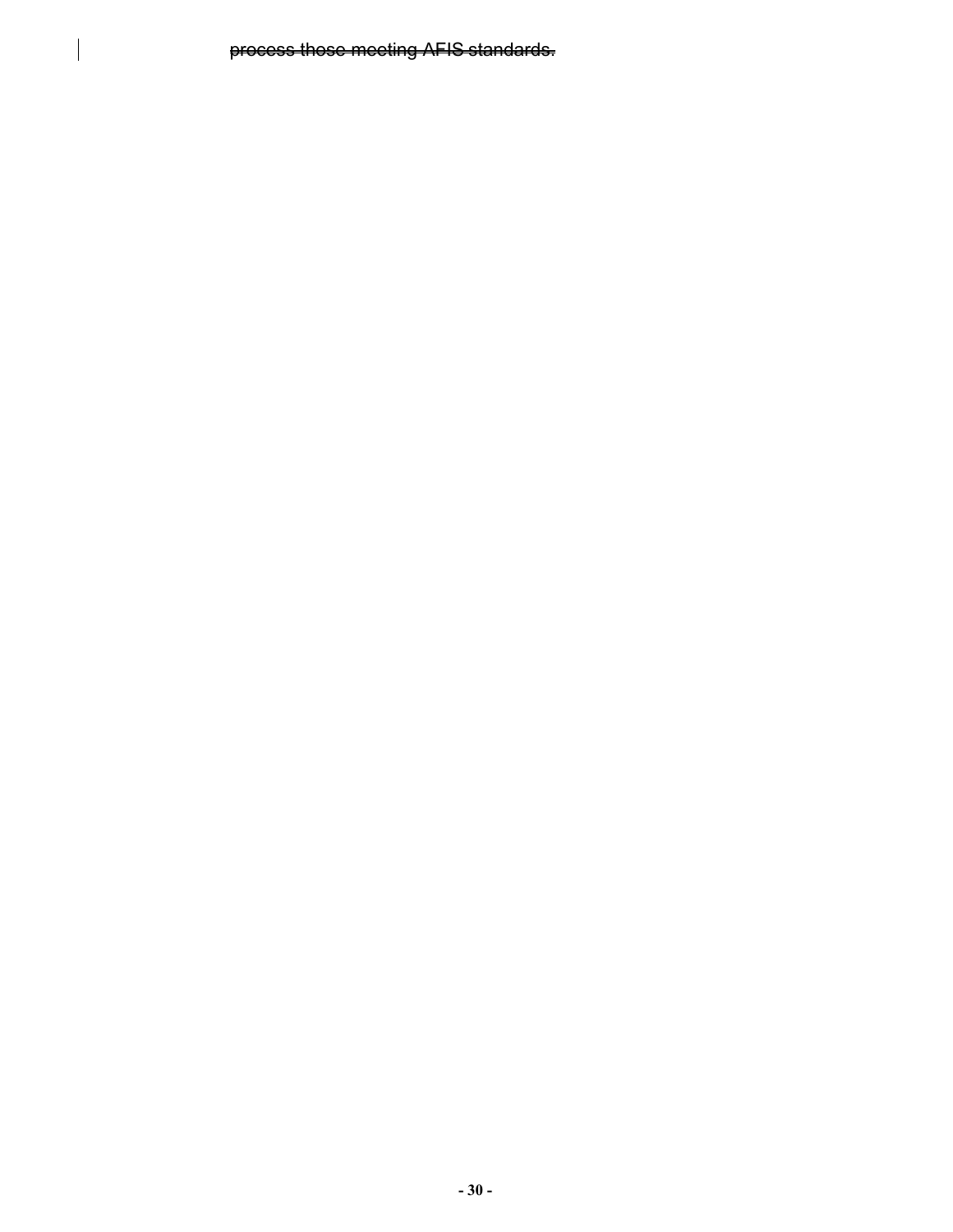~~process those meeting AFIS standards.~~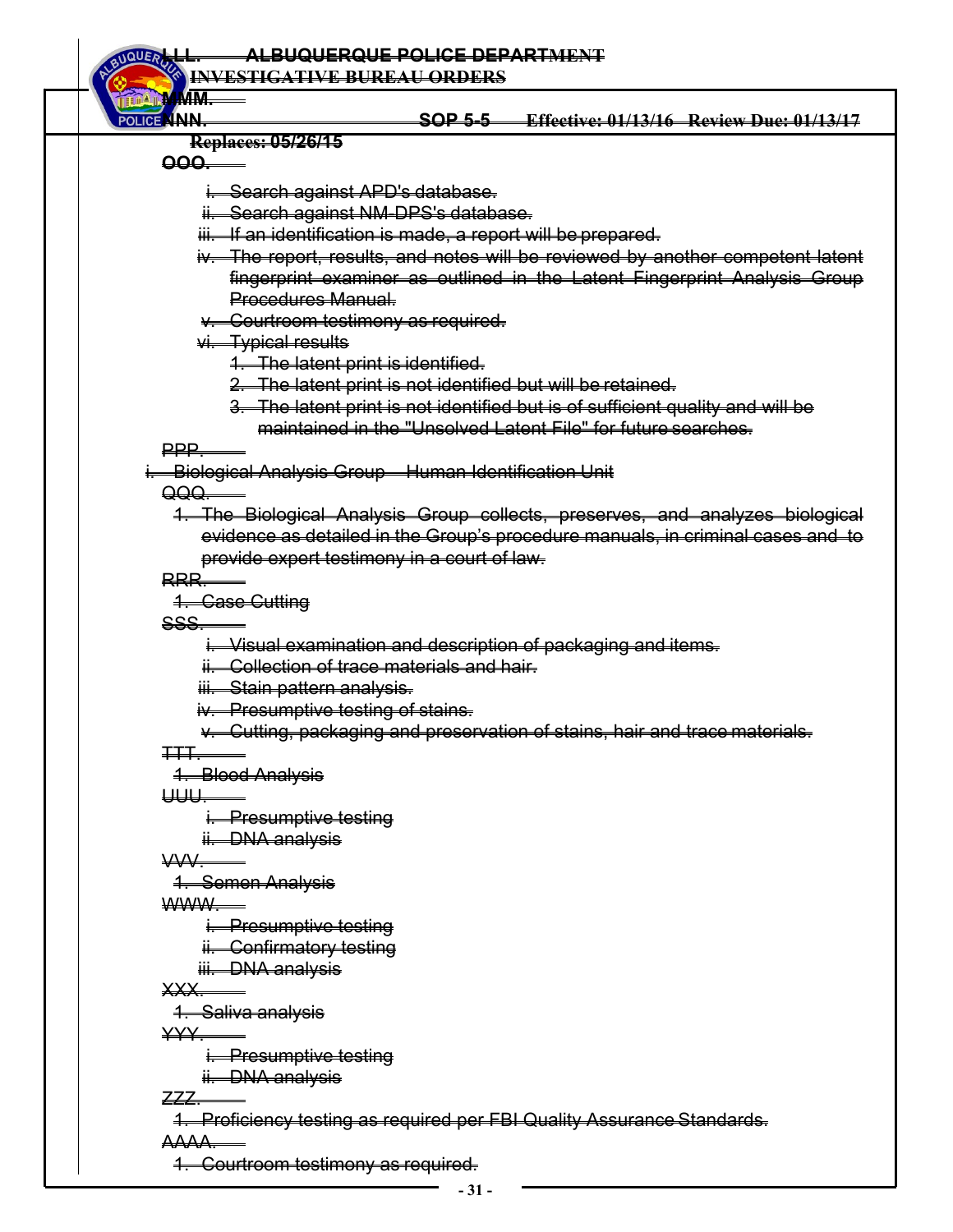~~LLL. ALBUQUERQUE POLICE DEPARTMENT~~
~~INVESTIGATIVE BUREAU ORDERS~~

~~MMM.~~

~~NNN. SOP 5-5 Effective: 01/13/16 Review Due: 01/13/17~~

~~Replaces: 05/26/15~~

~~OOO.~~

- ~~i. Search against APD's database.~~
- ~~ii. Search against NM-DPS's database.~~
- ~~iii. If an identification is made, a report will be prepared.~~
- ~~iv. The report, results, and notes will be reviewed by another competent latent fingerprint examiner as outlined in the Latent Fingerprint Analysis Group Procedures Manual.~~
- ~~v. Courtroom testimony as required.~~
- ~~vi. Typical results~~
  1. ~~The latent print is identified.~~
  2. ~~The latent print is not identified but will be retained.~~
  3. ~~The latent print is not identified but is of sufficient quality and will be maintained in the "Unsolved Latent File" for future searches.~~

~~PPP.~~

~~i. Biological Analysis Group – Human Identification Unit~~

~~QQQ.~~

1. ~~The Biological Analysis Group collects, preserves, and analyzes biological evidence as detailed in the Group's procedure manuals, in criminal cases and to provide expert testimony in a court of law.~~

~~RRR.~~

1. ~~Case Cutting~~

~~SSS.~~

- ~~i. Visual examination and description of packaging and items.~~
- ~~ii. Collection of trace materials and hair.~~
- ~~iii. Stain pattern analysis.~~
- ~~iv. Presumptive testing of stains.~~
- ~~v. Cutting, packaging and preservation of stains, hair and trace materials.~~

~~TTT.~~

1. ~~Blood Analysis~~

~~UUU.~~

- ~~i. Presumptive testing~~
- ~~ii. DNA analysis~~

~~VVV.~~

1. ~~Semen Analysis~~

~~WWW.~~

- ~~i. Presumptive testing~~
- ~~ii. Confirmatory testing~~
- ~~iii. DNA analysis~~

~~XXX.~~

1. ~~Saliva analysis~~

~~YYY.~~

- ~~i. Presumptive testing~~
- ~~ii. DNA analysis~~

~~ZZZ.~~

1. ~~Proficiency testing as required per FBI Quality Assurance Standards.~~

~~AAAA.~~

1. ~~Courtroom testimony as required.~~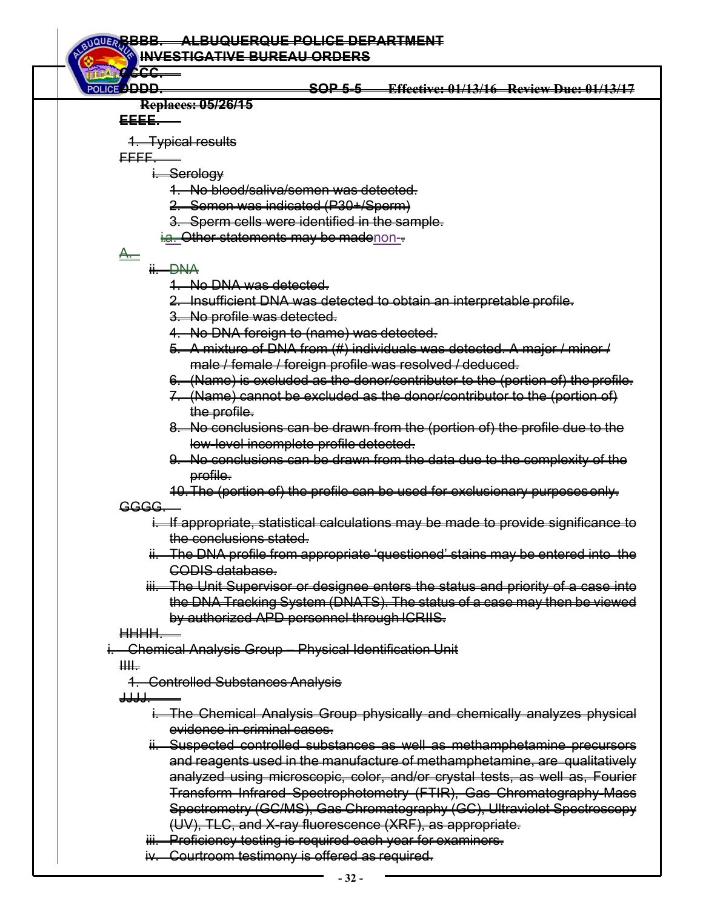BBBB. ALBUQUERQUE POLICE DEPARTMENT
INVESTIGATIVE BUREAU ORDERS

CCCC.

DDDD. SOP 5-5 Effective: 01/13/16 Review Due: 01/13/17
Replaces: 05/26/15

EEEE.

1. Typical results

FFFF.

i. Serology
   1. No blood/saliva/semen was detected.
   2. Semen was indicated (P30+/Sperm)
   3. Sperm cells were identified in the sample.
   
   i.a. Other statements may be madenon-.

A.

ii. DNA
   1. No DNA was detected.
   2. Insufficient DNA was detected to obtain an interpretable profile.
   3. No profile was detected.
   4. No DNA foreign to (name) was detected.
   5. A mixture of DNA from (#) individuals was detected. A major / minor / male / female / foreign profile was resolved / deduced.
   6. (Name) is excluded as the donor/contributor to the (portion of) the profile.
   7. (Name) cannot be excluded as the donor/contributor to the (portion of) the profile.
   8. No conclusions can be drawn from the (portion of) the profile due to the low-level incomplete profile detected.
   9. No conclusions can be drawn from the data due to the complexity of the profile.
   10. The (portion of) the profile can be used for exclusionary purposes only.

GGGG.

i. If appropriate, statistical calculations may be made to provide significance to the conclusions stated.

ii. The DNA profile from appropriate 'questioned' stains may be entered into the CODIS database.

iii. The Unit Supervisor or designee enters the status and priority of a case into the DNA Tracking System (DNATS). The status of a case may then be viewed by authorized APD personnel through ICRIIS.

HHHH.

i. Chemical Analysis Group – Physical Identification Unit

IIII.

1. Controlled Substances Analysis

JJJJ.

i. The Chemical Analysis Group physically and chemically analyzes physical evidence in criminal cases.

ii. Suspected controlled substances as well as methamphetamine precursors and reagents used in the manufacture of methamphetamine, are qualitatively analyzed using microscopic, color, and/or crystal tests, as well as, Fourier Transform Infrared Spectrophotometry (FTIR), Gas Chromatography-Mass Spectrometry (GC/MS), Gas Chromatography (GC), Ultraviolet Spectroscopy (UV), TLC, and X-ray fluorescence (XRF), as appropriate.

iii. Proficiency testing is required each year for examiners.

iv. Courtroom testimony is offered as required.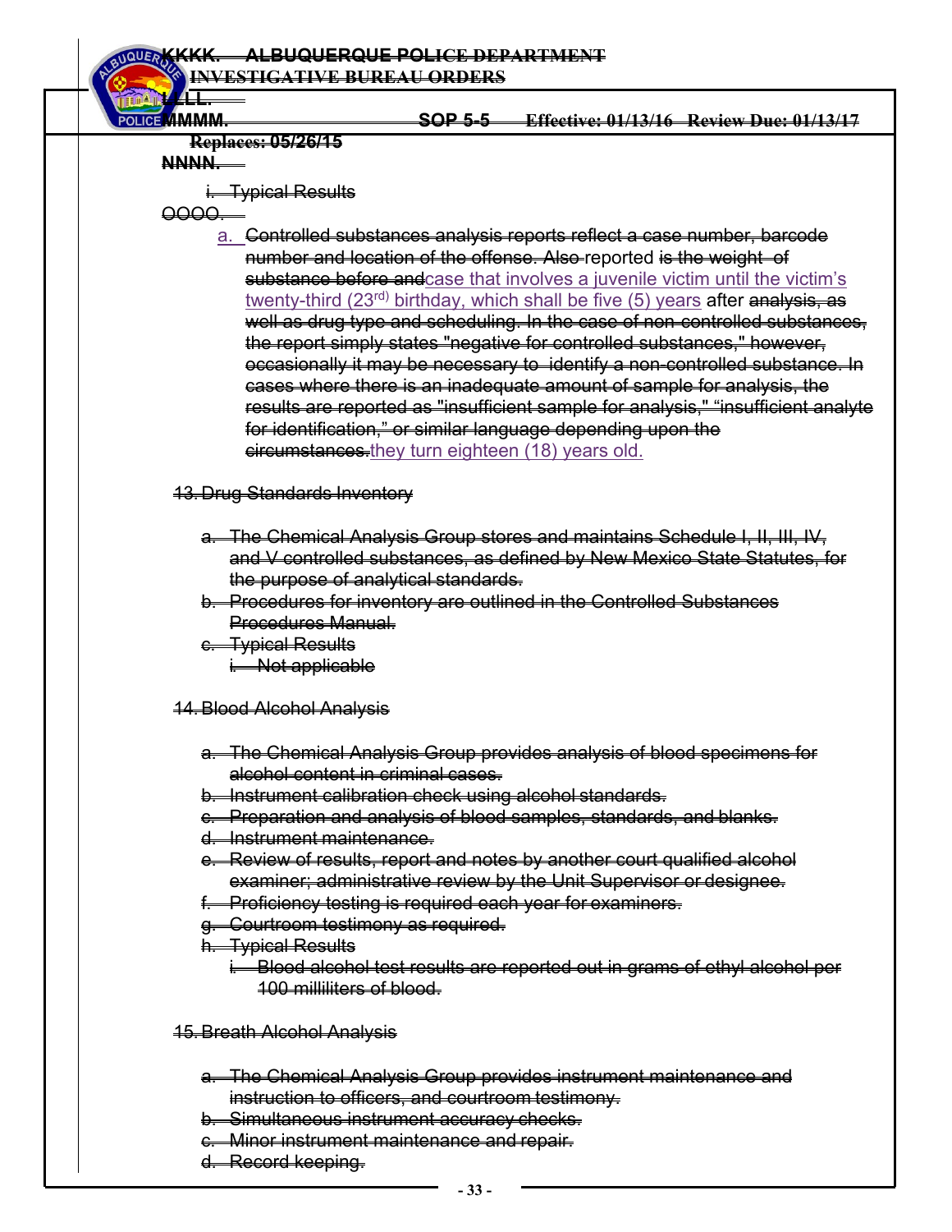~~KKKK. ALBUQUERQUE POLICE DEPARTMENT~~
~~INVESTIGATIVE BUREAU ORDERS~~

~~LLLL.~~

~~MMMM. SOP 5-5 Effective: 01/13/16 Review Due: 01/13/17~~
~~Replaces: 05/26/15~~

~~NNNN.~~

~~i. Typical Results~~

~~OOOO.~~

a. ~~Controlled substances analysis reports reflect a case number, barcode number and location of the offense. Also~~ reported ~~is the weight of substance before and~~case that involves a juvenile victim until the victim's twenty-third (23rd) birthday, which shall be five (5) years after ~~analysis, as well as drug type and scheduling. In the case of non-controlled substances, the report simply states "negative for controlled substances," however, occasionally it may be necessary to identify a non-controlled substance. In cases where there is an inadequate amount of sample for analysis, the results are reported as "insufficient sample for analysis," "insufficient analyte for identification," or similar language depending upon the circumstances.~~they turn eighteen (18) years old.

~~13. Drug Standards Inventory~~

~~a. The Chemical Analysis Group stores and maintains Schedule I, II, III, IV, and V controlled substances, as defined by New Mexico State Statutes, for the purpose of analytical standards.~~
~~b. Procedures for inventory are outlined in the Controlled Substances Procedures Manual.~~
~~c. Typical Results~~
~~i. Not applicable~~

~~14. Blood Alcohol Analysis~~

~~a. The Chemical Analysis Group provides analysis of blood specimens for alcohol content in criminal cases.~~
~~b. Instrument calibration check using alcohol standards.~~
~~c. Preparation and analysis of blood samples, standards, and blanks.~~
~~d. Instrument maintenance.~~
~~e. Review of results, report and notes by another court qualified alcohol examiner; administrative review by the Unit Supervisor or designee.~~
~~f. Proficiency testing is required each year for examiners.~~
~~g. Courtroom testimony as required.~~
~~h. Typical Results~~
~~i. Blood alcohol test results are reported out in grams of ethyl alcohol per 100 milliliters of blood.~~

~~15. Breath Alcohol Analysis~~

~~a. The Chemical Analysis Group provides instrument maintenance and instruction to officers, and courtroom testimony.~~
~~b. Simultaneous instrument accuracy checks.~~
~~c. Minor instrument maintenance and repair.~~
~~d. Record keeping.~~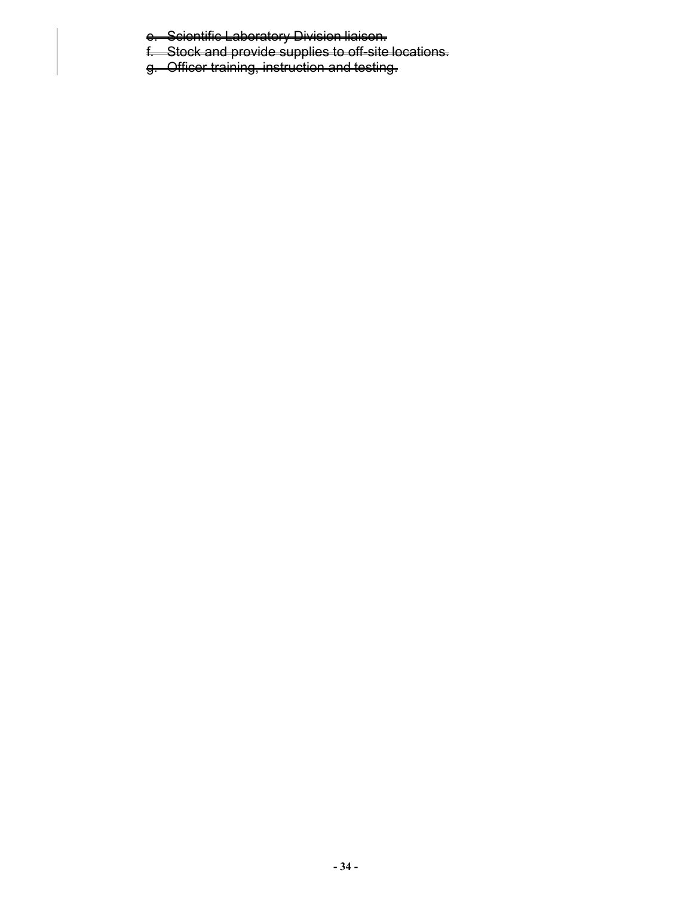e. ~~Scientific Laboratory Division liaison.~~
f. ~~Stock and provide supplies to off-site locations.~~
g. ~~Officer training, instruction and testing.~~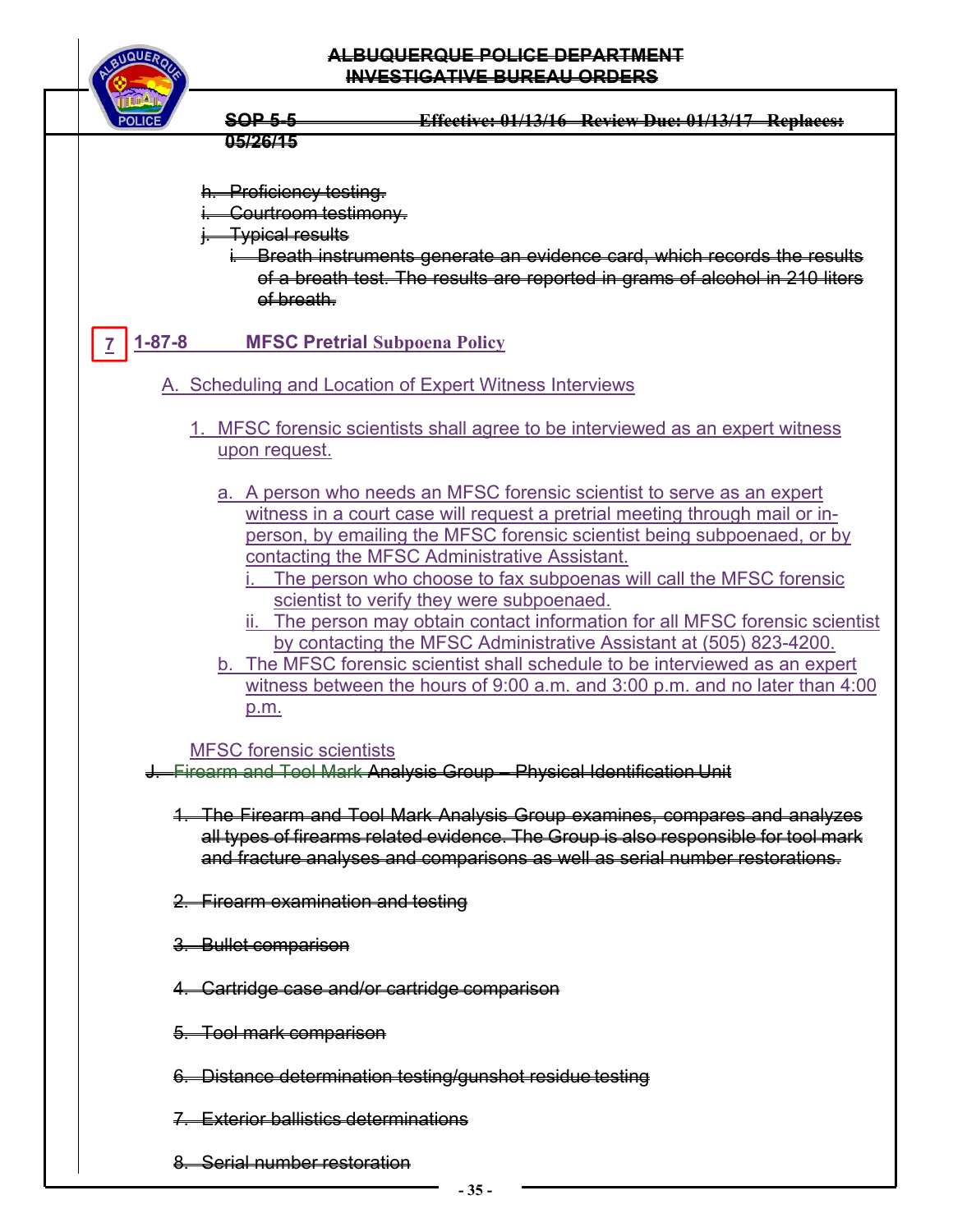~~h. Proficiency testing.~~
~~i. Courtroom testimony.~~
~~j. Typical results~~
~~i. Breath instruments generate an evidence card, which records the results of a breath test. The results are reported in grams of alcohol in 210 liters of breath.~~

7 **1-87-8 MFSC Pretrial Subpoena Policy**

A. Scheduling and Location of Expert Witness Interviews

1. MFSC forensic scientists shall agree to be interviewed as an expert witness upon request.

   a. A person who needs an MFSC forensic scientist to serve as an expert witness in a court case will request a pretrial meeting through mail or in-person, by emailing the MFSC forensic scientist being subpoenaed, or by contacting the MFSC Administrative Assistant.
      i. The person who choose to fax subpoenas will call the MFSC forensic scientist to verify they were subpoenaed.
      ii. The person may obtain contact information for all MFSC forensic scientist by contacting the MFSC Administrative Assistant at (505) 823-4200.
   b. The MFSC forensic scientist shall schedule to be interviewed as an expert witness between the hours of 9:00 a.m. and 3:00 p.m. and no later than 4:00 p.m.

MFSC forensic scientists

~~J. Firearm and Tool Mark Analysis Group – Physical Identification Unit~~

~~1. The Firearm and Tool Mark Analysis Group examines, compares and analyzes all types of firearms related evidence. The Group is also responsible for tool mark and fracture analyses and comparisons as well as serial number restorations.~~

~~2. Firearm examination and testing~~

~~3. Bullet comparison~~

~~4. Cartridge case and/or cartridge comparison~~

~~5. Tool mark comparison~~

~~6. Distance determination testing/gunshot residue testing~~

~~7. Exterior ballistics determinations~~

~~8. Serial number restoration~~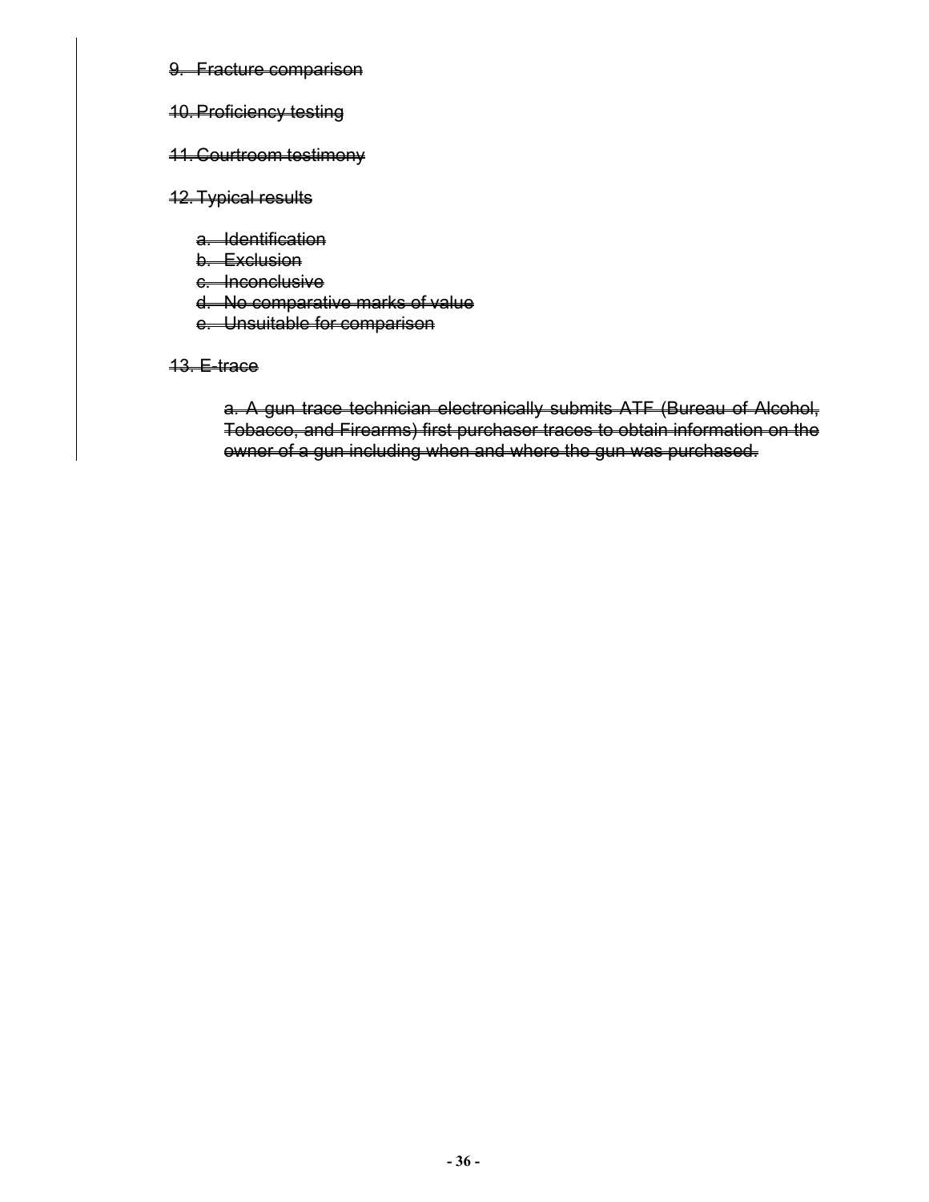~~9. Fracture comparison~~

~~10. Proficiency testing~~

~~11. Courtroom testimony~~

~~12. Typical results~~

- ~~a. Identification~~
- ~~b. Exclusion~~
- ~~c. Inconclusive~~
- ~~d. No comparative marks of value~~
- ~~e. Unsuitable for comparison~~

~~13. E-trace~~

~~a. A gun trace technician electronically submits ATF (Bureau of Alcohol, Tobacco, and Firearms) first purchaser traces to obtain information on the owner of a gun including when and where the gun was purchased.~~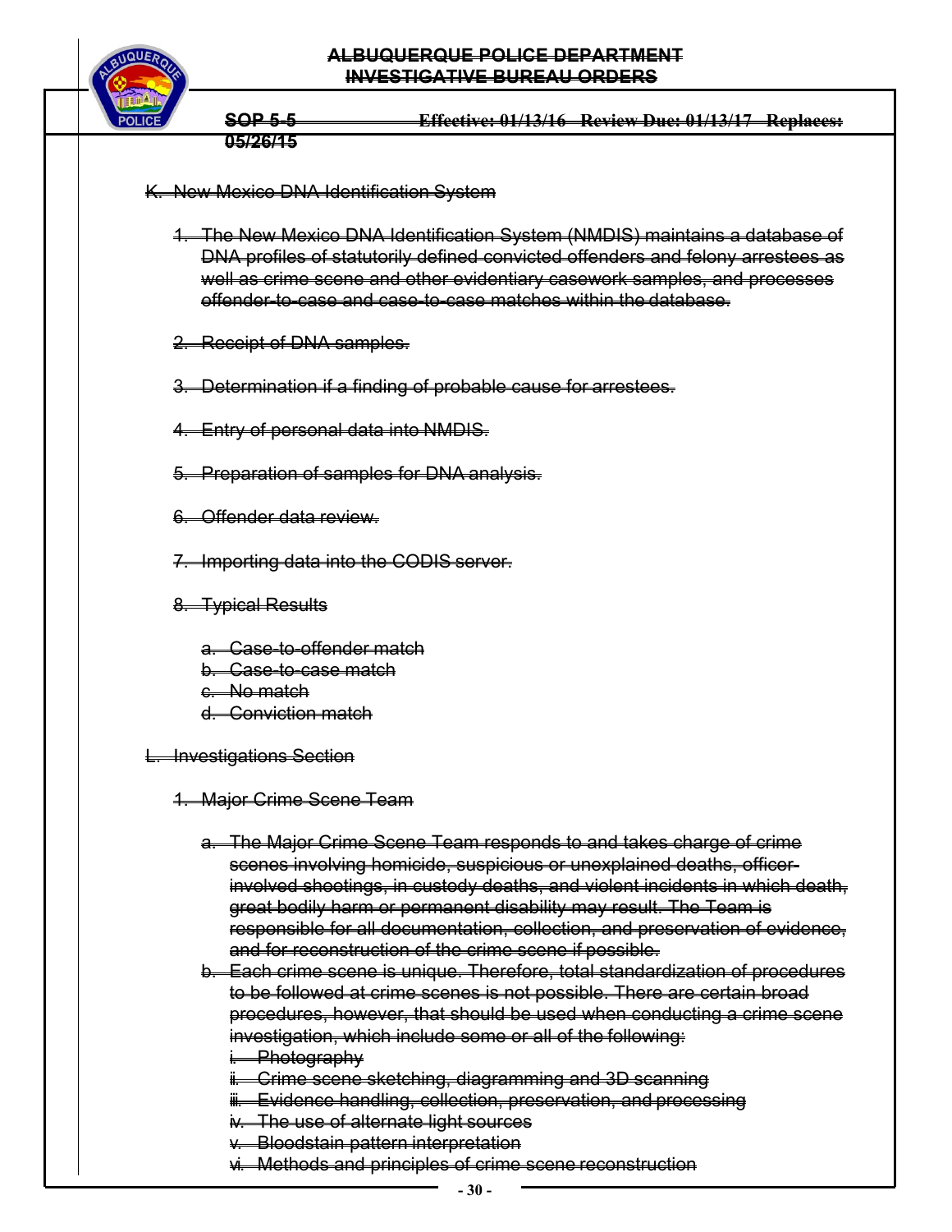~~K. New Mexico DNA Identification System~~

1. ~~The New Mexico DNA Identification System (NMDIS) maintains a database of DNA profiles of statutorily defined convicted offenders and felony arrestees as well as crime scene and other evidentiary casework samples, and processes offender-to-case and case-to-case matches within the database.~~

2. ~~Receipt of DNA samples.~~

3. ~~Determination if a finding of probable cause for arrestees.~~

4. ~~Entry of personal data into NMDIS.~~

5. ~~Preparation of samples for DNA analysis.~~

6. ~~Offender data review.~~

7. ~~Importing data into the CODIS server.~~

8. ~~Typical Results~~

   a. ~~Case-to-offender match~~
   b. ~~Case-to-case match~~
   c. ~~No match~~
   d. ~~Conviction match~~

~~L. Investigations Section~~

1. ~~Major Crime Scene Team~~

   a. ~~The Major Crime Scene Team responds to and takes charge of crime scenes involving homicide, suspicious or unexplained deaths, officer-involved shootings, in custody deaths, and violent incidents in which death, great bodily harm or permanent disability may result. The Team is responsible for all documentation, collection, and preservation of evidence, and for reconstruction of the crime scene if possible.~~
   b. ~~Each crime scene is unique. Therefore, total standardization of procedures to be followed at crime scenes is not possible. There are certain broad procedures, however, that should be used when conducting a crime scene investigation, which include some or all of the following:~~
      i. ~~Photography~~
      ii. ~~Crime scene sketching, diagramming and 3D scanning~~
      iii. ~~Evidence handling, collection, preservation, and processing~~
      iv. ~~The use of alternate light sources~~
      v. ~~Bloodstain pattern interpretation~~
      vi. ~~Methods and principles of crime scene reconstruction~~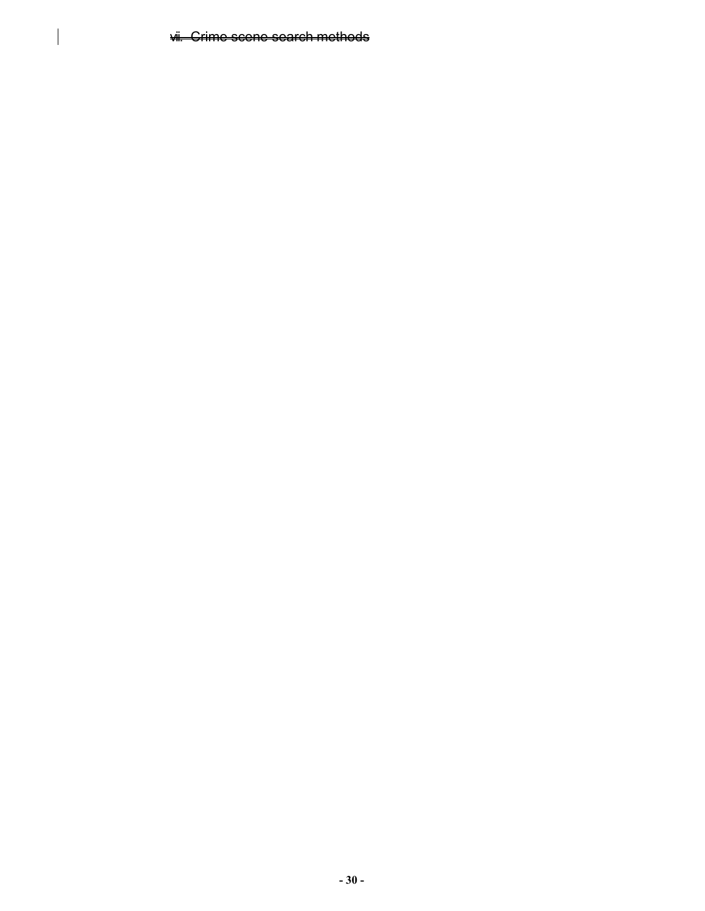~~vii. Crime scene search methods~~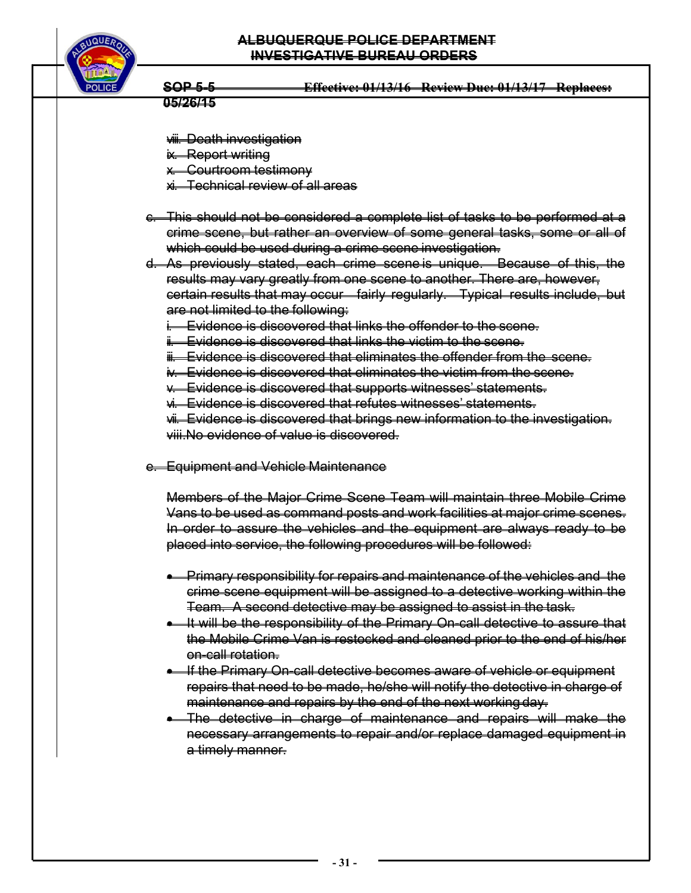~~viii. Death investigation~~
~~ix. Report writing~~
~~x. Courtroom testimony~~
~~xi. Technical review of all areas~~

~~c. This should not be considered a complete list of tasks to be performed at a crime scene, but rather an overview of some general tasks, some or all of which could be used during a crime scene investigation.~~

~~d. As previously stated, each crime scene is unique. Because of this, the results may vary greatly from one scene to another. There are, however, certain results that may occur fairly regularly. Typical results include, but are not limited to the following:~~

~~i. Evidence is discovered that links the offender to the scene.~~
~~ii. Evidence is discovered that links the victim to the scene.~~
~~iii. Evidence is discovered that eliminates the offender from the scene.~~
~~iv. Evidence is discovered that eliminates the victim from the scene.~~
~~v. Evidence is discovered that supports witnesses' statements.~~
~~vi. Evidence is discovered that refutes witnesses' statements.~~
~~vii. Evidence is discovered that brings new information to the investigation.~~
~~viii. No evidence of value is discovered.~~

~~e. Equipment and Vehicle Maintenance~~

~~Members of the Major Crime Scene Team will maintain three Mobile Crime Vans to be used as command posts and work facilities at major crime scenes. In order to assure the vehicles and the equipment are always ready to be placed into service, the following procedures will be followed:~~

- ~~Primary responsibility for repairs and maintenance of the vehicles and the crime scene equipment will be assigned to a detective working within the Team. A second detective may be assigned to assist in the task.~~
- ~~It will be the responsibility of the Primary On-call detective to assure that the Mobile Crime Van is restocked and cleaned prior to the end of his/her on-call rotation.~~
- ~~If the Primary On-call detective becomes aware of vehicle or equipment repairs that need to be made, he/she will notify the detective in charge of maintenance and repairs by the end of the next working day.~~
- ~~The detective in charge of maintenance and repairs will make the necessary arrangements to repair and/or replace damaged equipment in a timely manner.~~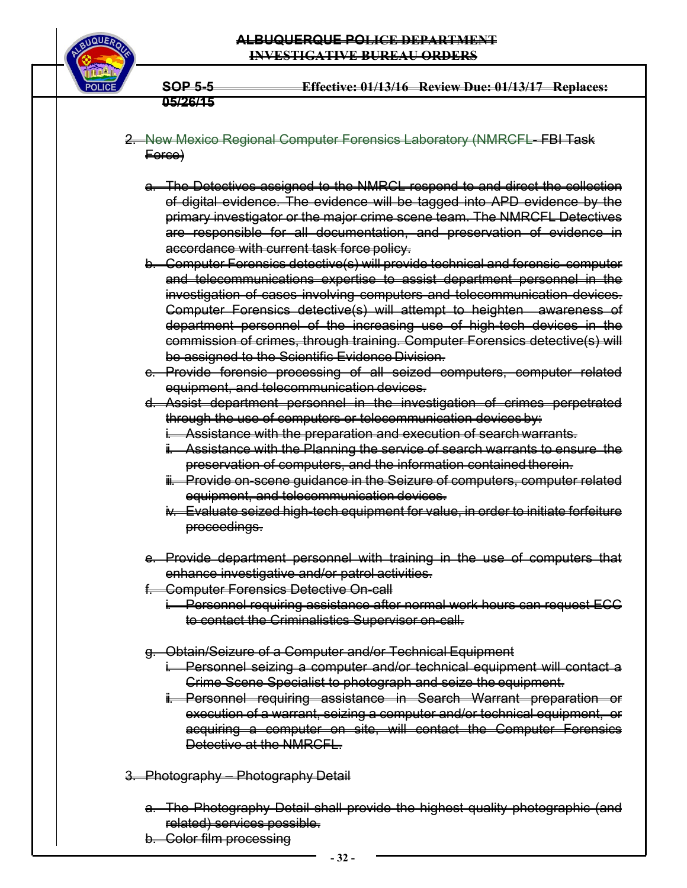~~2. New Mexico Regional Computer Forensics Laboratory (NMRCFL- FBI Task Force)~~

~~a. The Detectives assigned to the NMRCL respond to and direct the collection of digital evidence. The evidence will be tagged into APD evidence by the primary investigator or the major crime scene team. The NMRCFL Detectives are responsible for all documentation, and preservation of evidence in accordance with current task force policy.~~

~~b. Computer Forensics detective(s) will provide technical and forensic computer and telecommunications expertise to assist department personnel in the investigation of cases involving computers and telecommunication devices. Computer Forensics detective(s) will attempt to heighten awareness of department personnel of the increasing use of high-tech devices in the commission of crimes, through training. Computer Forensics detective(s) will be assigned to the Scientific Evidence Division.~~

~~c. Provide forensic processing of all seized computers, computer related equipment, and telecommunication devices.~~

~~d. Assist department personnel in the investigation of crimes perpetrated through the use of computers or telecommunication devices by:~~

~~i. Assistance with the preparation and execution of search warrants.~~

~~ii. Assistance with the Planning the service of search warrants to ensure the preservation of computers, and the information contained therein.~~

~~iii. Provide on-scene guidance in the Seizure of computers, computer related equipment, and telecommunication devices.~~

~~iv. Evaluate seized high-tech equipment for value, in order to initiate forfeiture proceedings.~~

~~e. Provide department personnel with training in the use of computers that enhance investigative and/or patrol activities.~~

~~f. Computer Forensics Detective On-call~~

~~i. Personnel requiring assistance after normal work hours can request ECC to contact the Criminalistics Supervisor on-call.~~

~~g. Obtain/Seizure of a Computer and/or Technical Equipment~~

~~i. Personnel seizing a computer and/or technical equipment will contact a Crime Scene Specialist to photograph and seize the equipment.~~

~~ii. Personnel requiring assistance in Search Warrant preparation or execution of a warrant, seizing a computer and/or technical equipment, or acquiring a computer on site, will contact the Computer Forensics Detective at the NMRCFL.~~

~~3. Photography – Photography Detail~~

~~a. The Photography Detail shall provide the highest quality photographic (and related) services possible.~~

~~b. Color film processing~~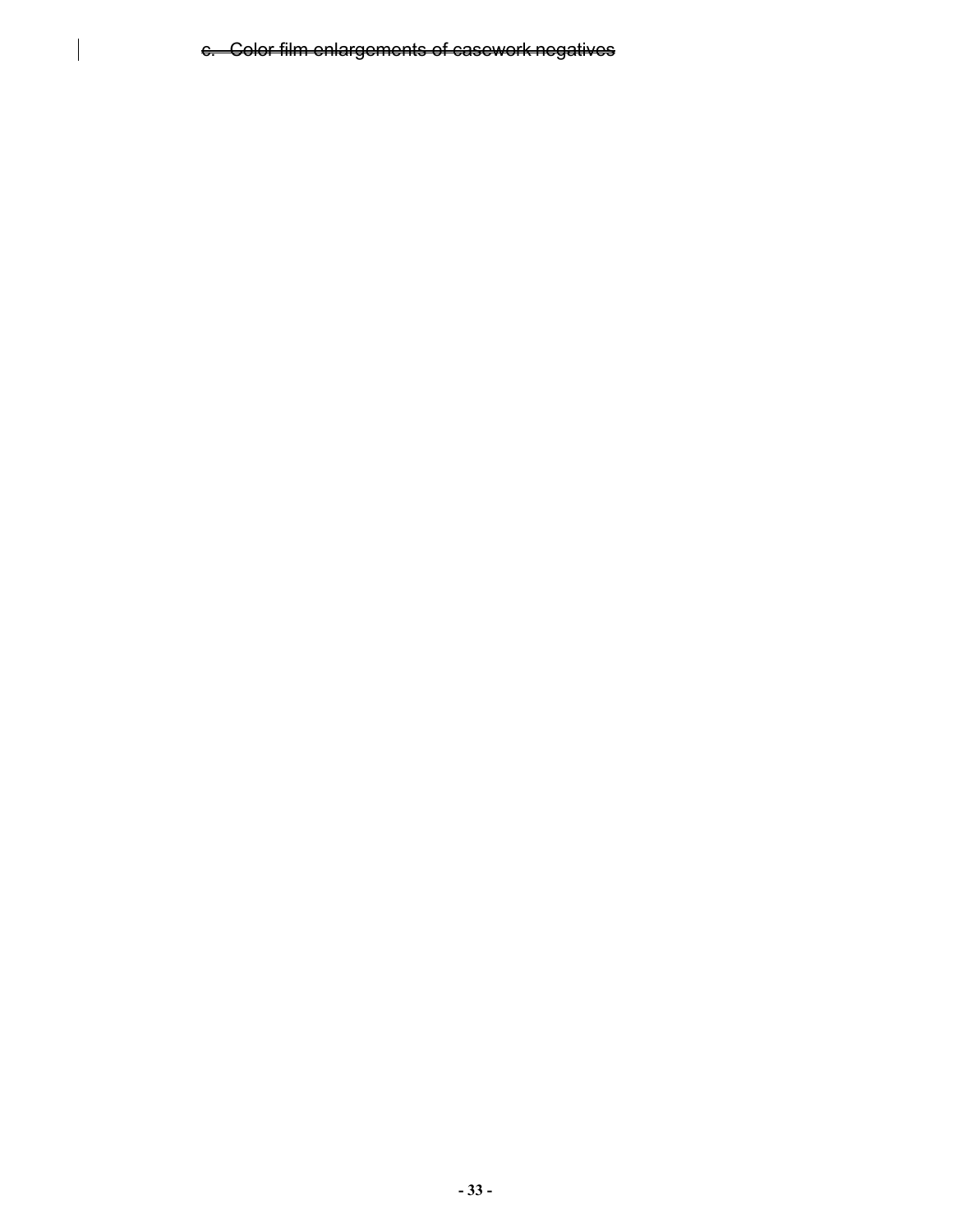~~c. Color film enlargements of casework negatives~~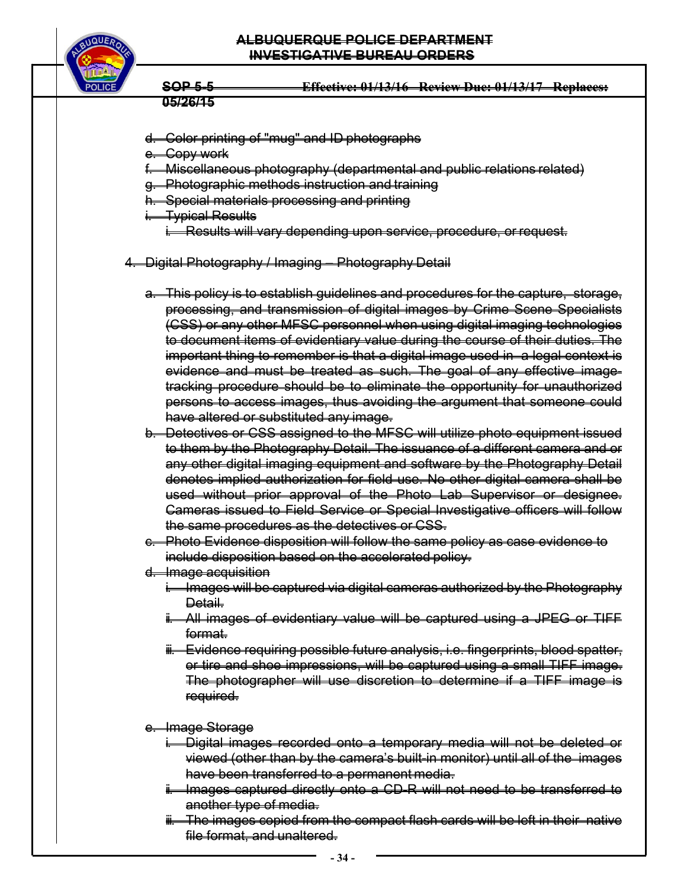d. Color printing of "mug" and ID photographs
e. Copy work
f. Miscellaneous photography (departmental and public relations related)
g. Photographic methods instruction and training
h. Special materials processing and printing
i. Typical Results
   i. Results will vary depending upon service, procedure, or request.

4. Digital Photography / Imaging – Photography Detail

   a. This policy is to establish guidelines and procedures for the capture, storage, processing, and transmission of digital images by Crime Scene Specialists (CSS) or any other MFSC personnel when using digital imaging technologies to document items of evidentiary value during the course of their duties. The important thing to remember is that a digital image used in a legal context is evidence and must be treated as such. The goal of any effective image-tracking procedure should be to eliminate the opportunity for unauthorized persons to access images, thus avoiding the argument that someone could have altered or substituted any image.
   b. Detectives or CSS assigned to the MFSC will utilize photo equipment issued to them by the Photography Detail. The issuance of a different camera and or any other digital imaging equipment and software by the Photography Detail denotes implied authorization for field use. No other digital camera shall be used without prior approval of the Photo Lab Supervisor or designee. Cameras issued to Field Service or Special Investigative officers will follow the same procedures as the detectives or CSS.
   c. Photo Evidence disposition will follow the same policy as case evidence to include disposition based on the accelerated policy.
   d. Image acquisition
      i. Images will be captured via digital cameras authorized by the Photography Detail.
      ii. All images of evidentiary value will be captured using a JPEG or TIFF format.
      iii. Evidence requiring possible future analysis, i.e. fingerprints, blood spatter, or tire and shoe impressions, will be captured using a small TIFF image. The photographer will use discretion to determine if a TIFF image is required.

   e. Image Storage
      i. Digital images recorded onto a temporary media will not be deleted or viewed (other than by the camera's built-in monitor) until all of the images have been transferred to a permanent media.
      ii. Images captured directly onto a CD-R will not need to be transferred to another type of media.
      iii. The images copied from the compact flash cards will be left in their native file format, and unaltered.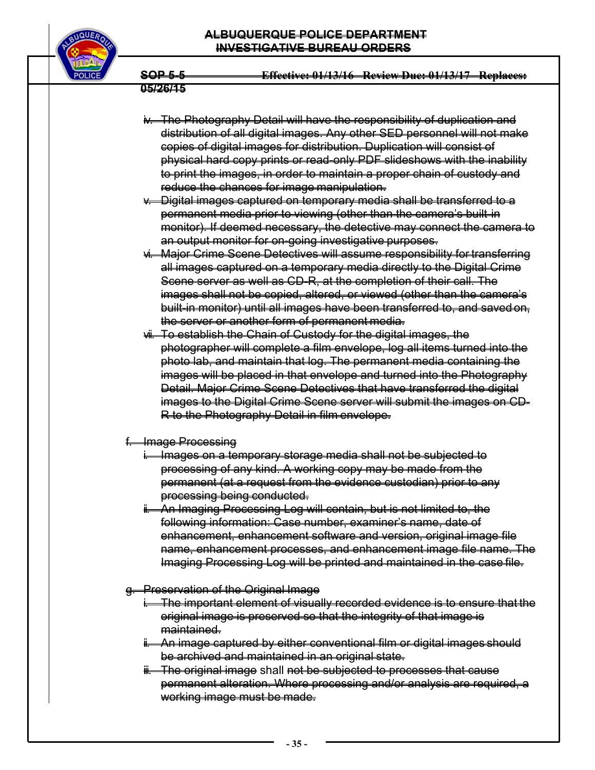~~iv. The Photography Detail will have the responsibility of duplication and distribution of all digital images. Any other SED personnel will not make copies of digital images for distribution. Duplication will consist of physical hard copy prints or read-only PDF slideshows with the inability to print the images, in order to maintain a proper chain of custody and reduce the chances for image manipulation.~~

~~v. Digital images captured on temporary media shall be transferred to a permanent media prior to viewing (other than the camera's built in monitor). If deemed necessary, the detective may connect the camera to an output monitor for on-going investigative purposes.~~

~~vi. Major Crime Scene Detectives will assume responsibility for transferring all images captured on a temporary media directly to the Digital Crime Scene server as well as CD-R, at the completion of their call. The images shall not be copied, altered, or viewed (other than the camera's built-in monitor) until all images have been transferred to, and saved on, the server or another form of permanent media.~~

~~vii. To establish the Chain of Custody for the digital images, the photographer will complete a film envelope, log all items turned into the photo lab, and maintain that log. The permanent media containing the images will be placed in that envelope and turned into the Photography Detail. Major Crime Scene Detectives that have transferred the digital images to the Digital Crime Scene server will submit the images on CD-R to the Photography Detail in film envelope.~~

~~f. Image Processing~~

~~i. Images on a temporary storage media shall not be subjected to processing of any kind. A working copy may be made from the permanent (at a request from the evidence custodian) prior to any processing being conducted.~~

~~ii. An Imaging Processing Log will contain, but is not limited to, the following information: Case number, examiner's name, date of enhancement, enhancement software and version, original image file name, enhancement processes, and enhancement image file name. The Imaging Processing Log will be printed and maintained in the case file.~~

~~g. Preservation of the Original Image~~

~~i. The important element of visually recorded evidence is to ensure that the original image is preserved so that the integrity of that image is maintained.~~

~~ii. An image captured by either conventional film or digital images should be archived and maintained in an original state.~~

~~iii. The original image~~ shall ~~not be subjected to processes that cause permanent alteration. Where processing and/or analysis are required, a working image must be made.~~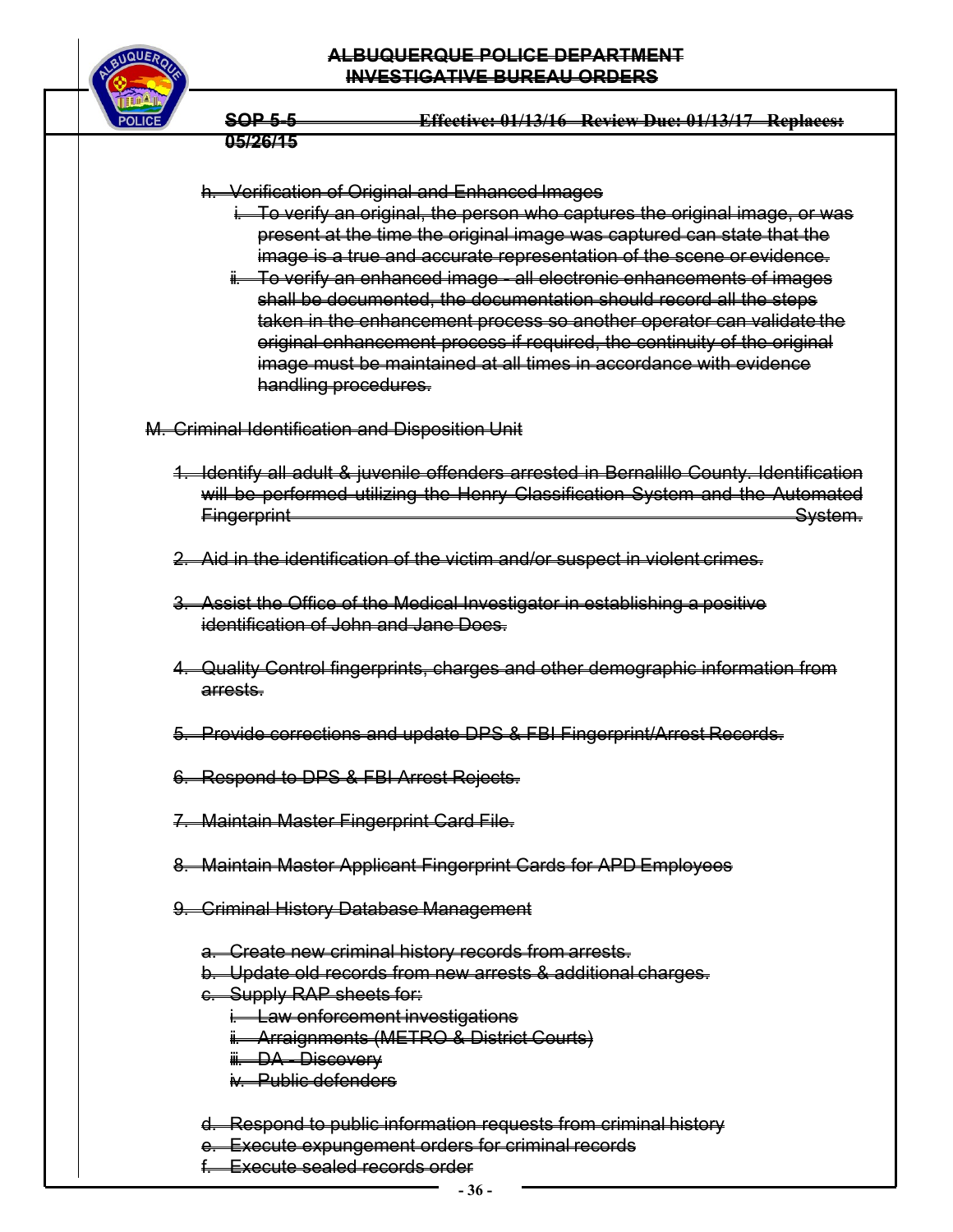h. Verification of Original and Enhanced Images

   i. To verify an original, the person who captures the original image, or was present at the time the original image was captured can state that the image is a true and accurate representation of the scene or evidence.

   ii. To verify an enhanced image - all electronic enhancements of images shall be documented, the documentation should record all the steps taken in the enhancement process so another operator can validate the original enhancement process if required, the continuity of the original image must be maintained at all times in accordance with evidence handling procedures.

M. Criminal Identification and Disposition Unit

1. Identify all adult & juvenile offenders arrested in Bernalillo County. Identification will be performed utilizing the Henry Classification System and the Automated Fingerprint System.

2. Aid in the identification of the victim and/or suspect in violent crimes.

3. Assist the Office of the Medical Investigator in establishing a positive identification of John and Jane Does.

4. Quality Control fingerprints, charges and other demographic information from arrests.

5. Provide corrections and update DPS & FBI Fingerprint/Arrest Records.

6. Respond to DPS & FBI Arrest Rejects.

7. Maintain Master Fingerprint Card File.

8. Maintain Master Applicant Fingerprint Cards for APD Employees

9. Criminal History Database Management

   a. Create new criminal history records from arrests.
   b. Update old records from new arrests & additional charges.
   c. Supply RAP sheets for:
      i. Law enforcement investigations
      ii. Arraignments (METRO & District Courts)
      iii. DA - Discovery
      iv. Public defenders

   d. Respond to public information requests from criminal history
   e. Execute expungement orders for criminal records
   f. Execute sealed records order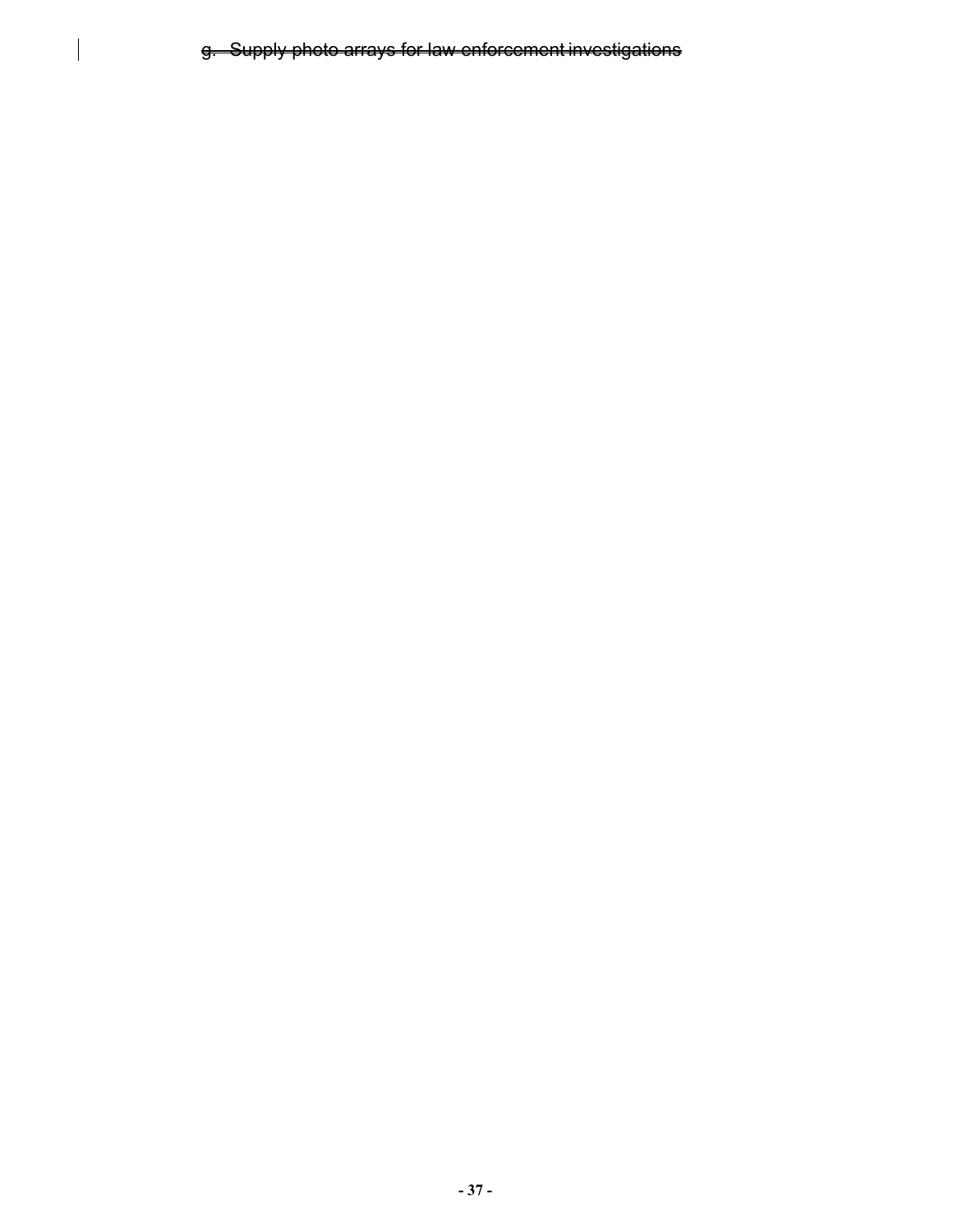~~g. Supply photo arrays for law enforcement investigations~~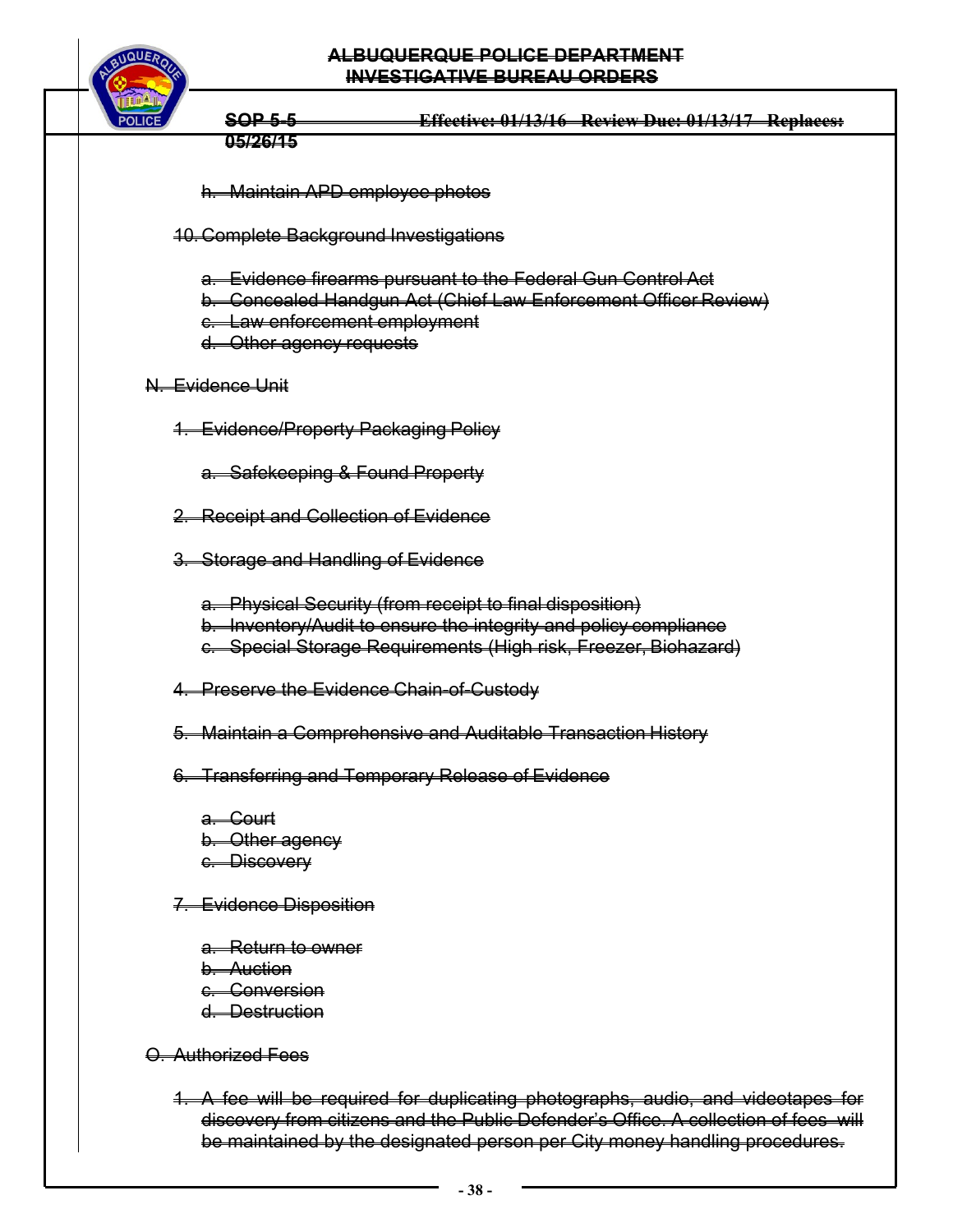~~h. Maintain APD employee photos~~

~~10. Complete Background Investigations~~

~~a. Evidence firearms pursuant to the Federal Gun Control Act~~
~~b. Concealed Handgun Act (Chief Law Enforcement Officer Review)~~
~~c. Law enforcement employment~~
~~d. Other agency requests~~

~~N. Evidence Unit~~

~~1. Evidence/Property Packaging Policy~~

~~a. Safekeeping & Found Property~~

~~2. Receipt and Collection of Evidence~~

~~3. Storage and Handling of Evidence~~

~~a. Physical Security (from receipt to final disposition)~~
~~b. Inventory/Audit to ensure the integrity and policy compliance~~
~~c. Special Storage Requirements (High risk, Freezer, Biohazard)~~

~~4. Preserve the Evidence Chain-of-Custody~~

~~5. Maintain a Comprehensive and Auditable Transaction History~~

~~6. Transferring and Temporary Release of Evidence~~

~~a. Court~~
~~b. Other agency~~
~~c. Discovery~~

~~7. Evidence Disposition~~

~~a. Return to owner~~
~~b. Auction~~
~~c. Conversion~~
~~d. Destruction~~

~~O. Authorized Fees~~

~~1. A fee will be required for duplicating photographs, audio, and videotapes for discovery from citizens and the Public Defender's Office. A collection of fees will be maintained by the designated person per City money handling procedures.~~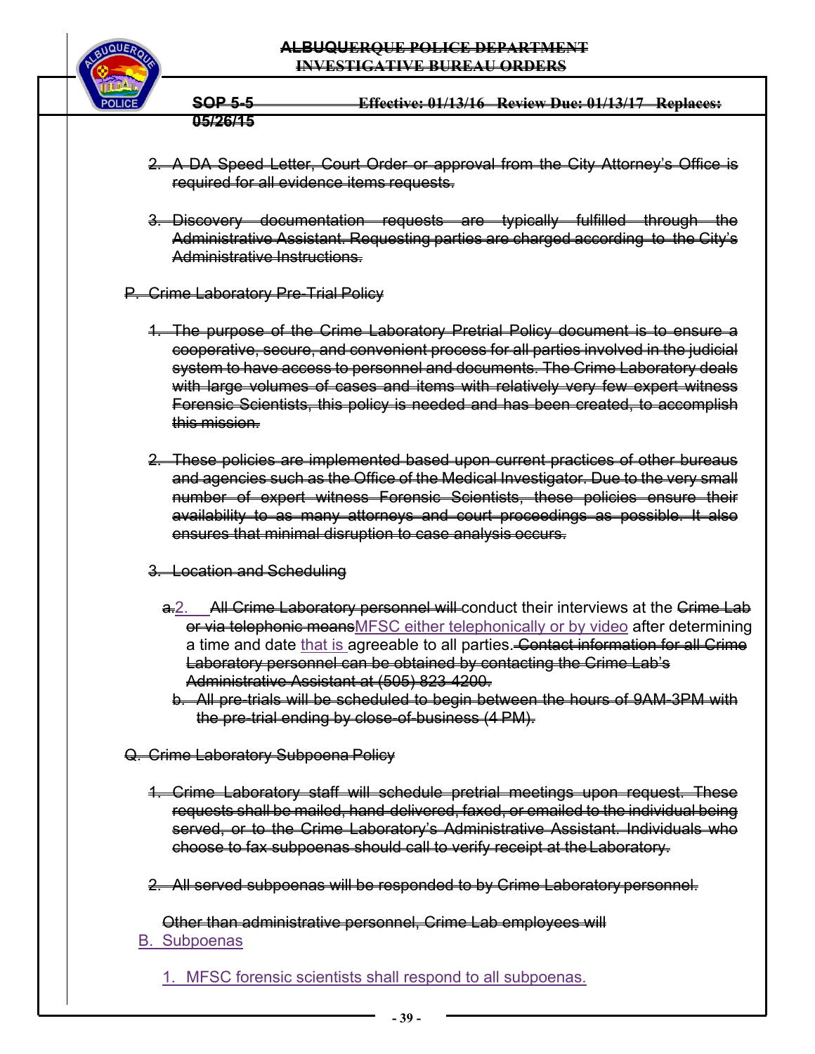~~2. A DA Speed Letter, Court Order or approval from the City Attorney's Office is required for all evidence items requests.~~

~~3. Discovery documentation requests are typically fulfilled through the Administrative Assistant. Requesting parties are charged according to the City's Administrative Instructions.~~

~~P. Crime Laboratory Pre-Trial Policy~~

~~1. The purpose of the Crime Laboratory Pretrial Policy document is to ensure a cooperative, secure, and convenient process for all parties involved in the judicial system to have access to personnel and documents. The Crime Laboratory deals with large volumes of cases and items with relatively very few expert witness Forensic Scientists, this policy is needed and has been created, to accomplish this mission.~~

~~2. These policies are implemented based upon current practices of other bureaus and agencies such as the Office of the Medical Investigator. Due to the very small number of expert witness Forensic Scientists, these policies ensure their availability to as many attorneys and court proceedings as possible. It also ensures that minimal disruption to case analysis occurs.~~

~~3. Location and Scheduling~~

~~a.~~2. ~~All Crime Laboratory personnel will~~ conduct their interviews at the ~~Crime Lab or via telephonic means~~MFSC either telephonically or by video after determining a time and date that is agreeable to all parties. ~~Contact information for all Crime Laboratory personnel can be obtained by contacting the Crime Lab's Administrative Assistant at (505) 823-4200.~~

~~b. All pre-trials will be scheduled to begin between the hours of 9AM-3PM with the pre-trial ending by close-of-business (4 PM).~~

~~Q. Crime Laboratory Subpoena Policy~~

~~1. Crime Laboratory staff will schedule pretrial meetings upon request. These requests shall be mailed, hand-delivered, faxed, or emailed to the individual being served, or to the Crime Laboratory's Administrative Assistant. Individuals who choose to fax subpoenas should call to verify receipt at the Laboratory.~~

~~2. All served subpoenas will be responded to by Crime Laboratory personnel.~~

~~Other than administrative personnel, Crime Lab employees will~~

B. Subpoenas

1. MFSC forensic scientists shall respond to all subpoenas.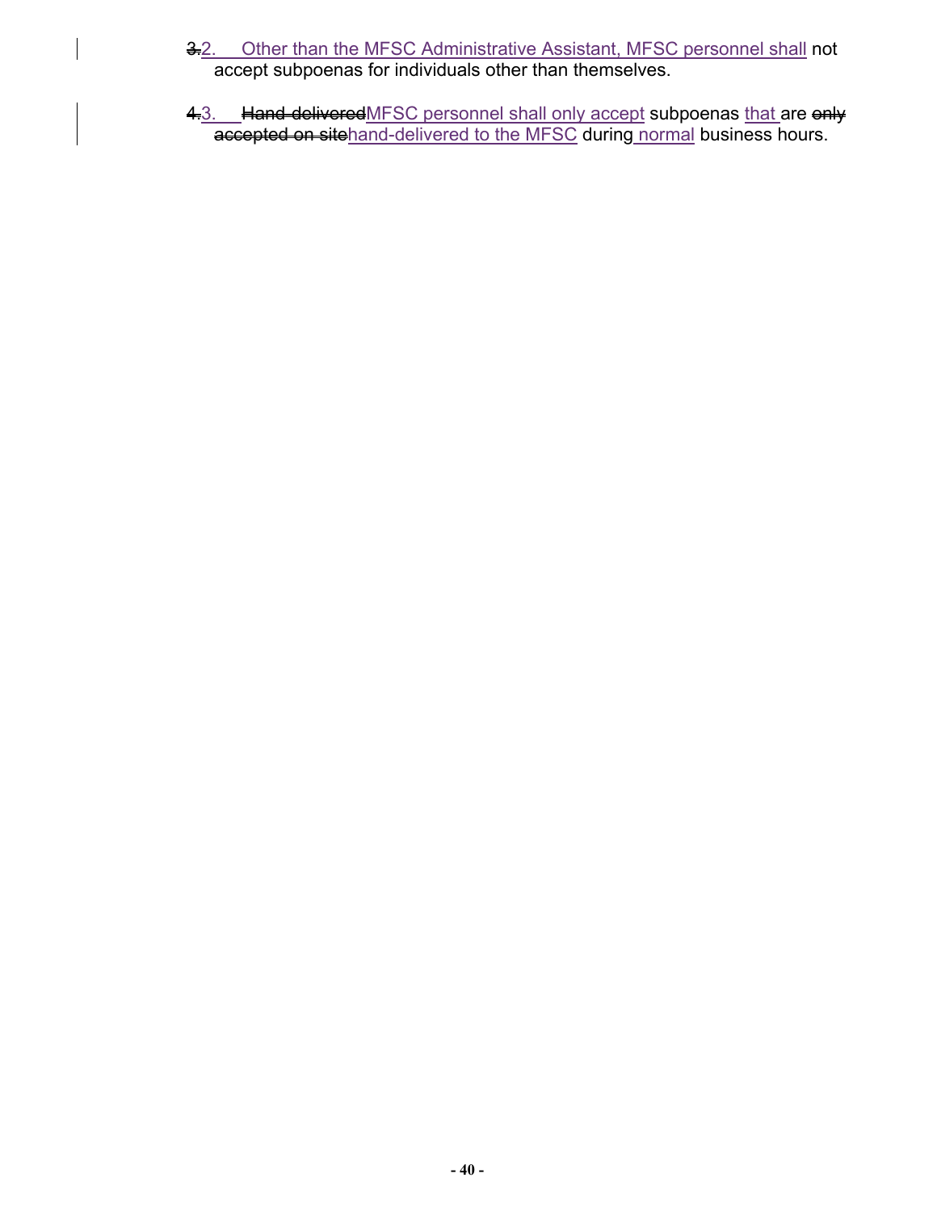~~3.~~2. Other than the MFSC Administrative Assistant, MFSC personnel shall not accept subpoenas for individuals other than themselves.

~~4.~~3. ~~Hand-delivered~~MFSC personnel shall only accept subpoenas that are ~~only accepted on site~~hand-delivered to the MFSC during normal business hours.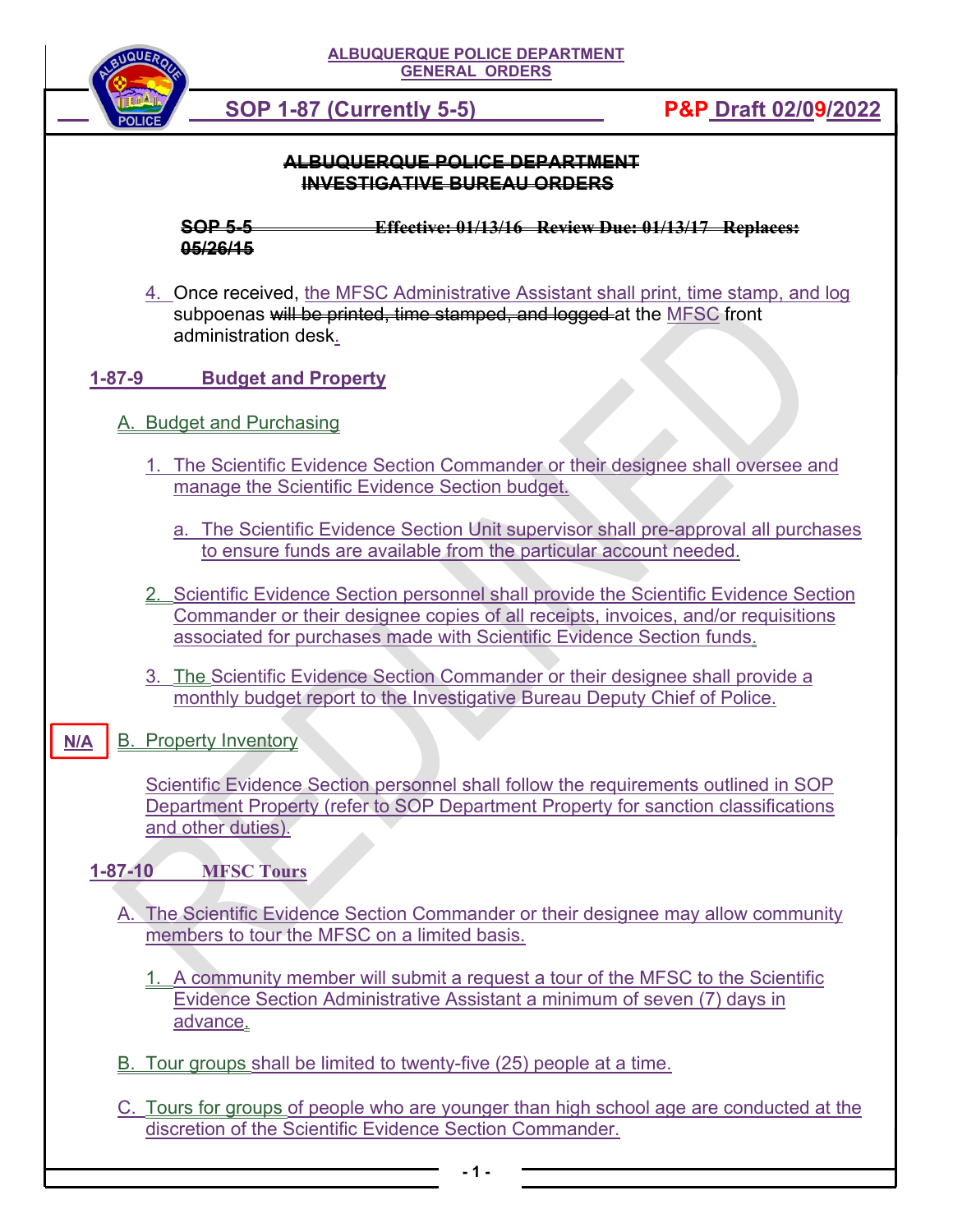ALBUQUERQUE POLICE DEPARTMENT
GENERAL ORDERS

SOP 1-87 (Currently 5-5) P&P Draft 02/09/2022

~~ALBUQUERQUE POLICE DEPARTMENT~~
~~INVESTIGATIVE BUREAU ORDERS~~

~~SOP 5-5 Effective: 01/13/16 Review Due: 01/13/17 Replaces: 05/26/15~~

4. Once received, the MFSC Administrative Assistant shall print, time stamp, and log subpoenas ~~will be printed, time stamped, and logged~~ at the MFSC front administration desk.

## 1-87-9 Budget and Property

A. Budget and Purchasing

1. The Scientific Evidence Section Commander or their designee shall oversee and manage the Scientific Evidence Section budget.

   a. The Scientific Evidence Section Unit supervisor shall pre-approval all purchases to ensure funds are available from the particular account needed.

2. Scientific Evidence Section personnel shall provide the Scientific Evidence Section Commander or their designee copies of all receipts, invoices, and/or requisitions associated for purchases made with Scientific Evidence Section funds.

3. The Scientific Evidence Section Commander or their designee shall provide a monthly budget report to the Investigative Bureau Deputy Chief of Police.

N/A B. Property Inventory

Scientific Evidence Section personnel shall follow the requirements outlined in SOP Department Property (refer to SOP Department Property for sanction classifications and other duties).

## 1-87-10 MFSC Tours

A. The Scientific Evidence Section Commander or their designee may allow community members to tour the MFSC on a limited basis.

1. A community member will submit a request a tour of the MFSC to the Scientific Evidence Section Administrative Assistant a minimum of seven (7) days in advance.

B. Tour groups shall be limited to twenty-five (25) people at a time.

C. Tours for groups of people who are younger than high school age are conducted at the discretion of the Scientific Evidence Section Commander.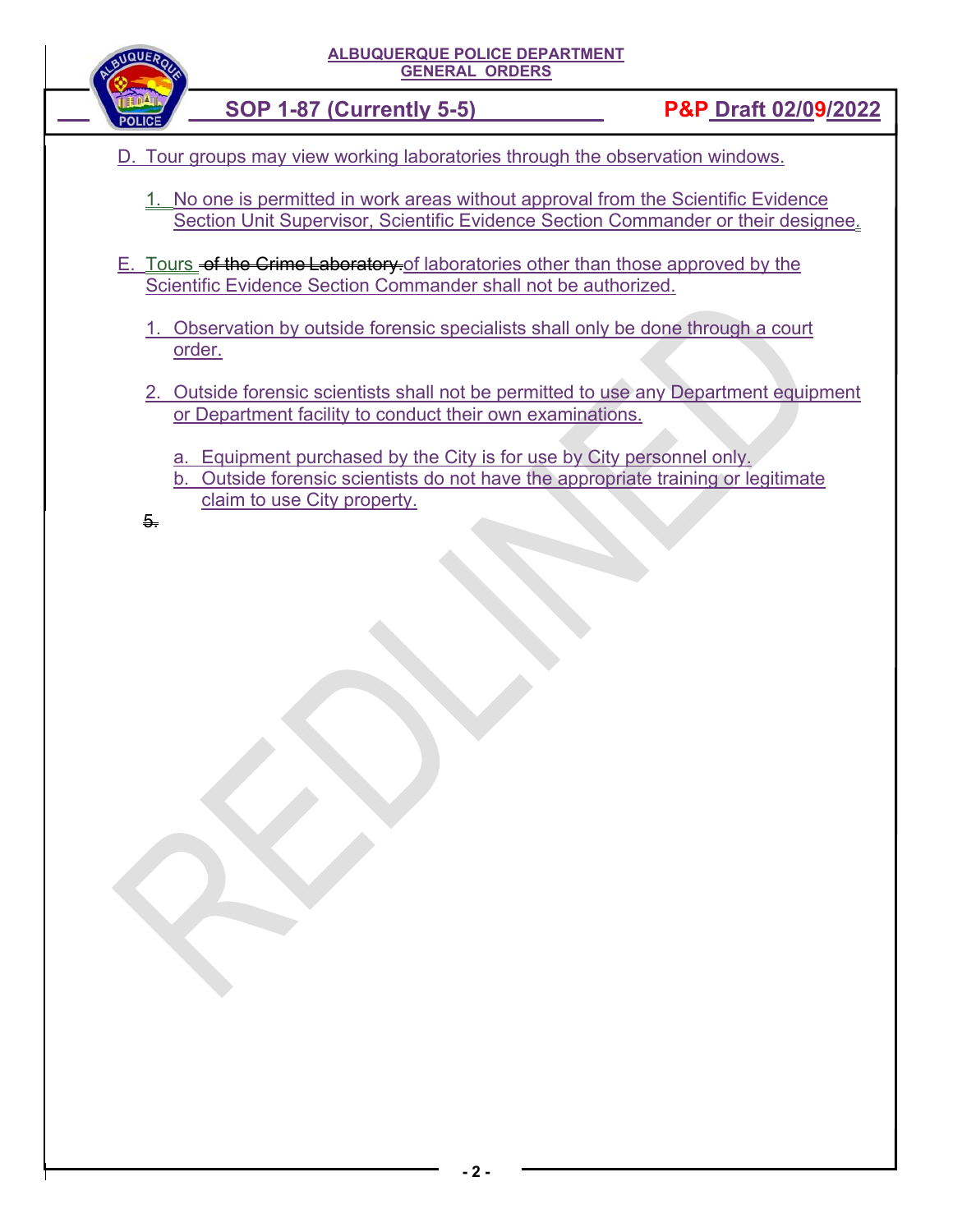D. Tour groups may view working laboratories through the observation windows.

   1. No one is permitted in work areas without approval from the Scientific Evidence Section Unit Supervisor, Scientific Evidence Section Commander or their designee.

E. Tours ~~of the Crime Laboratory.~~ of laboratories other than those approved by the Scientific Evidence Section Commander shall not be authorized.

   1. Observation by outside forensic specialists shall only be done through a court order.

   2. Outside forensic scientists shall not be permitted to use any Department equipment or Department facility to conduct their own examinations.

      a. Equipment purchased by the City is for use by City personnel only.
      b. Outside forensic scientists do not have the appropriate training or legitimate claim to use City property.

   ~~5.~~